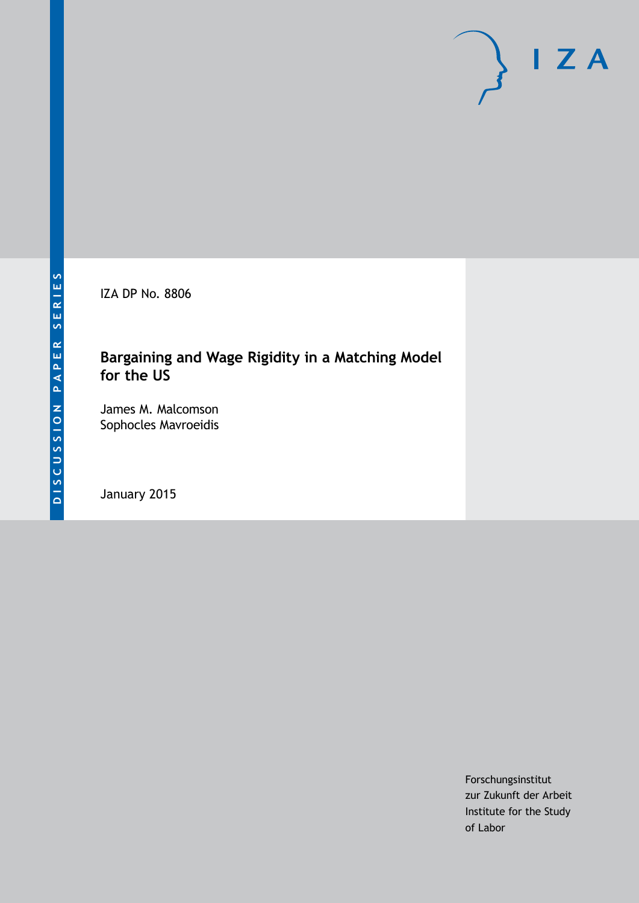DISCUSSION PAPER SERIES

IZA DP No. 8806

# Bargaining and Wage Rigidity in a Matching Model for the US

James M. Malcomson
Sophocles Mavroeidis

January 2015

Forschungsinstitut
zur Zukunft der Arbeit
Institute for the Study
of Labor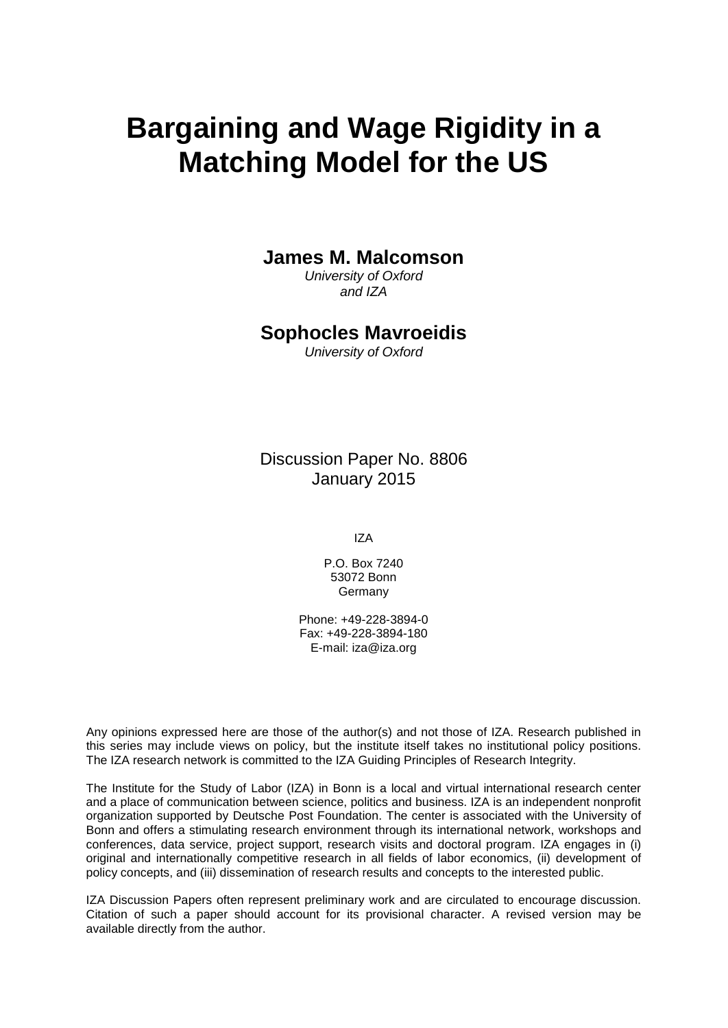# Bargaining and Wage Rigidity in a Matching Model for the US

**James M. Malcomson**

*University of Oxford*
*and IZA*

**Sophocles Mavroeidis**

*University of Oxford*

Discussion Paper No. 8806
January 2015

IZA

P.O. Box 7240
53072 Bonn
Germany

Phone: +49-228-3894-0
Fax: +49-228-3894-180
E-mail: iza@iza.org

Any opinions expressed here are those of the author(s) and not those of IZA. Research published in this series may include views on policy, but the institute itself takes no institutional policy positions. The IZA research network is committed to the IZA Guiding Principles of Research Integrity.

The Institute for the Study of Labor (IZA) in Bonn is a local and virtual international research center and a place of communication between science, politics and business. IZA is an independent nonprofit organization supported by Deutsche Post Foundation. The center is associated with the University of Bonn and offers a stimulating research environment through its international network, workshops and conferences, data service, project support, research visits and doctoral program. IZA engages in (i) original and internationally competitive research in all fields of labor economics, (ii) development of policy concepts, and (iii) dissemination of research results and concepts to the interested public.

IZA Discussion Papers often represent preliminary work and are circulated to encourage discussion. Citation of such a paper should account for its provisional character. A revised version may be available directly from the author.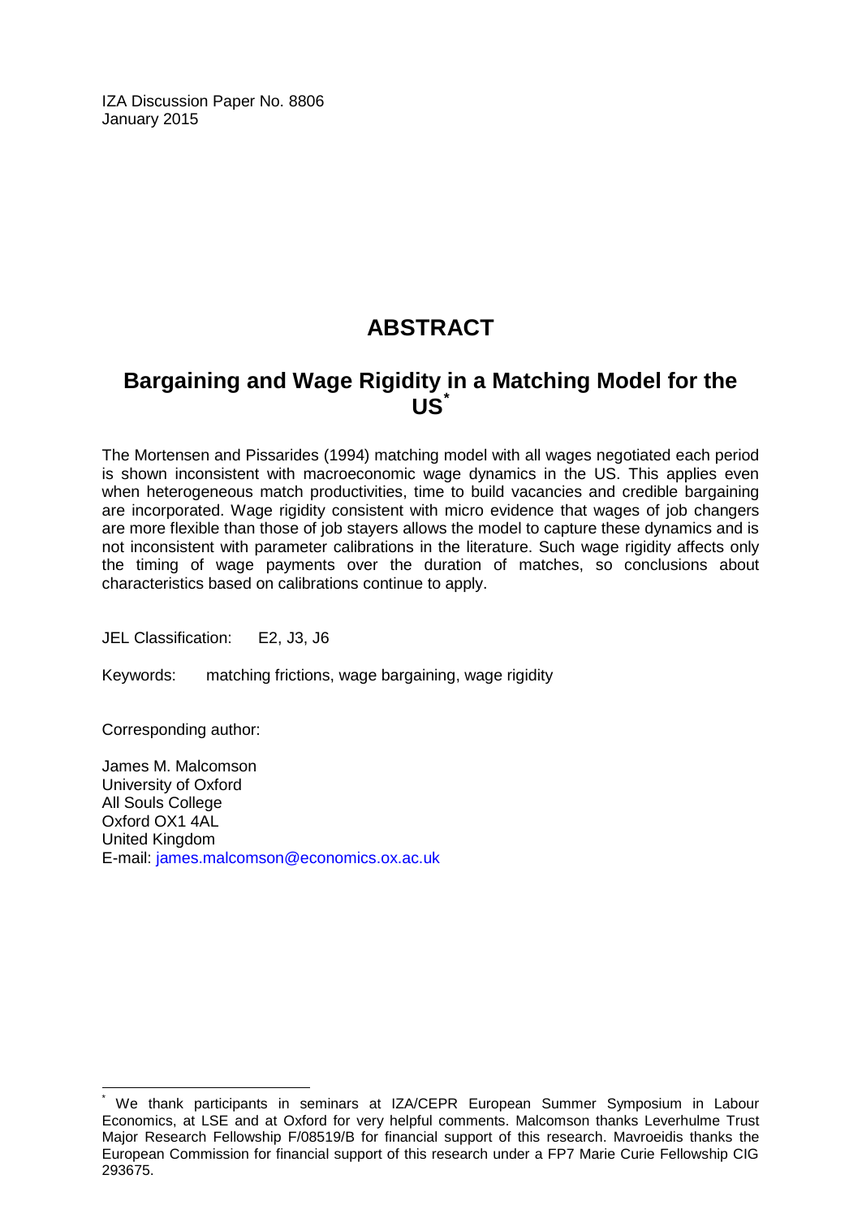IZA Discussion Paper No. 8806
January 2015

# ABSTRACT

## Bargaining and Wage Rigidity in a Matching Model for the US[*]

The Mortensen and Pissarides (1994) matching model with all wages negotiated each period is shown inconsistent with macroeconomic wage dynamics in the US. This applies even when heterogeneous match productivities, time to build vacancies and credible bargaining are incorporated. Wage rigidity consistent with micro evidence that wages of job changers are more flexible than those of job stayers allows the model to capture these dynamics and is not inconsistent with parameter calibrations in the literature. Such wage rigidity affects only the timing of wage payments over the duration of matches, so conclusions about characteristics based on calibrations continue to apply.

JEL Classification: E2, J3, J6

Keywords: matching frictions, wage bargaining, wage rigidity

Corresponding author:

James M. Malcomson
University of Oxford
All Souls College
Oxford OX1 4AL
United Kingdom
E-mail: james.malcomson@economics.ox.ac.uk

[*] We thank participants in seminars at IZA/CEPR European Summer Symposium in Labour Economics, at LSE and at Oxford for very helpful comments. Malcomson thanks Leverhulme Trust Major Research Fellowship F/08519/B for financial support of this research. Mavroeidis thanks the European Commission for financial support of this research under a FP7 Marie Curie Fellowship CIG 293675.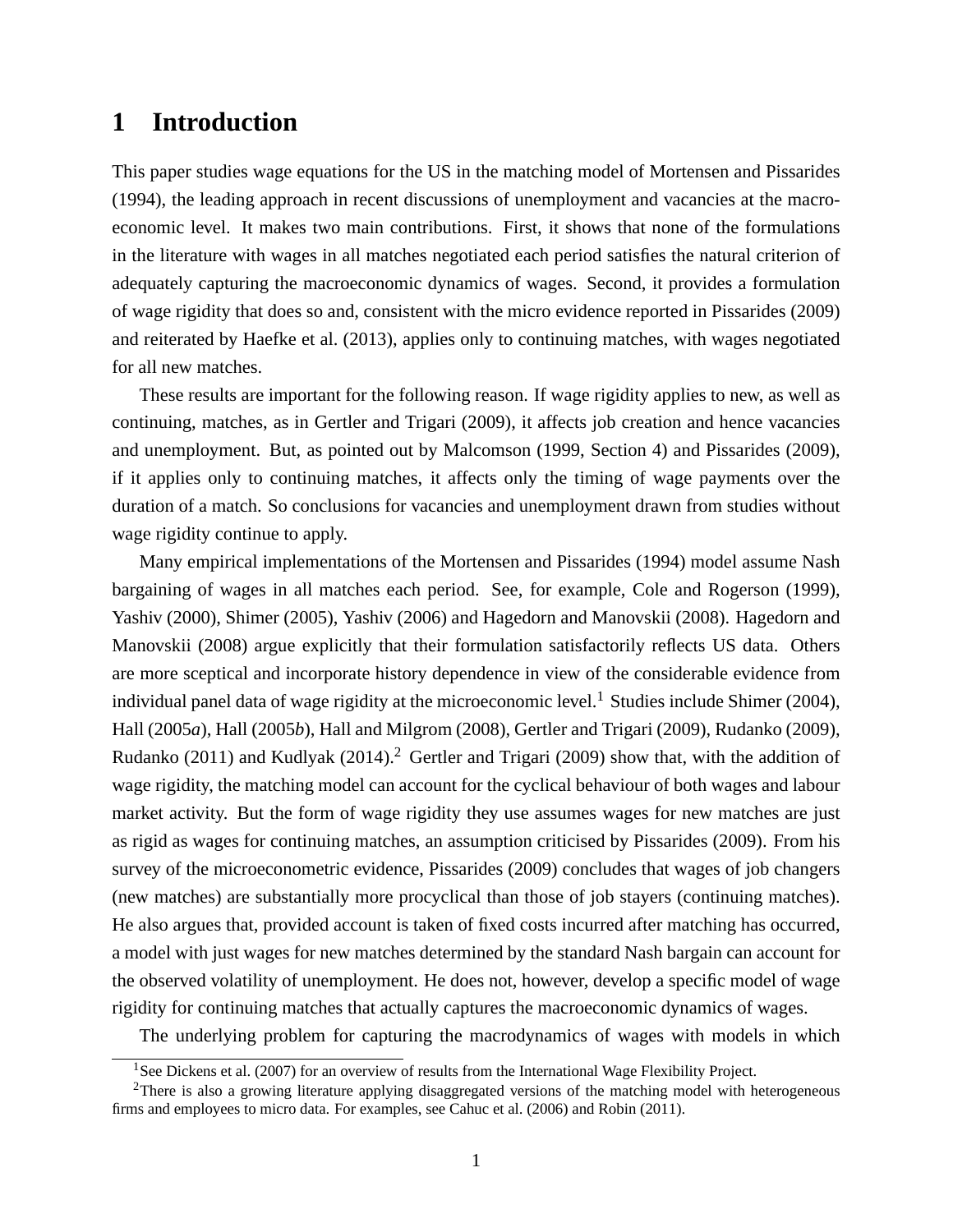# 1 Introduction

This paper studies wage equations for the US in the matching model of Mortensen and Pissarides (1994), the leading approach in recent discussions of unemployment and vacancies at the macroeconomic level. It makes two main contributions. First, it shows that none of the formulations in the literature with wages in all matches negotiated each period satisfies the natural criterion of adequately capturing the macroeconomic dynamics of wages. Second, it provides a formulation of wage rigidity that does so and, consistent with the micro evidence reported in Pissarides (2009) and reiterated by Haefke et al. (2013), applies only to continuing matches, with wages negotiated for all new matches.

These results are important for the following reason. If wage rigidity applies to new, as well as continuing, matches, as in Gertler and Trigari (2009), it affects job creation and hence vacancies and unemployment. But, as pointed out by Malcomson (1999, Section 4) and Pissarides (2009), if it applies only to continuing matches, it affects only the timing of wage payments over the duration of a match. So conclusions for vacancies and unemployment drawn from studies without wage rigidity continue to apply.

Many empirical implementations of the Mortensen and Pissarides (1994) model assume Nash bargaining of wages in all matches each period. See, for example, Cole and Rogerson (1999), Yashiv (2000), Shimer (2005), Yashiv (2006) and Hagedorn and Manovskii (2008). Hagedorn and Manovskii (2008) argue explicitly that their formulation satisfactorily reflects US data. Others are more sceptical and incorporate history dependence in view of the considerable evidence from individual panel data of wage rigidity at the microeconomic level.[1] Studies include Shimer (2004), Hall (2005*a*), Hall (2005*b*), Hall and Milgrom (2008), Gertler and Trigari (2009), Rudanko (2009), Rudanko (2011) and Kudlyak (2014).[2] Gertler and Trigari (2009) show that, with the addition of wage rigidity, the matching model can account for the cyclical behaviour of both wages and labour market activity. But the form of wage rigidity they use assumes wages for new matches are just as rigid as wages for continuing matches, an assumption criticised by Pissarides (2009). From his survey of the microeconometric evidence, Pissarides (2009) concludes that wages of job changers (new matches) are substantially more procyclical than those of job stayers (continuing matches). He also argues that, provided account is taken of fixed costs incurred after matching has occurred, a model with just wages for new matches determined by the standard Nash bargain can account for the observed volatility of unemployment. He does not, however, develop a specific model of wage rigidity for continuing matches that actually captures the macroeconomic dynamics of wages.

The underlying problem for capturing the macrodynamics of wages with models in which

[1] See Dickens et al. (2007) for an overview of results from the International Wage Flexibility Project.

[2] There is also a growing literature applying disaggregated versions of the matching model with heterogeneous firms and employees to micro data. For examples, see Cahuc et al. (2006) and Robin (2011).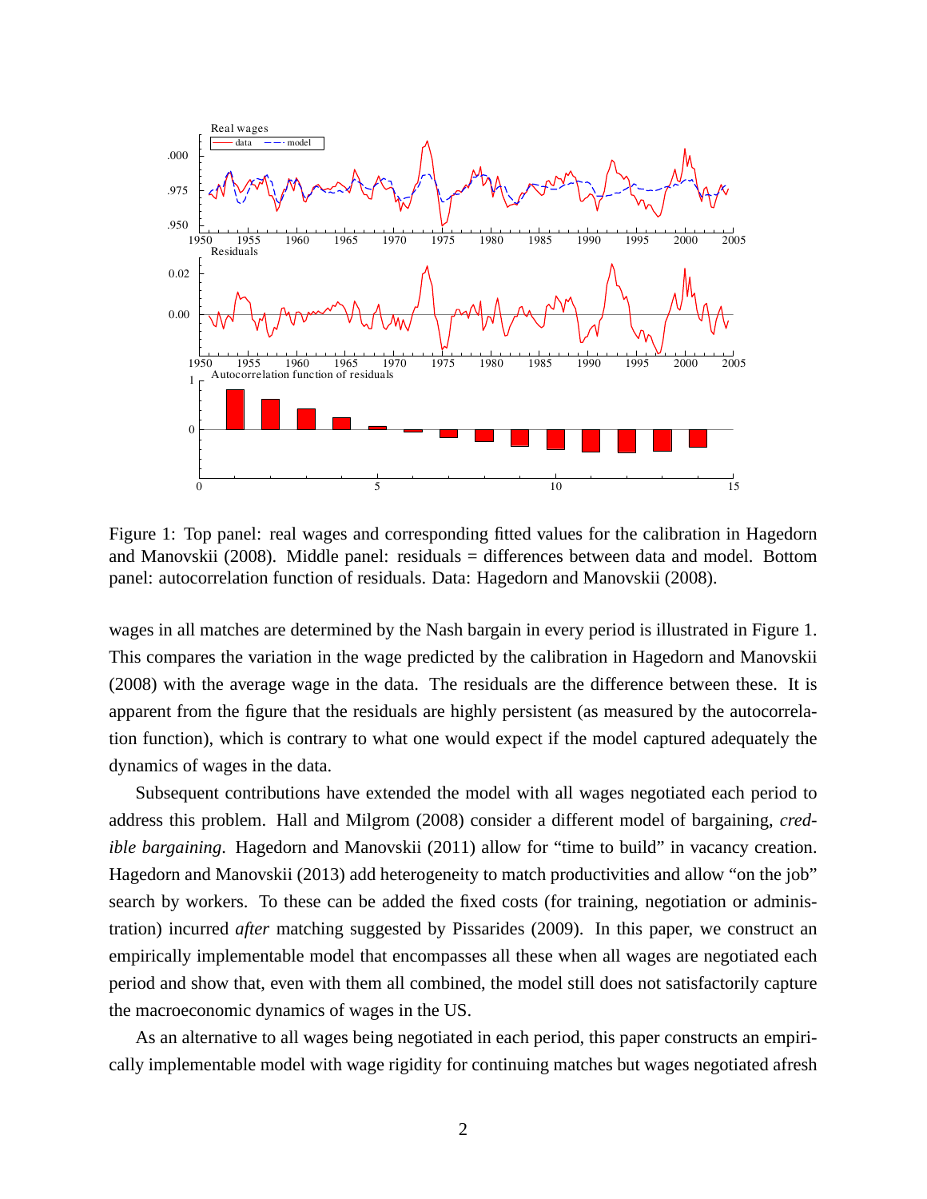Figure 1: Top panel: real wages and corresponding fitted values for the calibration in Hagedorn and Manovskii (2008). Middle panel: residuals = differences between data and model. Bottom panel: autocorrelation function of residuals. Data: Hagedorn and Manovskii (2008).

wages in all matches are determined by the Nash bargain in every period is illustrated in Figure 1. This compares the variation in the wage predicted by the calibration in Hagedorn and Manovskii (2008) with the average wage in the data. The residuals are the difference between these. It is apparent from the figure that the residuals are highly persistent (as measured by the autocorrelation function), which is contrary to what one would expect if the model captured adequately the dynamics of wages in the data.

Subsequent contributions have extended the model with all wages negotiated each period to address this problem. Hall and Milgrom (2008) consider a different model of bargaining, *credible bargaining*. Hagedorn and Manovskii (2011) allow for "time to build" in vacancy creation. Hagedorn and Manovskii (2013) add heterogeneity to match productivities and allow "on the job" search by workers. To these can be added the fixed costs (for training, negotiation or administration) incurred *after* matching suggested by Pissarides (2009). In this paper, we construct an empirically implementable model that encompasses all these when all wages are negotiated each period and show that, even with them all combined, the model still does not satisfactorily capture the macroeconomic dynamics of wages in the US.

As an alternative to all wages being negotiated in each period, this paper constructs an empirically implementable model with wage rigidity for continuing matches but wages negotiated afresh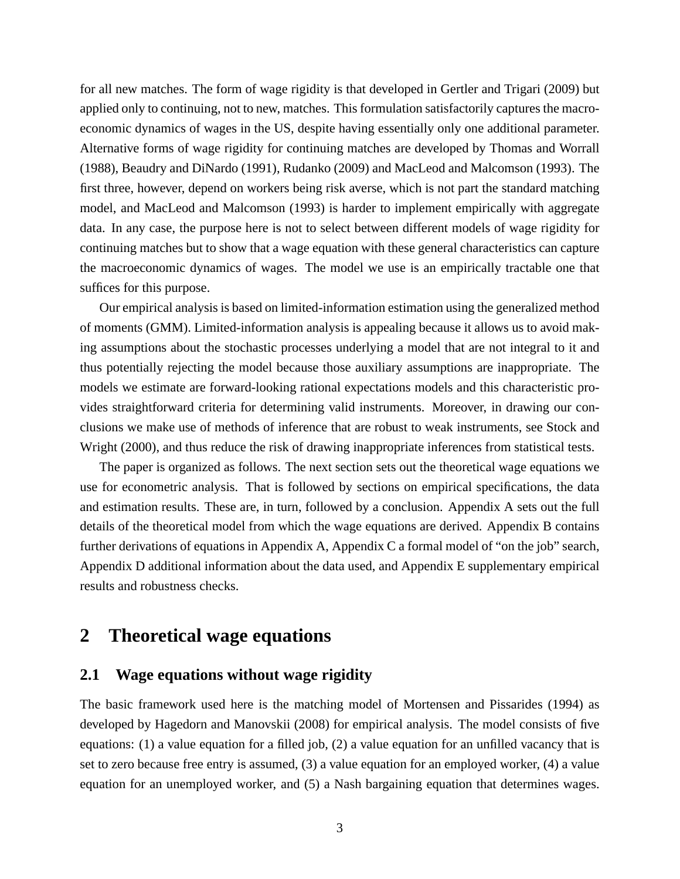for all new matches. The form of wage rigidity is that developed in Gertler and Trigari (2009) but applied only to continuing, not to new, matches. This formulation satisfactorily captures the macroeconomic dynamics of wages in the US, despite having essentially only one additional parameter. Alternative forms of wage rigidity for continuing matches are developed by Thomas and Worrall (1988), Beaudry and DiNardo (1991), Rudanko (2009) and MacLeod and Malcomson (1993). The first three, however, depend on workers being risk averse, which is not part the standard matching model, and MacLeod and Malcomson (1993) is harder to implement empirically with aggregate data. In any case, the purpose here is not to select between different models of wage rigidity for continuing matches but to show that a wage equation with these general characteristics can capture the macroeconomic dynamics of wages. The model we use is an empirically tractable one that suffices for this purpose.

Our empirical analysis is based on limited-information estimation using the generalized method of moments (GMM). Limited-information analysis is appealing because it allows us to avoid making assumptions about the stochastic processes underlying a model that are not integral to it and thus potentially rejecting the model because those auxiliary assumptions are inappropriate. The models we estimate are forward-looking rational expectations models and this characteristic provides straightforward criteria for determining valid instruments. Moreover, in drawing our conclusions we make use of methods of inference that are robust to weak instruments, see Stock and Wright (2000), and thus reduce the risk of drawing inappropriate inferences from statistical tests.

The paper is organized as follows. The next section sets out the theoretical wage equations we use for econometric analysis. That is followed by sections on empirical specifications, the data and estimation results. These are, in turn, followed by a conclusion. Appendix A sets out the full details of the theoretical model from which the wage equations are derived. Appendix B contains further derivations of equations in Appendix A, Appendix C a formal model of "on the job" search, Appendix D additional information about the data used, and Appendix E supplementary empirical results and robustness checks.

## 2 Theoretical wage equations

### 2.1 Wage equations without wage rigidity

The basic framework used here is the matching model of Mortensen and Pissarides (1994) as developed by Hagedorn and Manovskii (2008) for empirical analysis. The model consists of five equations: (1) a value equation for a filled job, (2) a value equation for an unfilled vacancy that is set to zero because free entry is assumed, (3) a value equation for an employed worker, (4) a value equation for an unemployed worker, and (5) a Nash bargaining equation that determines wages.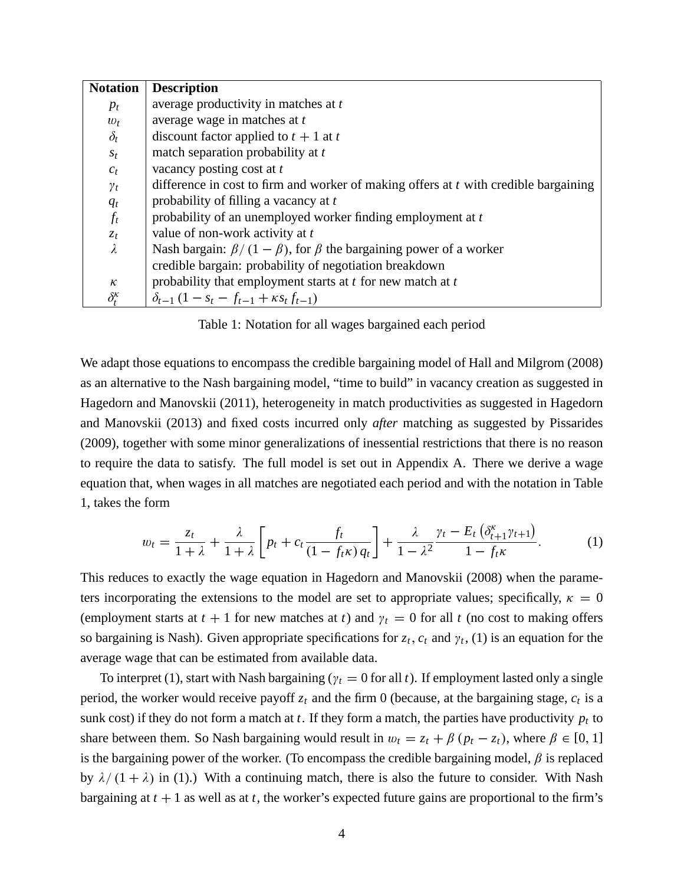| Notation | Description |
|---|---|
| $p_t$ | average productivity in matches at $t$ |
| $w_t$ | average wage in matches at $t$ |
| $\delta_t$ | discount factor applied to $t+1$ at $t$ |
| $s_t$ | match separation probability at $t$ |
| $c_t$ | vacancy posting cost at $t$ |
| $\gamma_t$ | difference in cost to firm and worker of making offers at $t$ with credible bargaining |
| $q_t$ | probability of filling a vacancy at $t$ |
| $f_t$ | probability of an unemployed worker finding employment at $t$ |
| $z_t$ | value of non-work activity at $t$ |
| $\lambda$ | Nash bargain: $\beta/(1-\beta)$, for $\beta$ the bargaining power of a worker |
| | credible bargain: probability of negotiation breakdown |
| $\kappa$ | probability that employment starts at $t$ for new match at $t$ |
| $\delta_t^\kappa$ | $\delta_{t-1}(1-s_t-f_{t-1}+\kappa s_t f_{t-1})$ |

Table 1: Notation for all wages bargained each period

We adapt those equations to encompass the credible bargaining model of Hall and Milgrom (2008) as an alternative to the Nash bargaining model, "time to build" in vacancy creation as suggested in Hagedorn and Manovskii (2011), heterogeneity in match productivities as suggested in Hagedorn and Manovskii (2013) and fixed costs incurred only *after* matching as suggested by Pissarides (2009), together with some minor generalizations of inessential restrictions that there is no reason to require the data to satisfy. The full model is set out in Appendix A. There we derive a wage equation that, when wages in all matches are negotiated each period and with the notation in Table 1, takes the form

$$w_t = \frac{z_t}{1+\lambda} + \frac{\lambda}{1+\lambda}\left[p_t + c_t \frac{f_t}{(1-f_t\kappa)\,q_t}\right] + \frac{\lambda}{1-\lambda^2}\frac{\gamma_t - E_t\left(\delta_{t+1}^\kappa \gamma_{t+1}\right)}{1-f_t\kappa}. \tag{1}$$

This reduces to exactly the wage equation in Hagedorn and Manovskii (2008) when the parameters incorporating the extensions to the model are set to appropriate values; specifically, $\kappa = 0$ (employment starts at $t+1$ for new matches at $t$) and $\gamma_t = 0$ for all $t$ (no cost to making offers so bargaining is Nash). Given appropriate specifications for $z_t$, $c_t$ and $\gamma_t$, (1) is an equation for the average wage that can be estimated from available data.

To interpret (1), start with Nash bargaining ($\gamma_t = 0$ for all $t$). If employment lasted only a single period, the worker would receive payoff $z_t$ and the firm 0 (because, at the bargaining stage, $c_t$ is a sunk cost) if they do not form a match at $t$. If they form a match, the parties have productivity $p_t$ to share between them. So Nash bargaining would result in $w_t = z_t + \beta(p_t - z_t)$, where $\beta \in [0,1]$ is the bargaining power of the worker. (To encompass the credible bargaining model, $\beta$ is replaced by $\lambda/(1+\lambda)$ in (1).) With a continuing match, there is also the future to consider. With Nash bargaining at $t+1$ as well as at $t$, the worker's expected future gains are proportional to the firm's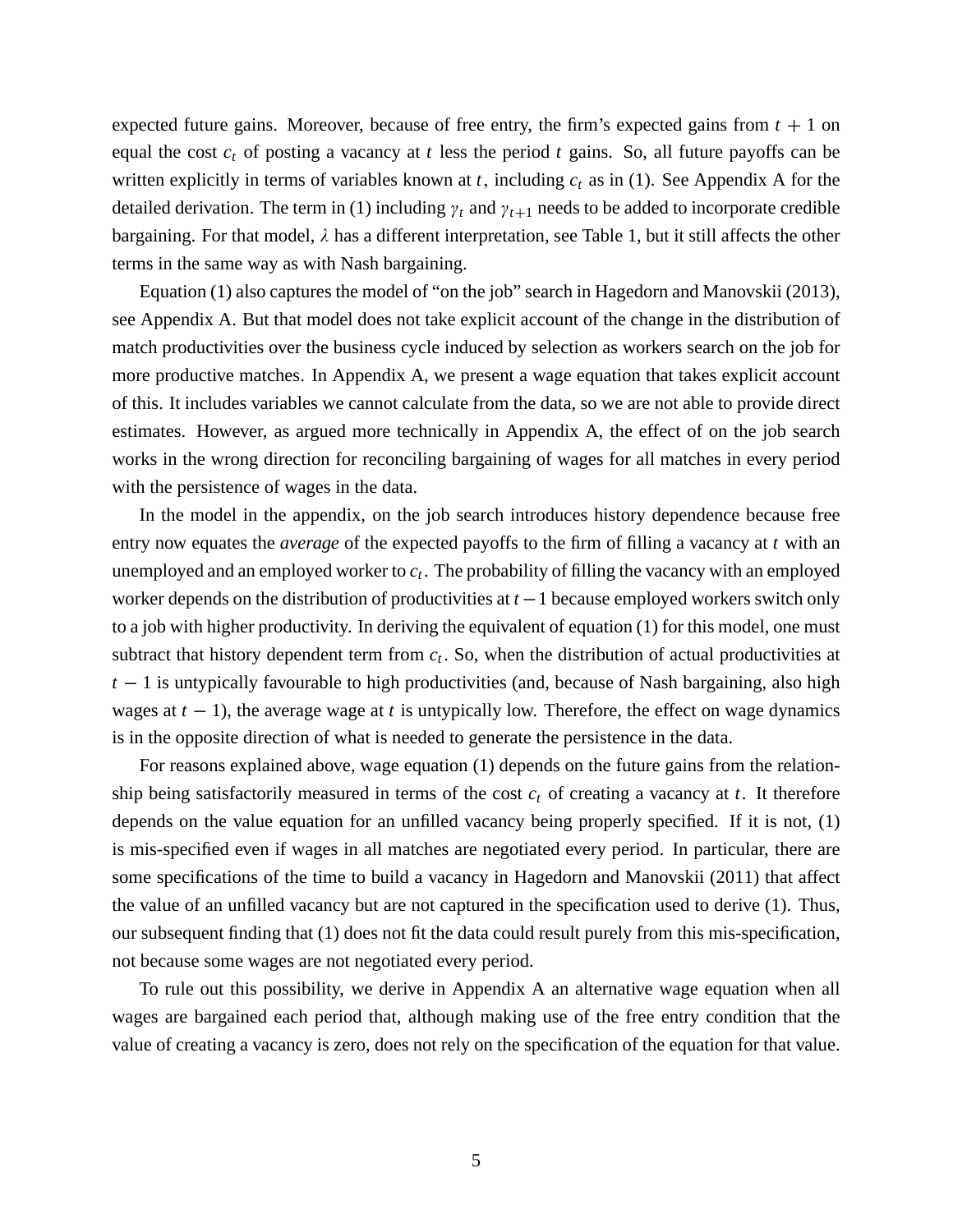expected future gains. Moreover, because of free entry, the firm's expected gains from $t + 1$ on equal the cost $c_t$ of posting a vacancy at $t$ less the period $t$ gains. So, all future payoffs can be written explicitly in terms of variables known at $t$, including $c_t$ as in (1). See Appendix A for the detailed derivation. The term in (1) including $\gamma_t$ and $\gamma_{t+1}$ needs to be added to incorporate credible bargaining. For that model, $\lambda$ has a different interpretation, see Table 1, but it still affects the other terms in the same way as with Nash bargaining.

Equation (1) also captures the model of "on the job" search in Hagedorn and Manovskii (2013), see Appendix A. But that model does not take explicit account of the change in the distribution of match productivities over the business cycle induced by selection as workers search on the job for more productive matches. In Appendix A, we present a wage equation that takes explicit account of this. It includes variables we cannot calculate from the data, so we are not able to provide direct estimates. However, as argued more technically in Appendix A, the effect of on the job search works in the wrong direction for reconciling bargaining of wages for all matches in every period with the persistence of wages in the data.

In the model in the appendix, on the job search introduces history dependence because free entry now equates the *average* of the expected payoffs to the firm of filling a vacancy at $t$ with an unemployed and an employed worker to $c_t$. The probability of filling the vacancy with an employed worker depends on the distribution of productivities at $t-1$ because employed workers switch only to a job with higher productivity. In deriving the equivalent of equation (1) for this model, one must subtract that history dependent term from $c_t$. So, when the distribution of actual productivities at $t - 1$ is untypically favourable to high productivities (and, because of Nash bargaining, also high wages at $t - 1$), the average wage at $t$ is untypically low. Therefore, the effect on wage dynamics is in the opposite direction of what is needed to generate the persistence in the data.

For reasons explained above, wage equation (1) depends on the future gains from the relationship being satisfactorily measured in terms of the cost $c_t$ of creating a vacancy at $t$. It therefore depends on the value equation for an unfilled vacancy being properly specified. If it is not, (1) is mis-specified even if wages in all matches are negotiated every period. In particular, there are some specifications of the time to build a vacancy in Hagedorn and Manovskii (2011) that affect the value of an unfilled vacancy but are not captured in the specification used to derive (1). Thus, our subsequent finding that (1) does not fit the data could result purely from this mis-specification, not because some wages are not negotiated every period.

To rule out this possibility, we derive in Appendix A an alternative wage equation when all wages are bargained each period that, although making use of the free entry condition that the value of creating a vacancy is zero, does not rely on the specification of the equation for that value.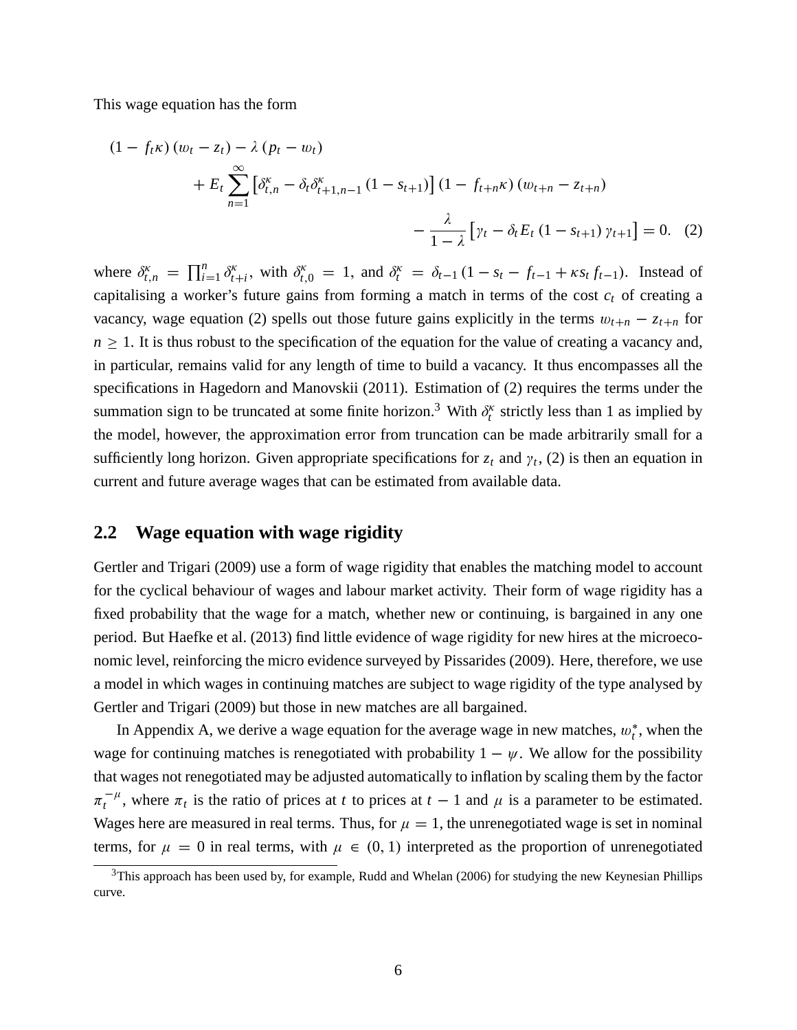This wage equation has the form

$$
\begin{aligned}
(1 - f_t\kappa)(w_t - z_t) - \lambda(p_t - w_t) \\
+ E_t \sum_{n=1}^{\infty} \left[\delta_{t,n}^{\kappa} - \delta_t \delta_{t+1,n-1}^{\kappa}(1 - s_{t+1})\right](1 - f_{t+n}\kappa)(w_{t+n} - z_{t+n}) \\
- \frac{\lambda}{1-\lambda}\left[\gamma_t - \delta_t E_t(1 - s_{t+1})\gamma_{t+1}\right] = 0. \quad (2)
\end{aligned}
$$

where $\delta_{t,n}^{\kappa} = \prod_{i=1}^{n} \delta_{t+i}^{\kappa}$, with $\delta_{t,0}^{\kappa} = 1$, and $\delta_t^{\kappa} = \delta_{t-1}(1 - s_t - f_{t-1} + \kappa s_t f_{t-1})$. Instead of capitalising a worker's future gains from forming a match in terms of the cost $c_t$ of creating a vacancy, wage equation (2) spells out those future gains explicitly in the terms $w_{t+n} - z_{t+n}$ for $n \geq 1$. It is thus robust to the specification of the equation for the value of creating a vacancy and, in particular, remains valid for any length of time to build a vacancy. It thus encompasses all the specifications in Hagedorn and Manovskii (2011). Estimation of (2) requires the terms under the summation sign to be truncated at some finite horizon.[3] With $\delta_t^{\kappa}$ strictly less than 1 as implied by the model, however, the approximation error from truncation can be made arbitrarily small for a sufficiently long horizon. Given appropriate specifications for $z_t$ and $\gamma_t$, (2) is then an equation in current and future average wages that can be estimated from available data.

## 2.2 Wage equation with wage rigidity

Gertler and Trigari (2009) use a form of wage rigidity that enables the matching model to account for the cyclical behaviour of wages and labour market activity. Their form of wage rigidity has a fixed probability that the wage for a match, whether new or continuing, is bargained in any one period. But Haefke et al. (2013) find little evidence of wage rigidity for new hires at the microeconomic level, reinforcing the micro evidence surveyed by Pissarides (2009). Here, therefore, we use a model in which wages in continuing matches are subject to wage rigidity of the type analysed by Gertler and Trigari (2009) but those in new matches are all bargained.

In Appendix A, we derive a wage equation for the average wage in new matches, $w_t^*$, when the wage for continuing matches is renegotiated with probability $1 - \psi$. We allow for the possibility that wages not renegotiated may be adjusted automatically to inflation by scaling them by the factor $\pi_t^{-\mu}$, where $\pi_t$ is the ratio of prices at $t$ to prices at $t-1$ and $\mu$ is a parameter to be estimated. Wages here are measured in real terms. Thus, for $\mu = 1$, the unrenegotiated wage is set in nominal terms, for $\mu = 0$ in real terms, with $\mu \in (0, 1)$ interpreted as the proportion of unrenegotiated

[3] This approach has been used by, for example, Rudd and Whelan (2006) for studying the new Keynesian Phillips curve.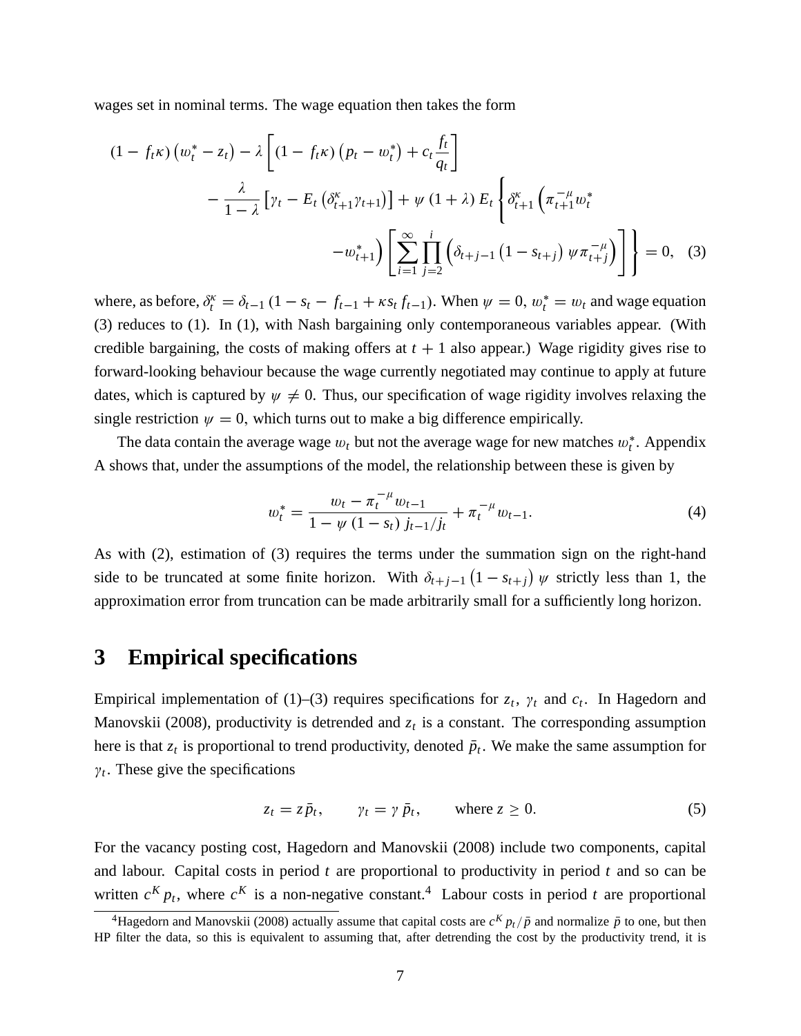wages set in nominal terms. The wage equation then takes the form

$$
\begin{aligned}
(1 - f_t\kappa)\left(w_t^* - z_t\right) - \lambda\left[(1 - f_t\kappa)\left(p_t - w_t^*\right) + c_t\frac{f_t}{q_t}\right] \\
- \frac{\lambda}{1-\lambda}\left[\gamma_t - E_t\left(\delta_{t+1}^{\kappa}\gamma_{t+1}\right)\right] + \psi\,(1+\lambda)\,E_t\left\{\delta_{t+1}^{\kappa}\left(\pi_{t+1}^{-\mu}w_t^*\right.\right. \\
\left.\left. - w_{t+1}^*\right)\left[\sum_{i=1}^{\infty}\prod_{j=2}^{i}\left(\delta_{t+j-1}\left(1-s_{t+j}\right)\psi\pi_{t+j}^{-\mu}\right)\right]\right\} = 0, \quad (3)
\end{aligned}
$$

where, as before, $\delta_t^{\kappa} = \delta_{t-1}\left(1 - s_t - f_{t-1} + \kappa s_t f_{t-1}\right)$. When $\psi = 0$, $w_t^* = w_t$ and wage equation (3) reduces to (1). In (1), with Nash bargaining only contemporaneous variables appear. (With credible bargaining, the costs of making offers at $t+1$ also appear.) Wage rigidity gives rise to forward-looking behaviour because the wage currently negotiated may continue to apply at future dates, which is captured by $\psi \neq 0$. Thus, our specification of wage rigidity involves relaxing the single restriction $\psi = 0$, which turns out to make a big difference empirically.

The data contain the average wage $w_t$ but not the average wage for new matches $w_t^*$. Appendix A shows that, under the assumptions of the model, the relationship between these is given by

$$
w_t^* = \frac{w_t - \pi_t^{-\mu}w_{t-1}}{1 - \psi\,(1-s_t)\,j_{t-1}/j_t} + \pi_t^{-\mu}w_{t-1}. \quad (4)
$$

As with (2), estimation of (3) requires the terms under the summation sign on the right-hand side to be truncated at some finite horizon. With $\delta_{t+j-1}\left(1 - s_{t+j}\right)\psi$ strictly less than 1, the approximation error from truncation can be made arbitrarily small for a sufficiently long horizon.

# 3 Empirical specifications

Empirical implementation of (1)–(3) requires specifications for $z_t$, $\gamma_t$ and $c_t$. In Hagedorn and Manovskii (2008), productivity is detrended and $z_t$ is a constant. The corresponding assumption here is that $z_t$ is proportional to trend productivity, denoted $\bar{p}_t$. We make the same assumption for $\gamma_t$. These give the specifications

$$
z_t = z\bar{p}_t, \qquad \gamma_t = \gamma\,\bar{p}_t, \qquad \text{where } z \geq 0. \quad (5)
$$

For the vacancy posting cost, Hagedorn and Manovskii (2008) include two components, capital and labour. Capital costs in period $t$ are proportional to productivity in period $t$ and so can be written $c^K p_t$, where $c^K$ is a non-negative constant.[4] Labour costs in period $t$ are proportional

[4] Hagedorn and Manovskii (2008) actually assume that capital costs are $c^K p_t/\bar{p}$ and normalize $\bar{p}$ to one, but then HP filter the data, so this is equivalent to assuming that, after detrending the cost by the productivity trend, it is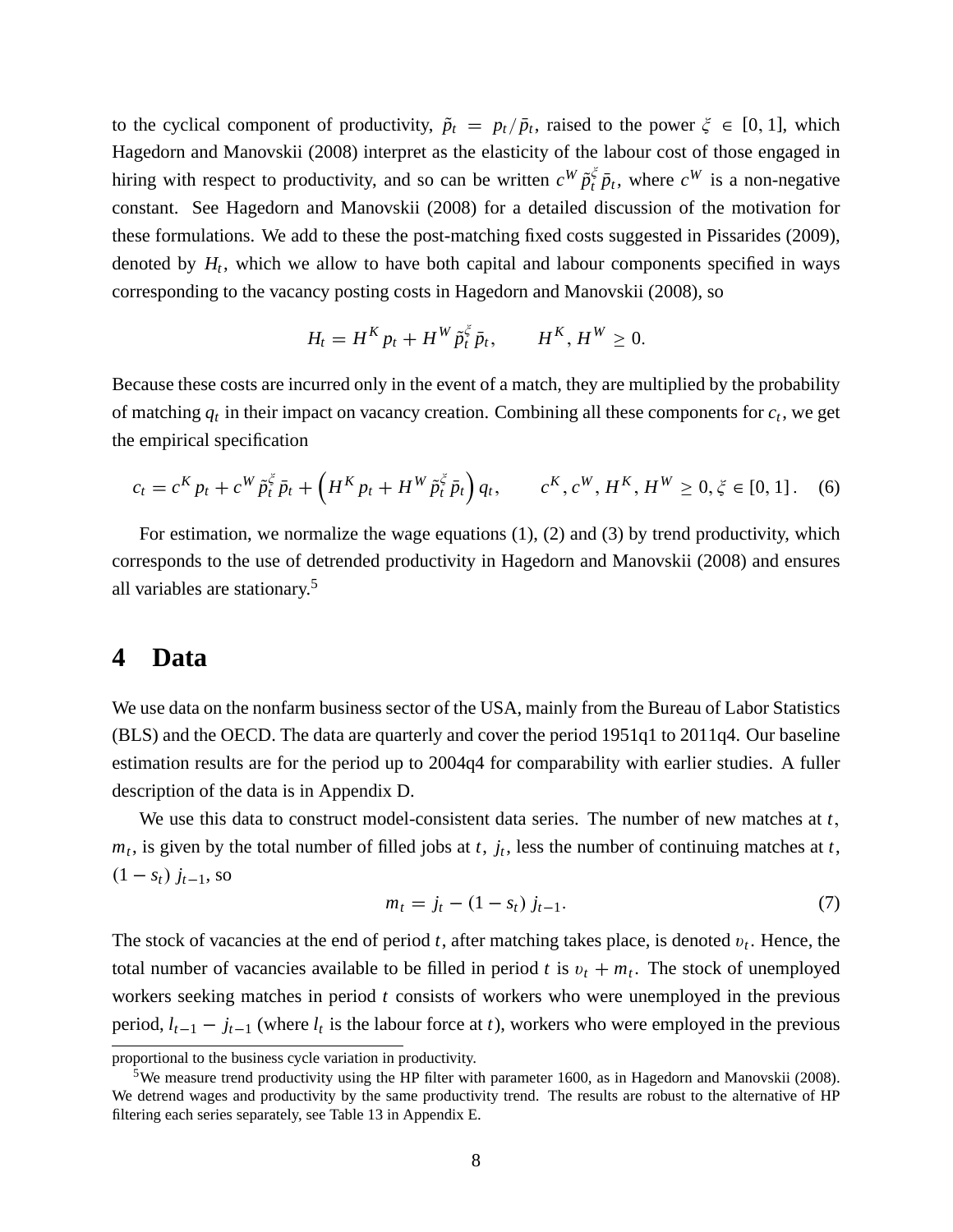to the cyclical component of productivity, $\tilde{p}_t = p_t/\bar{p}_t$, raised to the power $\xi \in [0, 1]$, which Hagedorn and Manovskii (2008) interpret as the elasticity of the labour cost of those engaged in hiring with respect to productivity, and so can be written $c^W \tilde{p}_t^{\xi} \bar{p}_t$, where $c^W$ is a non-negative constant. See Hagedorn and Manovskii (2008) for a detailed discussion of the motivation for these formulations. We add to these the post-matching fixed costs suggested in Pissarides (2009), denoted by $H_t$, which we allow to have both capital and labour components specified in ways corresponding to the vacancy posting costs in Hagedorn and Manovskii (2008), so

$$H_t = H^K p_t + H^W \tilde{p}_t^{\xi} \bar{p}_t, \qquad H^K, H^W \geq 0.$$

Because these costs are incurred only in the event of a match, they are multiplied by the probability of matching $q_t$ in their impact on vacancy creation. Combining all these components for $c_t$, we get the empirical specification

$$c_t = c^K p_t + c^W \tilde{p}_t^{\xi} \bar{p}_t + \left( H^K p_t + H^W \tilde{p}_t^{\xi} \bar{p}_t \right) q_t, \qquad c^K, c^W, H^K, H^W \geq 0, \xi \in [0, 1]. \quad (6)$$

For estimation, we normalize the wage equations (1), (2) and (3) by trend productivity, which corresponds to the use of detrended productivity in Hagedorn and Manovskii (2008) and ensures all variables are stationary.[5]

# 4 Data

We use data on the nonfarm business sector of the USA, mainly from the Bureau of Labor Statistics (BLS) and the OECD. The data are quarterly and cover the period 1951q1 to 2011q4. Our baseline estimation results are for the period up to 2004q4 for comparability with earlier studies. A fuller description of the data is in Appendix D.

We use this data to construct model-consistent data series. The number of new matches at $t$, $m_t$, is given by the total number of filled jobs at $t$, $j_t$, less the number of continuing matches at $t$, $(1 - s_t)\, j_{t-1}$, so

$$m_t = j_t - (1 - s_t)\, j_{t-1}. \quad (7)$$

The stock of vacancies at the end of period $t$, after matching takes place, is denoted $\upsilon_t$. Hence, the total number of vacancies available to be filled in period $t$ is $\upsilon_t + m_t$. The stock of unemployed workers seeking matches in period $t$ consists of workers who were unemployed in the previous period, $l_{t-1} - j_{t-1}$ (where $l_t$ is the labour force at $t$), workers who were employed in the previous

proportional to the business cycle variation in productivity.

[5]We measure trend productivity using the HP filter with parameter 1600, as in Hagedorn and Manovskii (2008). We detrend wages and productivity by the same productivity trend. The results are robust to the alternative of HP filtering each series separately, see Table 13 in Appendix E.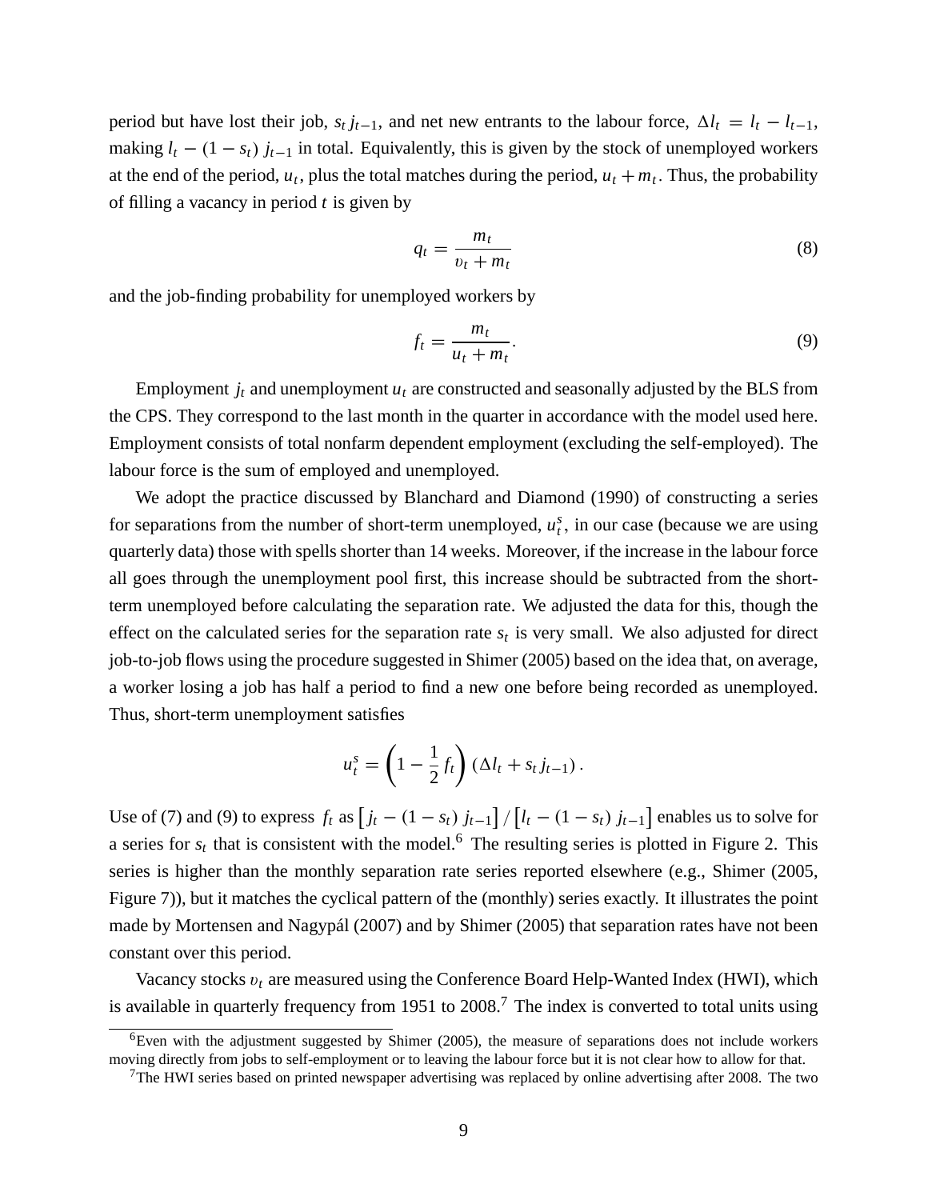period but have lost their job, $s_t j_{t-1}$, and net new entrants to the labour force, $\Delta l_t = l_t - l_{t-1}$, making $l_t - (1 - s_t)\, j_{t-1}$ in total. Equivalently, this is given by the stock of unemployed workers at the end of the period, $u_t$, plus the total matches during the period, $u_t + m_t$. Thus, the probability of filling a vacancy in period $t$ is given by

$$q_t = \frac{m_t}{v_t + m_t} \tag{8}$$

and the job-finding probability for unemployed workers by

$$f_t = \frac{m_t}{u_t + m_t}. \tag{9}$$

Employment $j_t$ and unemployment $u_t$ are constructed and seasonally adjusted by the BLS from the CPS. They correspond to the last month in the quarter in accordance with the model used here. Employment consists of total nonfarm dependent employment (excluding the self-employed). The labour force is the sum of employed and unemployed.

We adopt the practice discussed by Blanchard and Diamond (1990) of constructing a series for separations from the number of short-term unemployed, $u_t^s$, in our case (because we are using quarterly data) those with spells shorter than 14 weeks. Moreover, if the increase in the labour force all goes through the unemployment pool first, this increase should be subtracted from the short-term unemployed before calculating the separation rate. We adjusted the data for this, though the effect on the calculated series for the separation rate $s_t$ is very small. We also adjusted for direct job-to-job flows using the procedure suggested in Shimer (2005) based on the idea that, on average, a worker losing a job has half a period to find a new one before being recorded as unemployed. Thus, short-term unemployment satisfies

$$u_t^s = \left(1 - \frac{1}{2} f_t\right) (\Delta l_t + s_t j_{t-1}).$$

Use of (7) and (9) to express $f_t$ as $\left[j_t - (1 - s_t)\, j_{t-1}\right] / \left[l_t - (1 - s_t)\, j_{t-1}\right]$ enables us to solve for a series for $s_t$ that is consistent with the model.[6] The resulting series is plotted in Figure 2. This series is higher than the monthly separation rate series reported elsewhere (e.g., Shimer (2005, Figure 7)), but it matches the cyclical pattern of the (monthly) series exactly. It illustrates the point made by Mortensen and Nagypál (2007) and by Shimer (2005) that separation rates have not been constant over this period.

Vacancy stocks $v_t$ are measured using the Conference Board Help-Wanted Index (HWI), which is available in quarterly frequency from 1951 to 2008.[7] The index is converted to total units using

[6] Even with the adjustment suggested by Shimer (2005), the measure of separations does not include workers moving directly from jobs to self-employment or to leaving the labour force but it is not clear how to allow for that.

[7] The HWI series based on printed newspaper advertising was replaced by online advertising after 2008. The two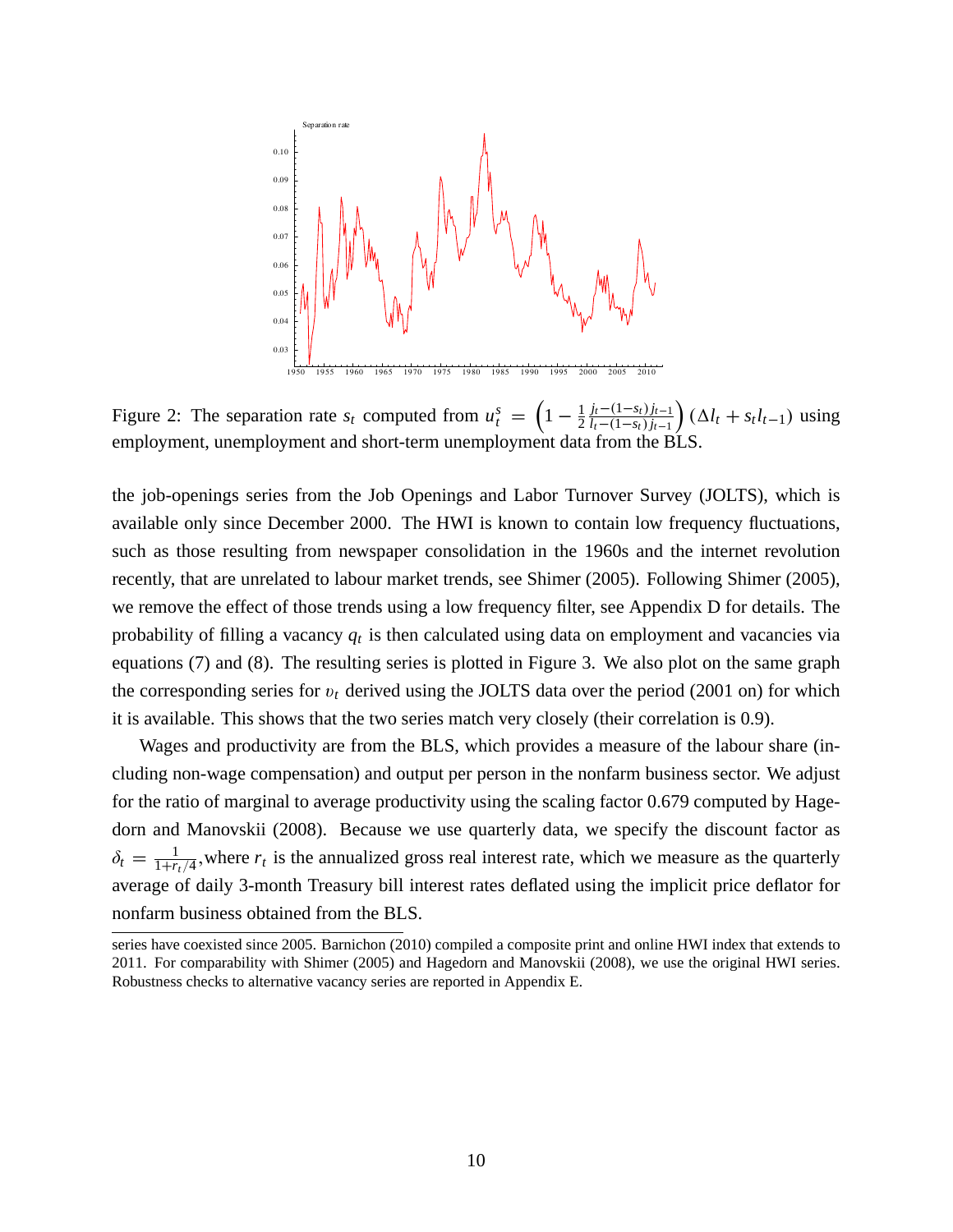Figure 2: The separation rate $s_t$ computed from $u_t^s = \left(1 - \frac{1}{2}\frac{j_t-(1-s_t)j_{t-1}}{l_t-(1-s_t)j_{t-1}}\right)(\Delta l_t + s_t l_{t-1})$ using employment, unemployment and short-term unemployment data from the BLS.

the job-openings series from the Job Openings and Labor Turnover Survey (JOLTS), which is available only since December 2000. The HWI is known to contain low frequency fluctuations, such as those resulting from newspaper consolidation in the 1960s and the internet revolution recently, that are unrelated to labour market trends, see Shimer (2005). Following Shimer (2005), we remove the effect of those trends using a low frequency filter, see Appendix D for details. The probability of filling a vacancy $q_t$ is then calculated using data on employment and vacancies via equations (7) and (8). The resulting series is plotted in Figure 3. We also plot on the same graph the corresponding series for $v_t$ derived using the JOLTS data over the period (2001 on) for which it is available. This shows that the two series match very closely (their correlation is 0.9).

Wages and productivity are from the BLS, which provides a measure of the labour share (including non-wage compensation) and output per person in the nonfarm business sector. We adjust for the ratio of marginal to average productivity using the scaling factor 0.679 computed by Hagedorn and Manovskii (2008). Because we use quarterly data, we specify the discount factor as $\delta_t = \frac{1}{1+r_t/4}$,where $r_t$ is the annualized gross real interest rate, which we measure as the quarterly average of daily 3-month Treasury bill interest rates deflated using the implicit price deflator for nonfarm business obtained from the BLS.

series have coexisted since 2005. Barnichon (2010) compiled a composite print and online HWI index that extends to 2011. For comparability with Shimer (2005) and Hagedorn and Manovskii (2008), we use the original HWI series. Robustness checks to alternative vacancy series are reported in Appendix E.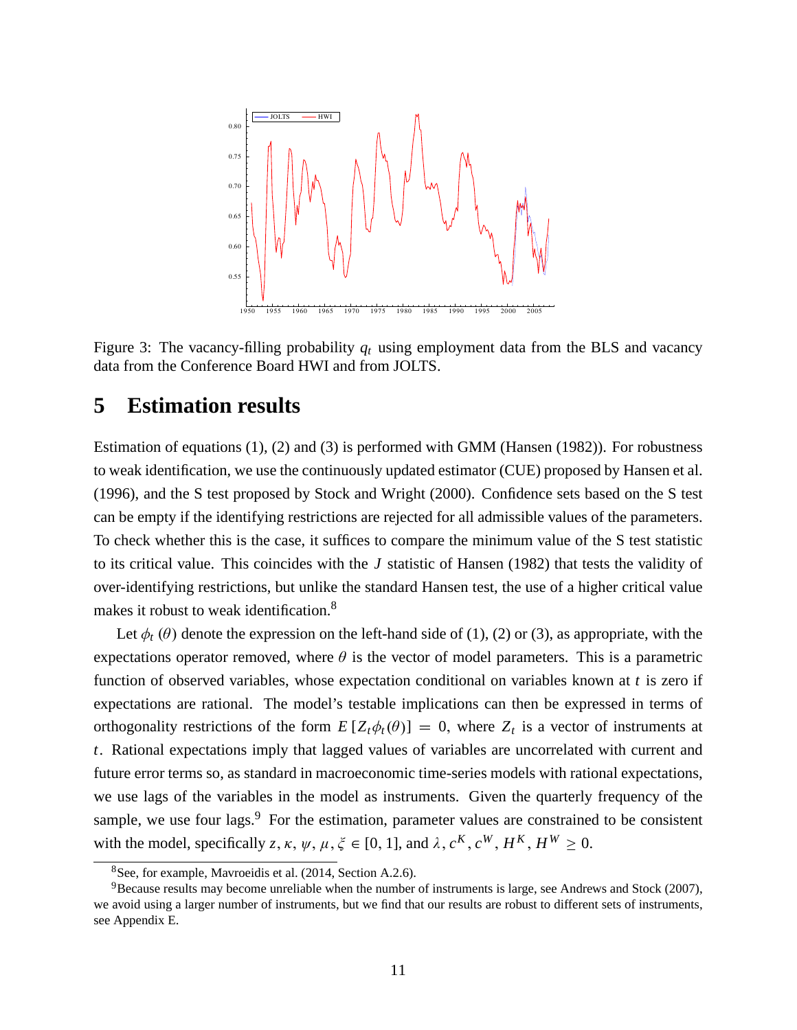Figure 3: The vacancy-filling probability $q_t$ using employment data from the BLS and vacancy data from the Conference Board HWI and from JOLTS.

# 5 Estimation results

Estimation of equations (1), (2) and (3) is performed with GMM (Hansen (1982)). For robustness to weak identification, we use the continuously updated estimator (CUE) proposed by Hansen et al. (1996), and the S test proposed by Stock and Wright (2000). Confidence sets based on the S test can be empty if the identifying restrictions are rejected for all admissible values of the parameters. To check whether this is the case, it suffices to compare the minimum value of the S test statistic to its critical value. This coincides with the $J$ statistic of Hansen (1982) that tests the validity of over-identifying restrictions, but unlike the standard Hansen test, the use of a higher critical value makes it robust to weak identification.[8]

Let $\phi_t(\theta)$ denote the expression on the left-hand side of (1), (2) or (3), as appropriate, with the expectations operator removed, where $\theta$ is the vector of model parameters. This is a parametric function of observed variables, whose expectation conditional on variables known at $t$ is zero if expectations are rational. The model's testable implications can then be expressed in terms of orthogonality restrictions of the form $E[Z_t\phi_t(\theta)] = 0$, where $Z_t$ is a vector of instruments at $t$. Rational expectations imply that lagged values of variables are uncorrelated with current and future error terms so, as standard in macroeconomic time-series models with rational expectations, we use lags of the variables in the model as instruments. Given the quarterly frequency of the sample, we use four lags.[9] For the estimation, parameter values are constrained to be consistent with the model, specifically $z, \kappa, \psi, \mu, \xi \in [0, 1]$, and $\lambda, c^K, c^W, H^K, H^W \geq 0$.

---

[8] See, for example, Mavroeidis et al. (2014, Section A.2.6).

[9] Because results may become unreliable when the number of instruments is large, see Andrews and Stock (2007), we avoid using a larger number of instruments, but we find that our results are robust to different sets of instruments, see Appendix E.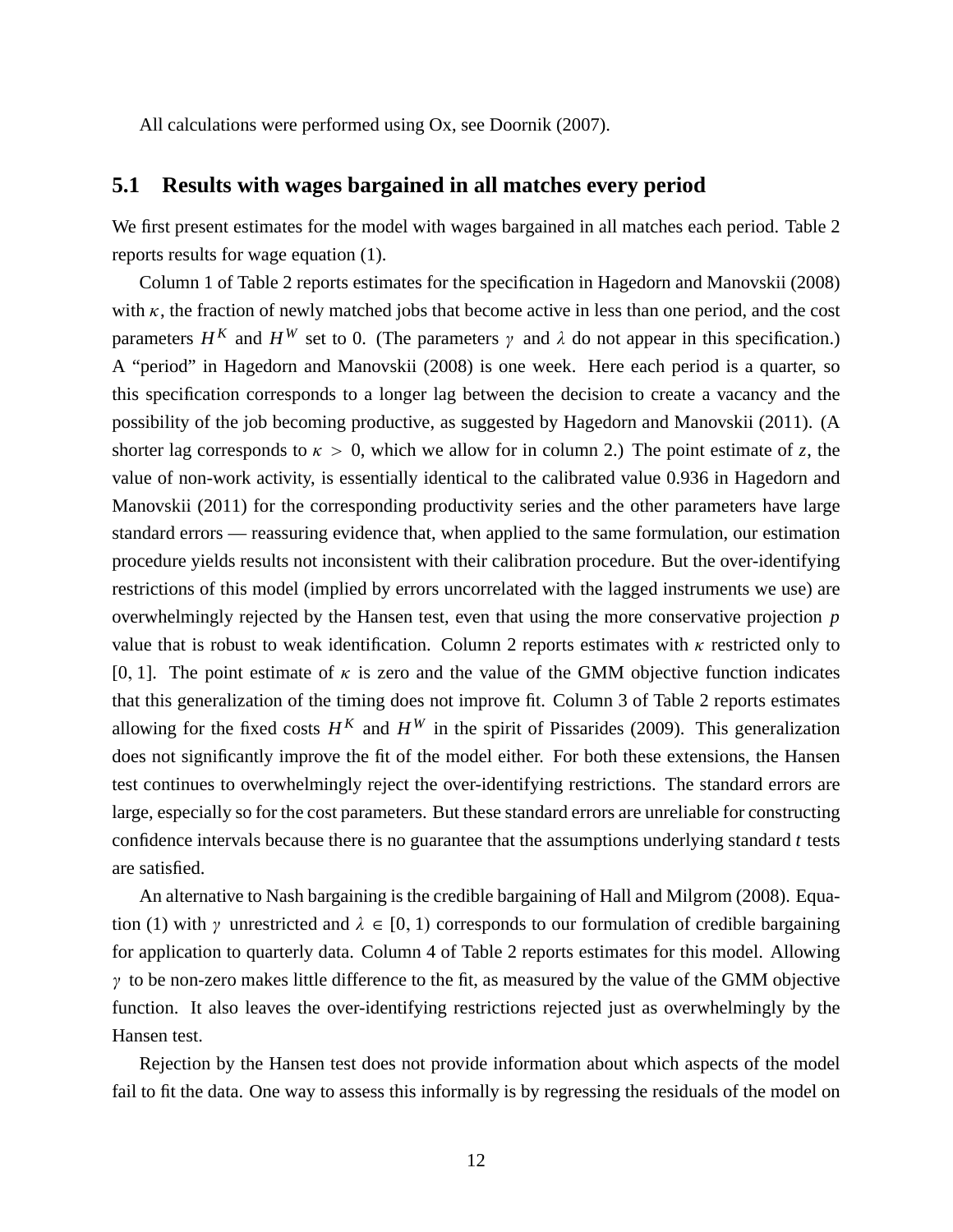All calculations were performed using Ox, see Doornik (2007).

## 5.1 Results with wages bargained in all matches every period

We first present estimates for the model with wages bargained in all matches each period. Table 2 reports results for wage equation (1).

Column 1 of Table 2 reports estimates for the specification in Hagedorn and Manovskii (2008) with $\kappa$, the fraction of newly matched jobs that become active in less than one period, and the cost parameters $H^K$ and $H^W$ set to 0. (The parameters $\gamma$ and $\lambda$ do not appear in this specification.) A "period" in Hagedorn and Manovskii (2008) is one week. Here each period is a quarter, so this specification corresponds to a longer lag between the decision to create a vacancy and the possibility of the job becoming productive, as suggested by Hagedorn and Manovskii (2011). (A shorter lag corresponds to $\kappa > 0$, which we allow for in column 2.) The point estimate of $z$, the value of non-work activity, is essentially identical to the calibrated value 0.936 in Hagedorn and Manovskii (2011) for the corresponding productivity series and the other parameters have large standard errors — reassuring evidence that, when applied to the same formulation, our estimation procedure yields results not inconsistent with their calibration procedure. But the over-identifying restrictions of this model (implied by errors uncorrelated with the lagged instruments we use) are overwhelmingly rejected by the Hansen test, even that using the more conservative projection $p$ value that is robust to weak identification. Column 2 reports estimates with $\kappa$ restricted only to $[0, 1]$. The point estimate of $\kappa$ is zero and the value of the GMM objective function indicates that this generalization of the timing does not improve fit. Column 3 of Table 2 reports estimates allowing for the fixed costs $H^K$ and $H^W$ in the spirit of Pissarides (2009). This generalization does not significantly improve the fit of the model either. For both these extensions, the Hansen test continues to overwhelmingly reject the over-identifying restrictions. The standard errors are large, especially so for the cost parameters. But these standard errors are unreliable for constructing confidence intervals because there is no guarantee that the assumptions underlying standard $t$ tests are satisfied.

An alternative to Nash bargaining is the credible bargaining of Hall and Milgrom (2008). Equation (1) with $\gamma$ unrestricted and $\lambda \in [0, 1)$ corresponds to our formulation of credible bargaining for application to quarterly data. Column 4 of Table 2 reports estimates for this model. Allowing $\gamma$ to be non-zero makes little difference to the fit, as measured by the value of the GMM objective function. It also leaves the over-identifying restrictions rejected just as overwhelmingly by the Hansen test.

Rejection by the Hansen test does not provide information about which aspects of the model fail to fit the data. One way to assess this informally is by regressing the residuals of the model on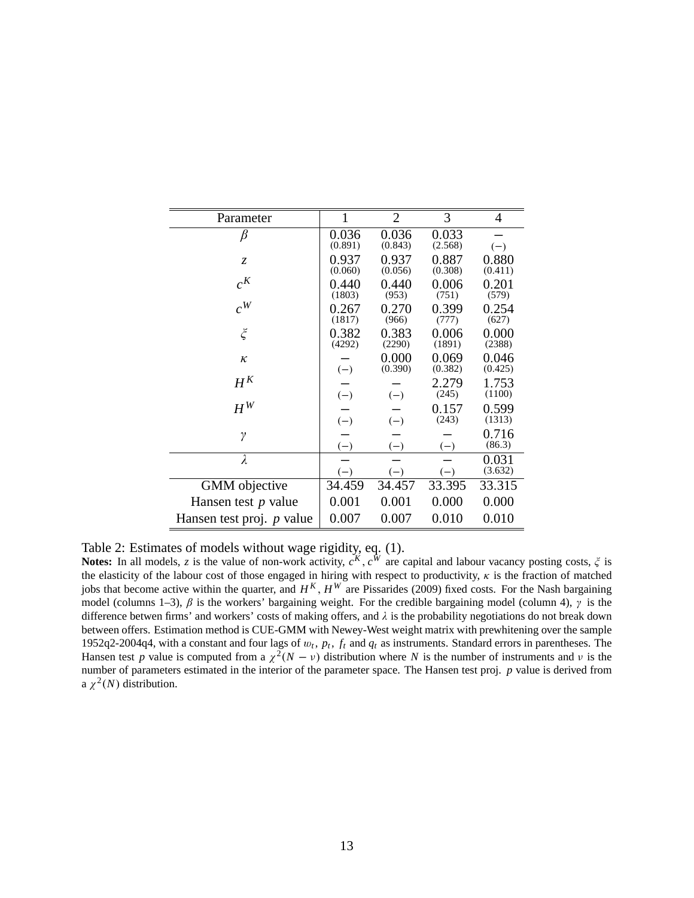| Parameter | 1 | 2 | 3 | 4 |
|---|---|---|---|---|
| $\beta$ | 0.036 (0.891) | 0.036 (0.843) | 0.033 (2.568) | – (–) |
| $z$ | 0.937 (0.060) | 0.937 (0.056) | 0.887 (0.308) | 0.880 (0.411) |
| $c^K$ | 0.440 (1803) | 0.440 (953) | 0.006 (751) | 0.201 (579) |
| $c^W$ | 0.267 (1817) | 0.270 (966) | 0.399 (777) | 0.254 (627) |
| $\xi$ | 0.382 (4292) | 0.383 (2290) | 0.006 (1891) | 0.000 (2388) |
| $\kappa$ | – (–) | 0.000 (0.390) | 0.069 (0.382) | 0.046 (0.425) |
| $H^K$ | – (–) | – (–) | 2.279 (245) | 1.753 (1100) |
| $H^W$ | – (–) | – (–) | 0.157 (243) | 0.599 (1313) |
| $\gamma$ | – (–) | – (–) | – (–) | 0.716 (86.3) |
| $\lambda$ | – (–) | – (–) | – (–) | 0.031 (3.632) |
| GMM objective | 34.459 | 34.457 | 33.395 | 33.315 |
| Hansen test $p$ value | 0.001 | 0.001 | 0.000 | 0.000 |
| Hansen test proj. $p$ value | 0.007 | 0.007 | 0.010 | 0.010 |

Table 2: Estimates of models without wage rigidity, eq. (1).

**Notes:** In all models, $z$ is the value of non-work activity, $c^K$, $c^W$ are capital and labour vacancy posting costs, $\xi$ is the elasticity of the labour cost of those engaged in hiring with respect to productivity, $\kappa$ is the fraction of matched jobs that become active within the quarter, and $H^K$, $H^W$ are Pissarides (2009) fixed costs. For the Nash bargaining model (columns 1–3), $\beta$ is the workers' bargaining weight. For the credible bargaining model (column 4), $\gamma$ is the difference betwen firms' and workers' costs of making offers, and $\lambda$ is the probability negotiations do not break down between offers. Estimation method is CUE-GMM with Newey-West weight matrix with prewhitening over the sample 1952q2-2004q4, with a constant and four lags of $w_t$, $p_t$, $f_t$ and $q_t$ as instruments. Standard errors in parentheses. The Hansen test $p$ value is computed from a $\chi^2(N-\nu)$ distribution where $N$ is the number of instruments and $\nu$ is the number of parameters estimated in the interior of the parameter space. The Hansen test proj. $p$ value is derived from a $\chi^2(N)$ distribution.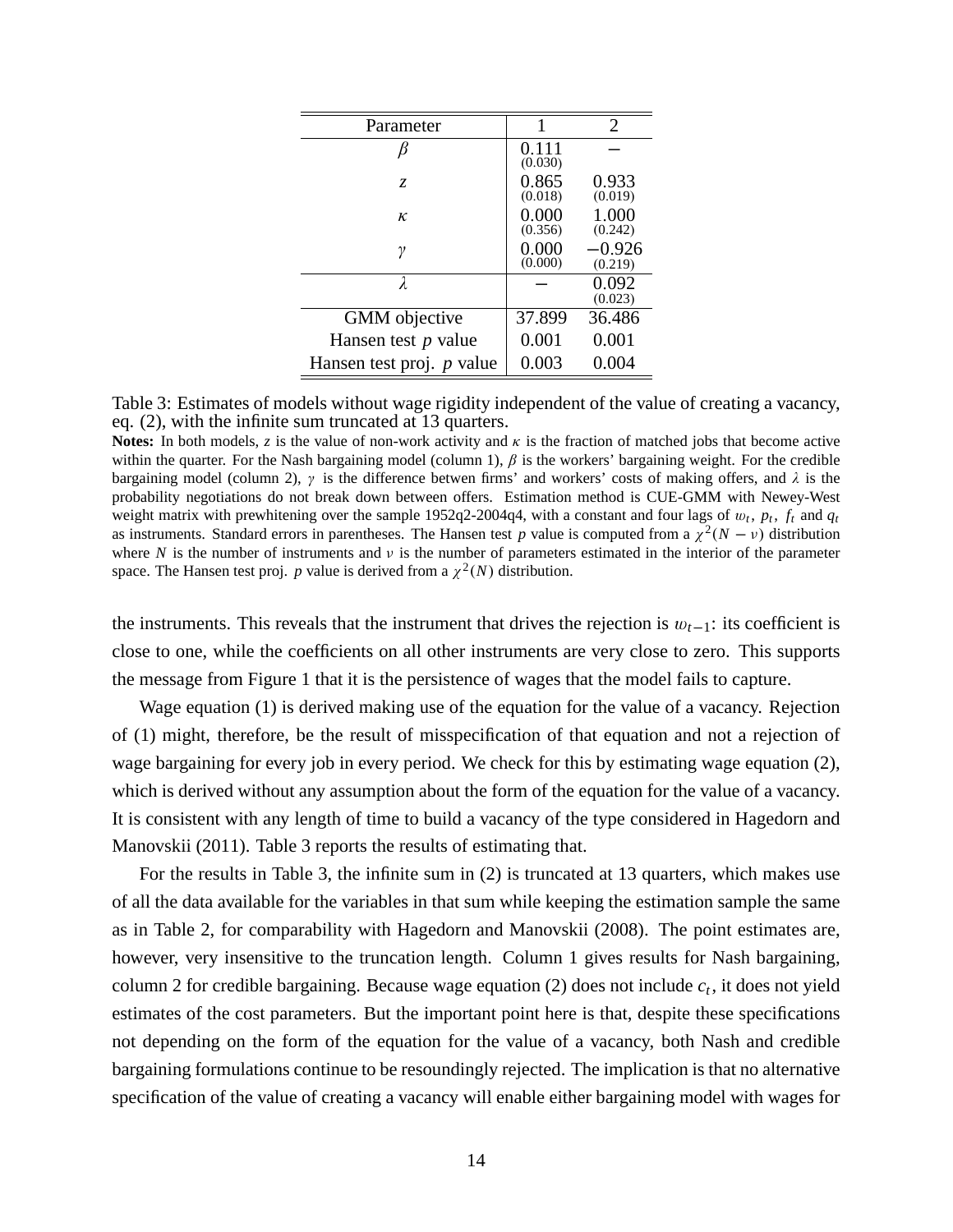| Parameter | 1 | 2 |
|---|---|---|
| $\beta$ | 0.111 (0.030) | $-$ |
| $z$ | 0.865 (0.018) | 0.933 (0.019) |
| $\kappa$ | 0.000 (0.356) | 1.000 (0.242) |
| $\gamma$ | 0.000 (0.000) | $-0.926$ (0.219) |
| $\lambda$ | $-$ | 0.092 (0.023) |
| GMM objective | 37.899 | 36.486 |
| Hansen test $p$ value | 0.001 | 0.001 |
| Hansen test proj. $p$ value | 0.003 | 0.004 |

Table 3: Estimates of models without wage rigidity independent of the value of creating a vacancy, eq. (2), with the infinite sum truncated at 13 quarters.

**Notes:** In both models, $z$ is the value of non-work activity and $\kappa$ is the fraction of matched jobs that become active within the quarter. For the Nash bargaining model (column 1), $\beta$ is the workers' bargaining weight. For the credible bargaining model (column 2), $\gamma$ is the difference betwen firms' and workers' costs of making offers, and $\lambda$ is the probability negotiations do not break down between offers. Estimation method is CUE-GMM with Newey-West weight matrix with prewhitening over the sample 1952q2-2004q4, with a constant and four lags of $w_t$, $p_t$, $f_t$ and $q_t$ as instruments. Standard errors in parentheses. The Hansen test $p$ value is computed from a $\chi^2(N-\nu)$ distribution where $N$ is the number of instruments and $\nu$ is the number of parameters estimated in the interior of the parameter space. The Hansen test proj. $p$ value is derived from a $\chi^2(N)$ distribution.

the instruments. This reveals that the instrument that drives the rejection is $w_{t-1}$: its coefficient is close to one, while the coefficients on all other instruments are very close to zero. This supports the message from Figure 1 that it is the persistence of wages that the model fails to capture.

Wage equation (1) is derived making use of the equation for the value of a vacancy. Rejection of (1) might, therefore, be the result of misspecification of that equation and not a rejection of wage bargaining for every job in every period. We check for this by estimating wage equation (2), which is derived without any assumption about the form of the equation for the value of a vacancy. It is consistent with any length of time to build a vacancy of the type considered in Hagedorn and Manovskii (2011). Table 3 reports the results of estimating that.

For the results in Table 3, the infinite sum in (2) is truncated at 13 quarters, which makes use of all the data available for the variables in that sum while keeping the estimation sample the same as in Table 2, for comparability with Hagedorn and Manovskii (2008). The point estimates are, however, very insensitive to the truncation length. Column 1 gives results for Nash bargaining, column 2 for credible bargaining. Because wage equation (2) does not include $c_t$, it does not yield estimates of the cost parameters. But the important point here is that, despite these specifications not depending on the form of the equation for the value of a vacancy, both Nash and credible bargaining formulations continue to be resoundingly rejected. The implication is that no alternative specification of the value of creating a vacancy will enable either bargaining model with wages for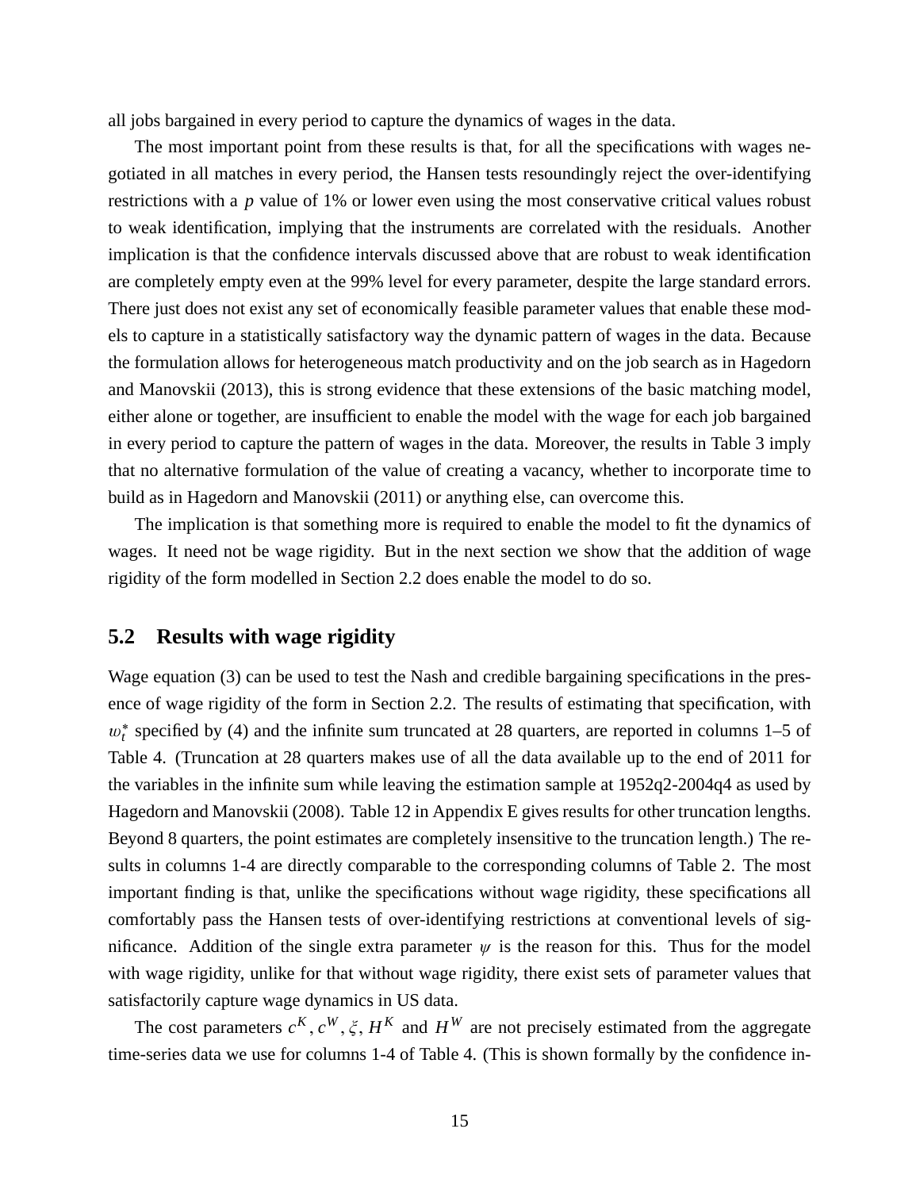all jobs bargained in every period to capture the dynamics of wages in the data.

The most important point from these results is that, for all the specifications with wages negotiated in all matches in every period, the Hansen tests resoundingly reject the over-identifying restrictions with a $p$ value of 1% or lower even using the most conservative critical values robust to weak identification, implying that the instruments are correlated with the residuals. Another implication is that the confidence intervals discussed above that are robust to weak identification are completely empty even at the 99% level for every parameter, despite the large standard errors. There just does not exist any set of economically feasible parameter values that enable these models to capture in a statistically satisfactory way the dynamic pattern of wages in the data. Because the formulation allows for heterogeneous match productivity and on the job search as in Hagedorn and Manovskii (2013), this is strong evidence that these extensions of the basic matching model, either alone or together, are insufficient to enable the model with the wage for each job bargained in every period to capture the pattern of wages in the data. Moreover, the results in Table 3 imply that no alternative formulation of the value of creating a vacancy, whether to incorporate time to build as in Hagedorn and Manovskii (2011) or anything else, can overcome this.

The implication is that something more is required to enable the model to fit the dynamics of wages. It need not be wage rigidity. But in the next section we show that the addition of wage rigidity of the form modelled in Section 2.2 does enable the model to do so.

## 5.2 Results with wage rigidity

Wage equation (3) can be used to test the Nash and credible bargaining specifications in the presence of wage rigidity of the form in Section 2.2. The results of estimating that specification, with $\omega_t^*$ specified by (4) and the infinite sum truncated at 28 quarters, are reported in columns 1–5 of Table 4. (Truncation at 28 quarters makes use of all the data available up to the end of 2011 for the variables in the infinite sum while leaving the estimation sample at 1952q2-2004q4 as used by Hagedorn and Manovskii (2008). Table 12 in Appendix E gives results for other truncation lengths. Beyond 8 quarters, the point estimates are completely insensitive to the truncation length.) The results in columns 1-4 are directly comparable to the corresponding columns of Table 2. The most important finding is that, unlike the specifications without wage rigidity, these specifications all comfortably pass the Hansen tests of over-identifying restrictions at conventional levels of significance. Addition of the single extra parameter $\psi$ is the reason for this. Thus for the model with wage rigidity, unlike for that without wage rigidity, there exist sets of parameter values that satisfactorily capture wage dynamics in US data.

The cost parameters $c^K, c^W, \xi, H^K$ and $H^W$ are not precisely estimated from the aggregate time-series data we use for columns 1-4 of Table 4. (This is shown formally by the confidence in-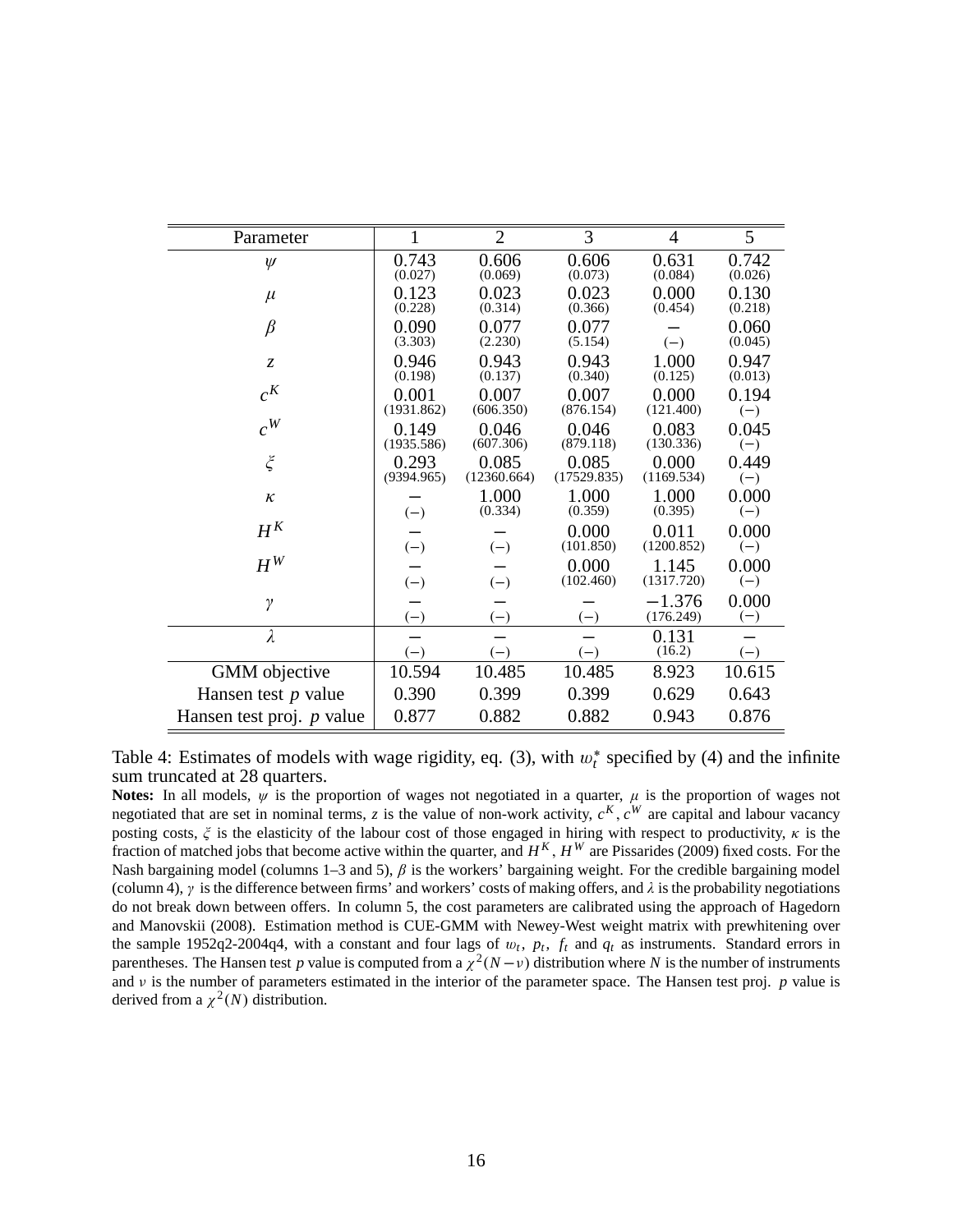| Parameter | 1 | 2 | 3 | 4 | 5 |
|---|---|---|---|---|---|
| $\psi$ | 0.743 (0.027) | 0.606 (0.069) | 0.606 (0.073) | 0.631 (0.084) | 0.742 (0.026) |
| $\mu$ | 0.123 (0.228) | 0.023 (0.314) | 0.023 (0.366) | 0.000 (0.454) | 0.130 (0.218) |
| $\beta$ | 0.090 (3.303) | 0.077 (2.230) | 0.077 (5.154) | − (−) | 0.060 (0.045) |
| $z$ | 0.946 (0.198) | 0.943 (0.137) | 0.943 (0.340) | 1.000 (0.125) | 0.947 (0.013) |
| $c^K$ | 0.001 (1931.862) | 0.007 (606.350) | 0.007 (876.154) | 0.000 (121.400) | 0.194 (−) |
| $c^W$ | 0.149 (1935.586) | 0.046 (607.306) | 0.046 (879.118) | 0.083 (130.336) | 0.045 (−) |
| $\xi$ | 0.293 (9394.965) | 0.085 (12360.664) | 0.085 (17529.835) | 0.000 (1169.534) | 0.449 (−) |
| $\kappa$ | − (−) | 1.000 (0.334) | 1.000 (0.359) | 1.000 (0.395) | 0.000 (−) |
| $H^K$ | − (−) | − (−) | 0.000 (101.850) | 0.011 (1200.852) | 0.000 (−) |
| $H^W$ | − (−) | − (−) | 0.000 (102.460) | 1.145 (1317.720) | 0.000 (−) |
| $\gamma$ | − (−) | − (−) | − (−) | −1.376 (176.249) | 0.000 (−) |
| $\lambda$ | − (−) | − (−) | − (−) | 0.131 (16.2) | − (−) |
| GMM objective | 10.594 | 10.485 | 10.485 | 8.923 | 10.615 |
| Hansen test $p$ value | 0.390 | 0.399 | 0.399 | 0.629 | 0.643 |
| Hansen test proj. $p$ value | 0.877 | 0.882 | 0.882 | 0.943 | 0.876 |

Table 4: Estimates of models with wage rigidity, eq. (3), with $w_t^*$ specified by (4) and the infinite sum truncated at 28 quarters.

**Notes:** In all models, $\psi$ is the proportion of wages not negotiated in a quarter, $\mu$ is the proportion of wages not negotiated that are set in nominal terms, $z$ is the value of non-work activity, $c^K, c^W$ are capital and labour vacancy posting costs, $\xi$ is the elasticity of the labour cost of those engaged in hiring with respect to productivity, $\kappa$ is the fraction of matched jobs that become active within the quarter, and $H^K$, $H^W$ are Pissarides (2009) fixed costs. For the Nash bargaining model (columns 1–3 and 5), $\beta$ is the workers' bargaining weight. For the credible bargaining model (column 4), $\gamma$ is the difference between firms' and workers' costs of making offers, and $\lambda$ is the probability negotiations do not break down between offers. In column 5, the cost parameters are calibrated using the approach of Hagedorn and Manovskii (2008). Estimation method is CUE-GMM with Newey-West weight matrix with prewhitening over the sample 1952q2-2004q4, with a constant and four lags of $w_t$, $p_t$, $f_t$ and $q_t$ as instruments. Standard errors in parentheses. The Hansen test $p$ value is computed from a $\chi^2(N-\nu)$ distribution where $N$ is the number of instruments and $\nu$ is the number of parameters estimated in the interior of the parameter space. The Hansen test proj. $p$ value is derived from a $\chi^2(N)$ distribution.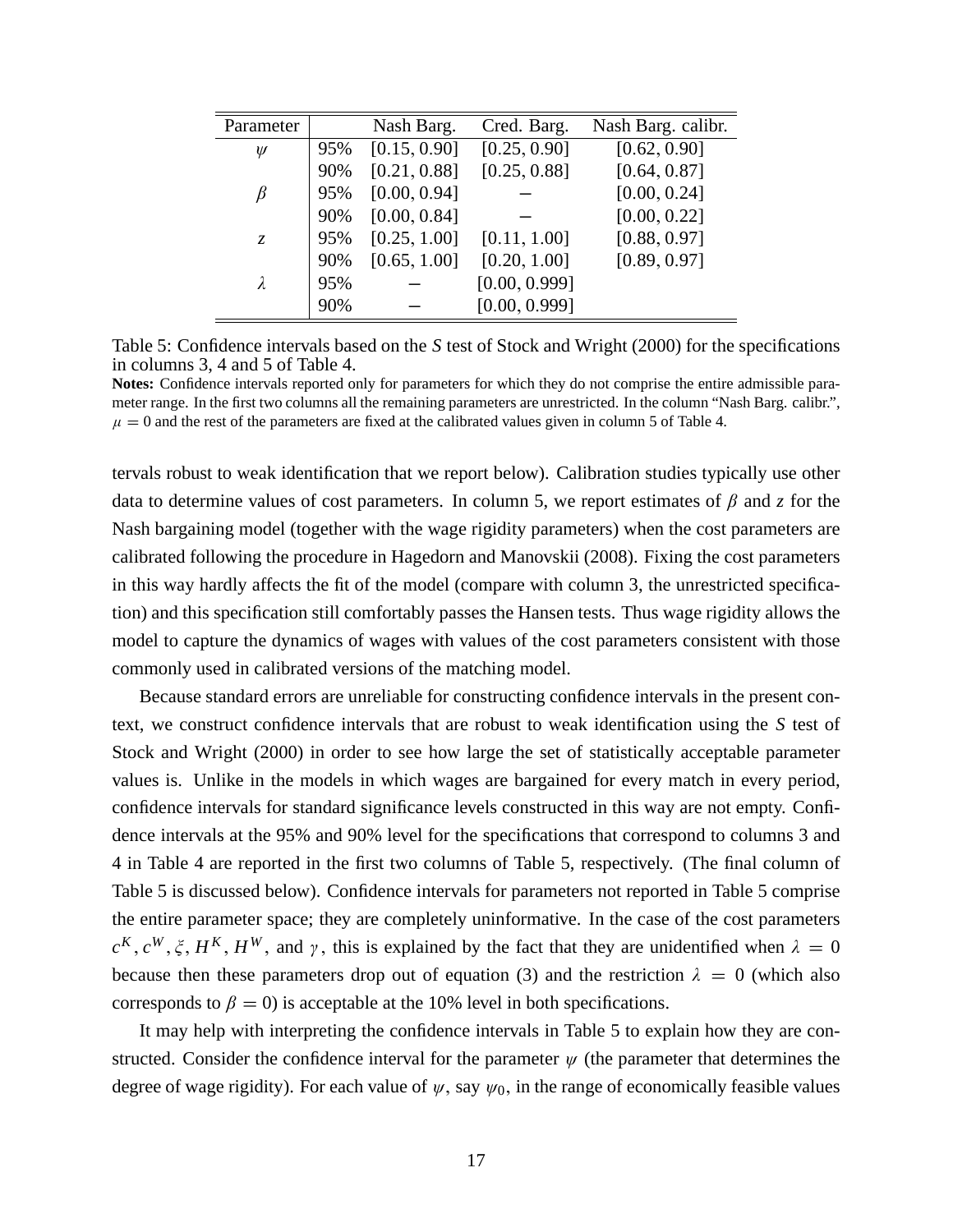| Parameter | | Nash Barg. | Cred. Barg. | Nash Barg. calibr. |
|---|---|---|---|---|
| $\psi$ | 95% | [0.15, 0.90] | [0.25, 0.90] | [0.62, 0.90] |
| | 90% | [0.21, 0.88] | [0.25, 0.88] | [0.64, 0.87] |
| $\beta$ | 95% | [0.00, 0.94] | – | [0.00, 0.24] |
| | 90% | [0.00, 0.84] | – | [0.00, 0.22] |
| $z$ | 95% | [0.25, 1.00] | [0.11, 1.00] | [0.88, 0.97] |
| | 90% | [0.65, 1.00] | [0.20, 1.00] | [0.89, 0.97] |
| $\lambda$ | 95% | – | [0.00, 0.999] | |
| | 90% | – | [0.00, 0.999] | |

Table 5: Confidence intervals based on the *S* test of Stock and Wright (2000) for the specifications in columns 3, 4 and 5 of Table 4.

**Notes:** Confidence intervals reported only for parameters for which they do not comprise the entire admissible parameter range. In the first two columns all the remaining parameters are unrestricted. In the column "Nash Barg. calibr.", $\mu = 0$ and the rest of the parameters are fixed at the calibrated values given in column 5 of Table 4.

tervals robust to weak identification that we report below). Calibration studies typically use other data to determine values of cost parameters. In column 5, we report estimates of $\beta$ and $z$ for the Nash bargaining model (together with the wage rigidity parameters) when the cost parameters are calibrated following the procedure in Hagedorn and Manovskii (2008). Fixing the cost parameters in this way hardly affects the fit of the model (compare with column 3, the unrestricted specification) and this specification still comfortably passes the Hansen tests. Thus wage rigidity allows the model to capture the dynamics of wages with values of the cost parameters consistent with those commonly used in calibrated versions of the matching model.

Because standard errors are unreliable for constructing confidence intervals in the present context, we construct confidence intervals that are robust to weak identification using the *S* test of Stock and Wright (2000) in order to see how large the set of statistically acceptable parameter values is. Unlike in the models in which wages are bargained for every match in every period, confidence intervals for standard significance levels constructed in this way are not empty. Confidence intervals at the 95% and 90% level for the specifications that correspond to columns 3 and 4 in Table 4 are reported in the first two columns of Table 5, respectively. (The final column of Table 5 is discussed below). Confidence intervals for parameters not reported in Table 5 comprise the entire parameter space; they are completely uninformative. In the case of the cost parameters $c^K, c^W, \xi, H^K, H^W$, and $\gamma$, this is explained by the fact that they are unidentified when $\lambda = 0$ because then these parameters drop out of equation (3) and the restriction $\lambda = 0$ (which also corresponds to $\beta = 0$) is acceptable at the 10% level in both specifications.

It may help with interpreting the confidence intervals in Table 5 to explain how they are constructed. Consider the confidence interval for the parameter $\psi$ (the parameter that determines the degree of wage rigidity). For each value of $\psi$, say $\psi_0$, in the range of economically feasible values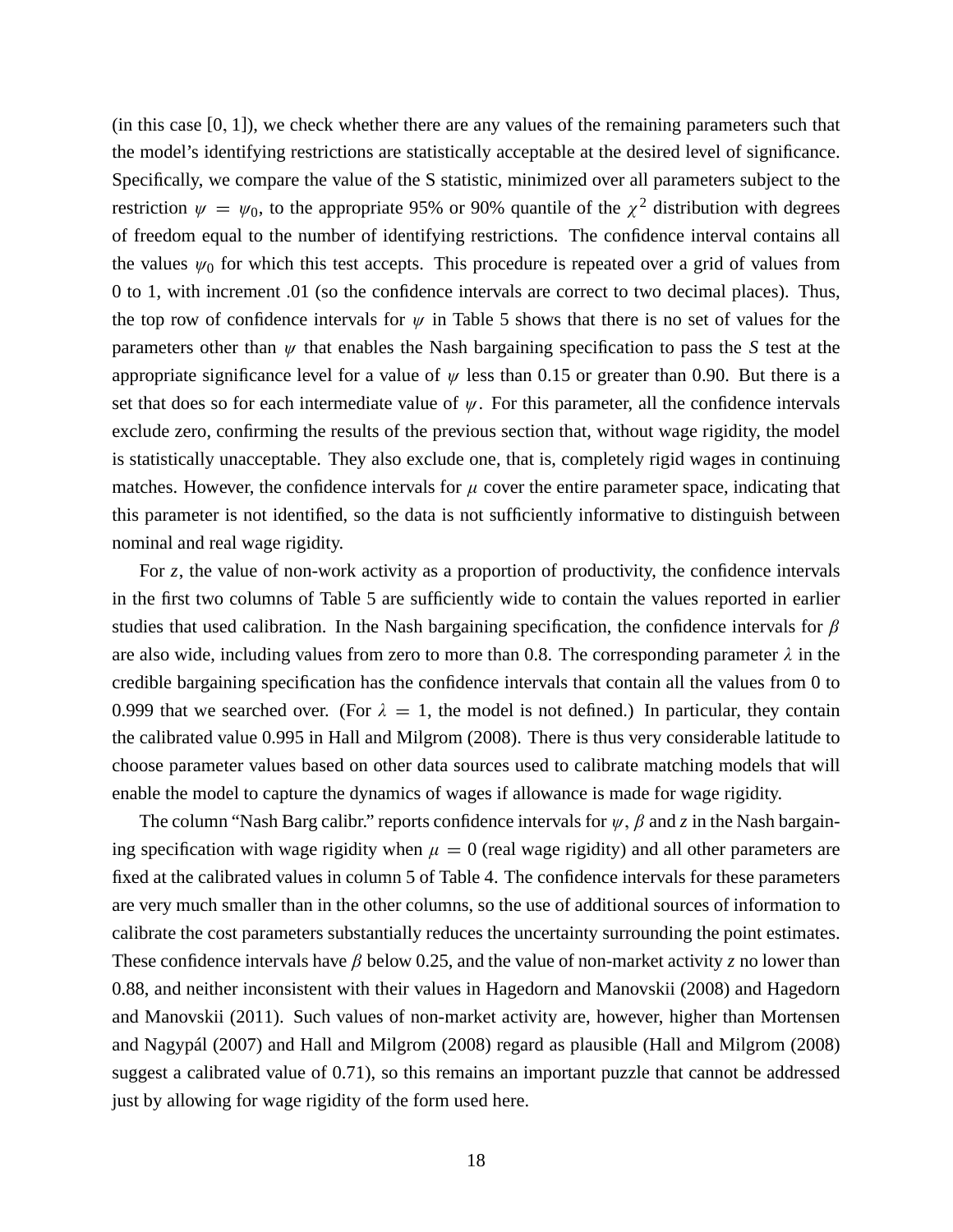(in this case $[0, 1]$), we check whether there are any values of the remaining parameters such that the model's identifying restrictions are statistically acceptable at the desired level of significance. Specifically, we compare the value of the S statistic, minimized over all parameters subject to the restriction $\psi = \psi_0$, to the appropriate 95% or 90% quantile of the $\chi^2$ distribution with degrees of freedom equal to the number of identifying restrictions. The confidence interval contains all the values $\psi_0$ for which this test accepts. This procedure is repeated over a grid of values from 0 to 1, with increment .01 (so the confidence intervals are correct to two decimal places). Thus, the top row of confidence intervals for $\psi$ in Table 5 shows that there is no set of values for the parameters other than $\psi$ that enables the Nash bargaining specification to pass the *S* test at the appropriate significance level for a value of $\psi$ less than 0.15 or greater than 0.90. But there is a set that does so for each intermediate value of $\psi$. For this parameter, all the confidence intervals exclude zero, confirming the results of the previous section that, without wage rigidity, the model is statistically unacceptable. They also exclude one, that is, completely rigid wages in continuing matches. However, the confidence intervals for $\mu$ cover the entire parameter space, indicating that this parameter is not identified, so the data is not sufficiently informative to distinguish between nominal and real wage rigidity.

For $z$, the value of non-work activity as a proportion of productivity, the confidence intervals in the first two columns of Table 5 are sufficiently wide to contain the values reported in earlier studies that used calibration. In the Nash bargaining specification, the confidence intervals for $\beta$ are also wide, including values from zero to more than 0.8. The corresponding parameter $\lambda$ in the credible bargaining specification has the confidence intervals that contain all the values from 0 to 0.999 that we searched over. (For $\lambda = 1$, the model is not defined.) In particular, they contain the calibrated value 0.995 in Hall and Milgrom (2008). There is thus very considerable latitude to choose parameter values based on other data sources used to calibrate matching models that will enable the model to capture the dynamics of wages if allowance is made for wage rigidity.

The column "Nash Barg calibr." reports confidence intervals for $\psi$, $\beta$ and $z$ in the Nash bargaining specification with wage rigidity when $\mu = 0$ (real wage rigidity) and all other parameters are fixed at the calibrated values in column 5 of Table 4. The confidence intervals for these parameters are very much smaller than in the other columns, so the use of additional sources of information to calibrate the cost parameters substantially reduces the uncertainty surrounding the point estimates. These confidence intervals have $\beta$ below 0.25, and the value of non-market activity $z$ no lower than 0.88, and neither inconsistent with their values in Hagedorn and Manovskii (2008) and Hagedorn and Manovskii (2011). Such values of non-market activity are, however, higher than Mortensen and Nagypál (2007) and Hall and Milgrom (2008) regard as plausible (Hall and Milgrom (2008) suggest a calibrated value of 0.71), so this remains an important puzzle that cannot be addressed just by allowing for wage rigidity of the form used here.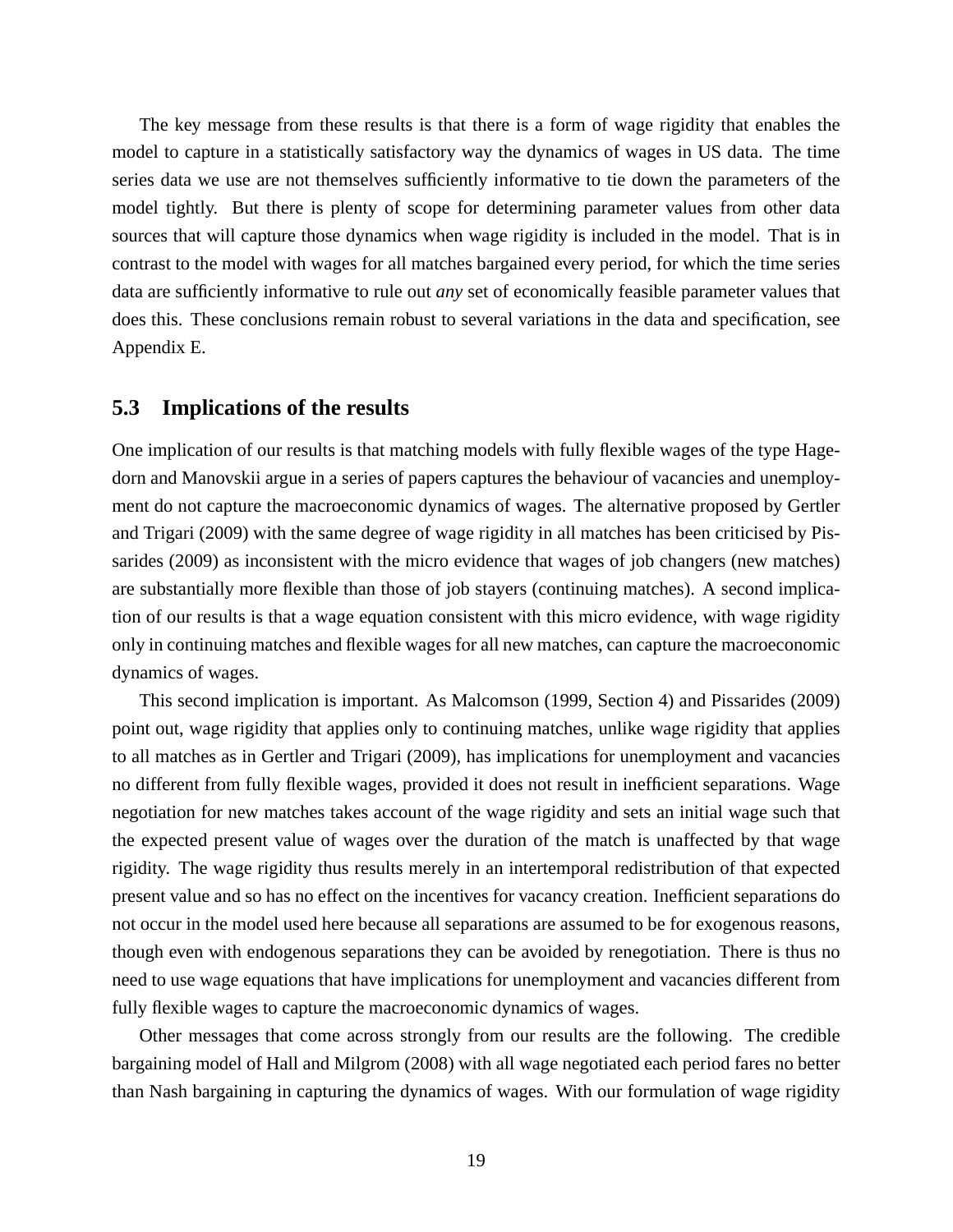The key message from these results is that there is a form of wage rigidity that enables the model to capture in a statistically satisfactory way the dynamics of wages in US data. The time series data we use are not themselves sufficiently informative to tie down the parameters of the model tightly. But there is plenty of scope for determining parameter values from other data sources that will capture those dynamics when wage rigidity is included in the model. That is in contrast to the model with wages for all matches bargained every period, for which the time series data are sufficiently informative to rule out *any* set of economically feasible parameter values that does this. These conclusions remain robust to several variations in the data and specification, see Appendix E.

### 5.3 Implications of the results

One implication of our results is that matching models with fully flexible wages of the type Hagedorn and Manovskii argue in a series of papers captures the behaviour of vacancies and unemployment do not capture the macroeconomic dynamics of wages. The alternative proposed by Gertler and Trigari (2009) with the same degree of wage rigidity in all matches has been criticised by Pissarides (2009) as inconsistent with the micro evidence that wages of job changers (new matches) are substantially more flexible than those of job stayers (continuing matches). A second implication of our results is that a wage equation consistent with this micro evidence, with wage rigidity only in continuing matches and flexible wages for all new matches, can capture the macroeconomic dynamics of wages.

This second implication is important. As Malcomson (1999, Section 4) and Pissarides (2009) point out, wage rigidity that applies only to continuing matches, unlike wage rigidity that applies to all matches as in Gertler and Trigari (2009), has implications for unemployment and vacancies no different from fully flexible wages, provided it does not result in inefficient separations. Wage negotiation for new matches takes account of the wage rigidity and sets an initial wage such that the expected present value of wages over the duration of the match is unaffected by that wage rigidity. The wage rigidity thus results merely in an intertemporal redistribution of that expected present value and so has no effect on the incentives for vacancy creation. Inefficient separations do not occur in the model used here because all separations are assumed to be for exogenous reasons, though even with endogenous separations they can be avoided by renegotiation. There is thus no need to use wage equations that have implications for unemployment and vacancies different from fully flexible wages to capture the macroeconomic dynamics of wages.

Other messages that come across strongly from our results are the following. The credible bargaining model of Hall and Milgrom (2008) with all wage negotiated each period fares no better than Nash bargaining in capturing the dynamics of wages. With our formulation of wage rigidity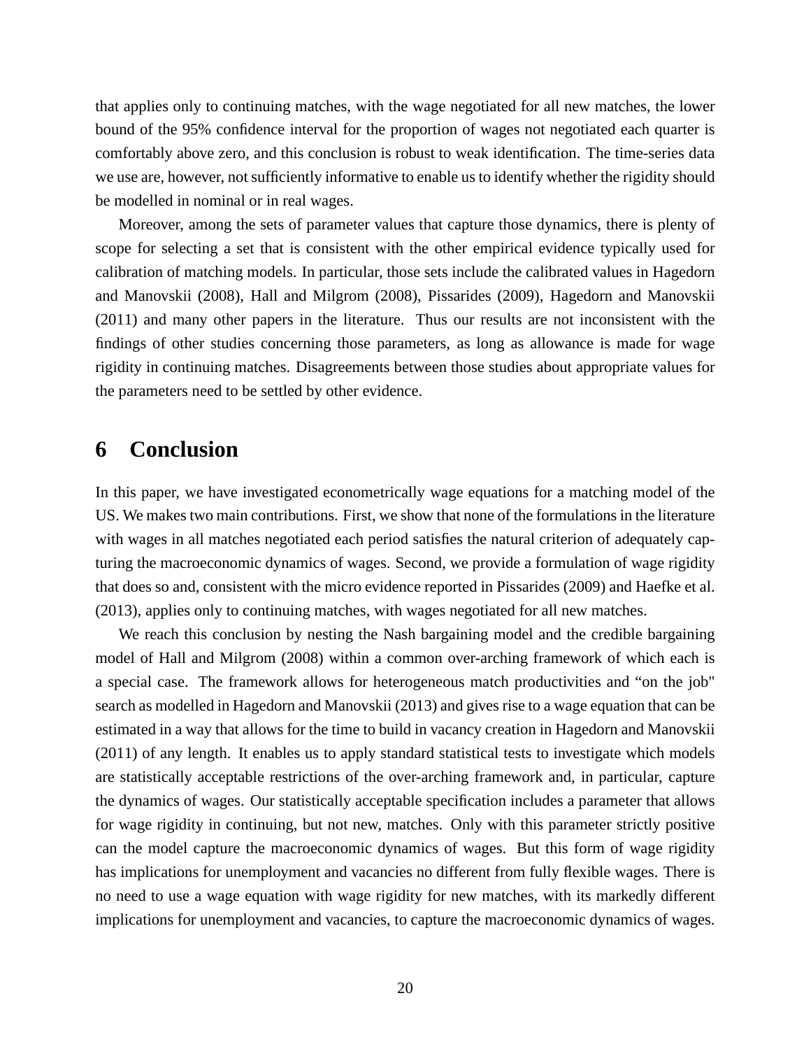that applies only to continuing matches, with the wage negotiated for all new matches, the lower bound of the 95% confidence interval for the proportion of wages not negotiated each quarter is comfortably above zero, and this conclusion is robust to weak identification. The time-series data we use are, however, not sufficiently informative to enable us to identify whether the rigidity should be modelled in nominal or in real wages.

Moreover, among the sets of parameter values that capture those dynamics, there is plenty of scope for selecting a set that is consistent with the other empirical evidence typically used for calibration of matching models. In particular, those sets include the calibrated values in Hagedorn and Manovskii (2008), Hall and Milgrom (2008), Pissarides (2009), Hagedorn and Manovskii (2011) and many other papers in the literature. Thus our results are not inconsistent with the findings of other studies concerning those parameters, as long as allowance is made for wage rigidity in continuing matches. Disagreements between those studies about appropriate values for the parameters need to be settled by other evidence.

# 6 Conclusion

In this paper, we have investigated econometrically wage equations for a matching model of the US. We makes two main contributions. First, we show that none of the formulations in the literature with wages in all matches negotiated each period satisfies the natural criterion of adequately capturing the macroeconomic dynamics of wages. Second, we provide a formulation of wage rigidity that does so and, consistent with the micro evidence reported in Pissarides (2009) and Haefke et al. (2013), applies only to continuing matches, with wages negotiated for all new matches.

We reach this conclusion by nesting the Nash bargaining model and the credible bargaining model of Hall and Milgrom (2008) within a common over-arching framework of which each is a special case. The framework allows for heterogeneous match productivities and "on the job" search as modelled in Hagedorn and Manovskii (2013) and gives rise to a wage equation that can be estimated in a way that allows for the time to build in vacancy creation in Hagedorn and Manovskii (2011) of any length. It enables us to apply standard statistical tests to investigate which models are statistically acceptable restrictions of the over-arching framework and, in particular, capture the dynamics of wages. Our statistically acceptable specification includes a parameter that allows for wage rigidity in continuing, but not new, matches. Only with this parameter strictly positive can the model capture the macroeconomic dynamics of wages. But this form of wage rigidity has implications for unemployment and vacancies no different from fully flexible wages. There is no need to use a wage equation with wage rigidity for new matches, with its markedly different implications for unemployment and vacancies, to capture the macroeconomic dynamics of wages.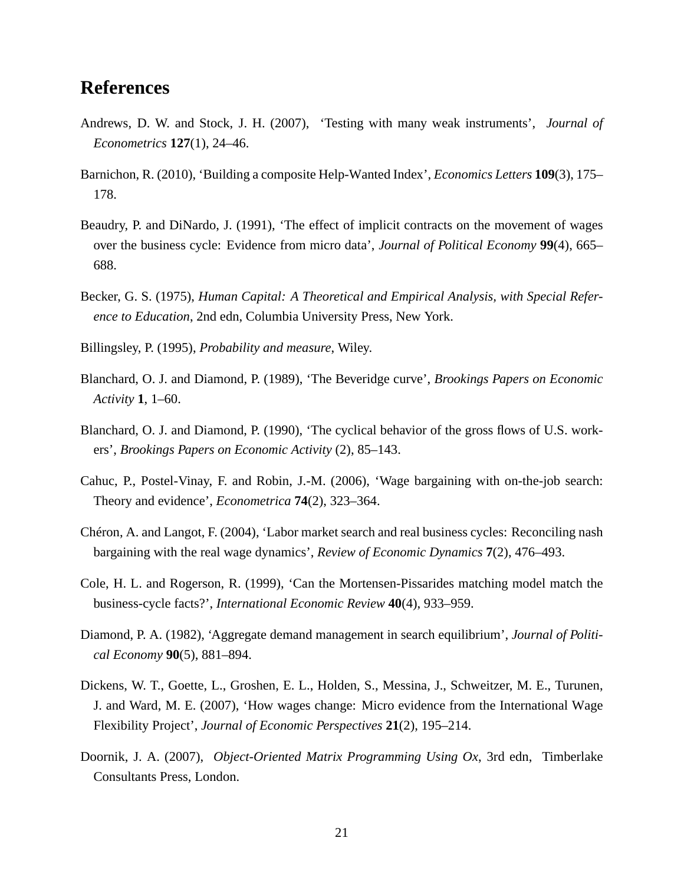# References

Andrews, D. W. and Stock, J. H. (2007), 'Testing with many weak instruments', *Journal of Econometrics* **127**(1), 24–46.

Barnichon, R. (2010), 'Building a composite Help-Wanted Index', *Economics Letters* **109**(3), 175–178.

Beaudry, P. and DiNardo, J. (1991), 'The effect of implicit contracts on the movement of wages over the business cycle: Evidence from micro data', *Journal of Political Economy* **99**(4), 665–688.

Becker, G. S. (1975), *Human Capital: A Theoretical and Empirical Analysis, with Special Reference to Education*, 2nd edn, Columbia University Press, New York.

Billingsley, P. (1995), *Probability and measure*, Wiley.

Blanchard, O. J. and Diamond, P. (1989), 'The Beveridge curve', *Brookings Papers on Economic Activity* **1**, 1–60.

Blanchard, O. J. and Diamond, P. (1990), 'The cyclical behavior of the gross flows of U.S. workers', *Brookings Papers on Economic Activity* (2), 85–143.

Cahuc, P., Postel-Vinay, F. and Robin, J.-M. (2006), 'Wage bargaining with on-the-job search: Theory and evidence', *Econometrica* **74**(2), 323–364.

Chéron, A. and Langot, F. (2004), 'Labor market search and real business cycles: Reconciling nash bargaining with the real wage dynamics', *Review of Economic Dynamics* **7**(2), 476–493.

Cole, H. L. and Rogerson, R. (1999), 'Can the Mortensen-Pissarides matching model match the business-cycle facts?', *International Economic Review* **40**(4), 933–959.

Diamond, P. A. (1982), 'Aggregate demand management in search equilibrium', *Journal of Political Economy* **90**(5), 881–894.

Dickens, W. T., Goette, L., Groshen, E. L., Holden, S., Messina, J., Schweitzer, M. E., Turunen, J. and Ward, M. E. (2007), 'How wages change: Micro evidence from the International Wage Flexibility Project', *Journal of Economic Perspectives* **21**(2), 195–214.

Doornik, J. A. (2007), *Object-Oriented Matrix Programming Using Ox*, 3rd edn, Timberlake Consultants Press, London.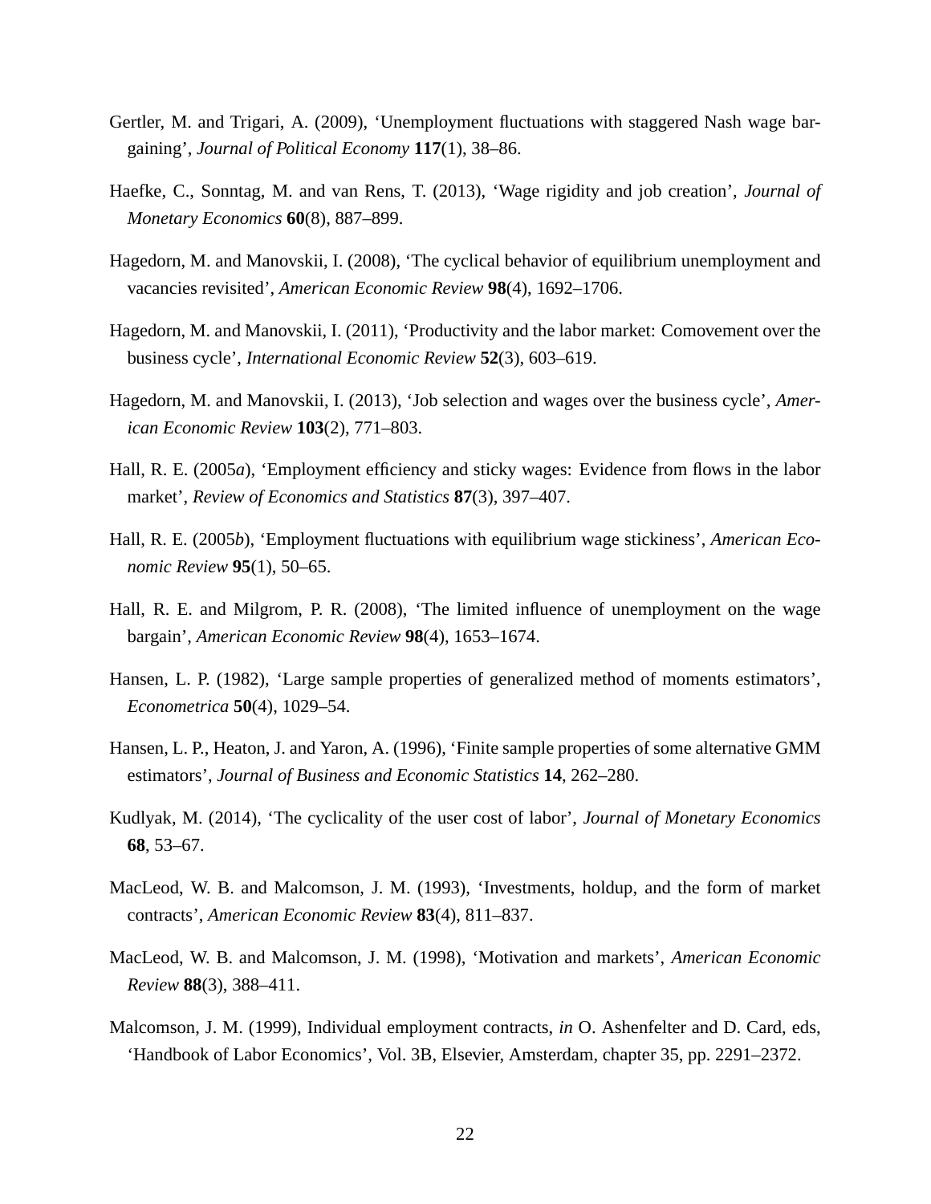Gertler, M. and Trigari, A. (2009), 'Unemployment fluctuations with staggered Nash wage bargaining', *Journal of Political Economy* **117**(1), 38–86.

Haefke, C., Sonntag, M. and van Rens, T. (2013), 'Wage rigidity and job creation', *Journal of Monetary Economics* **60**(8), 887–899.

Hagedorn, M. and Manovskii, I. (2008), 'The cyclical behavior of equilibrium unemployment and vacancies revisited', *American Economic Review* **98**(4), 1692–1706.

Hagedorn, M. and Manovskii, I. (2011), 'Productivity and the labor market: Comovement over the business cycle', *International Economic Review* **52**(3), 603–619.

Hagedorn, M. and Manovskii, I. (2013), 'Job selection and wages over the business cycle', *American Economic Review* **103**(2), 771–803.

Hall, R. E. (2005*a*), 'Employment efficiency and sticky wages: Evidence from flows in the labor market', *Review of Economics and Statistics* **87**(3), 397–407.

Hall, R. E. (2005*b*), 'Employment fluctuations with equilibrium wage stickiness', *American Economic Review* **95**(1), 50–65.

Hall, R. E. and Milgrom, P. R. (2008), 'The limited influence of unemployment on the wage bargain', *American Economic Review* **98**(4), 1653–1674.

Hansen, L. P. (1982), 'Large sample properties of generalized method of moments estimators', *Econometrica* **50**(4), 1029–54.

Hansen, L. P., Heaton, J. and Yaron, A. (1996), 'Finite sample properties of some alternative GMM estimators', *Journal of Business and Economic Statistics* **14**, 262–280.

Kudlyak, M. (2014), 'The cyclicality of the user cost of labor', *Journal of Monetary Economics* **68**, 53–67.

MacLeod, W. B. and Malcomson, J. M. (1993), 'Investments, holdup, and the form of market contracts', *American Economic Review* **83**(4), 811–837.

MacLeod, W. B. and Malcomson, J. M. (1998), 'Motivation and markets', *American Economic Review* **88**(3), 388–411.

Malcomson, J. M. (1999), Individual employment contracts, *in* O. Ashenfelter and D. Card, eds, 'Handbook of Labor Economics', Vol. 3B, Elsevier, Amsterdam, chapter 35, pp. 2291–2372.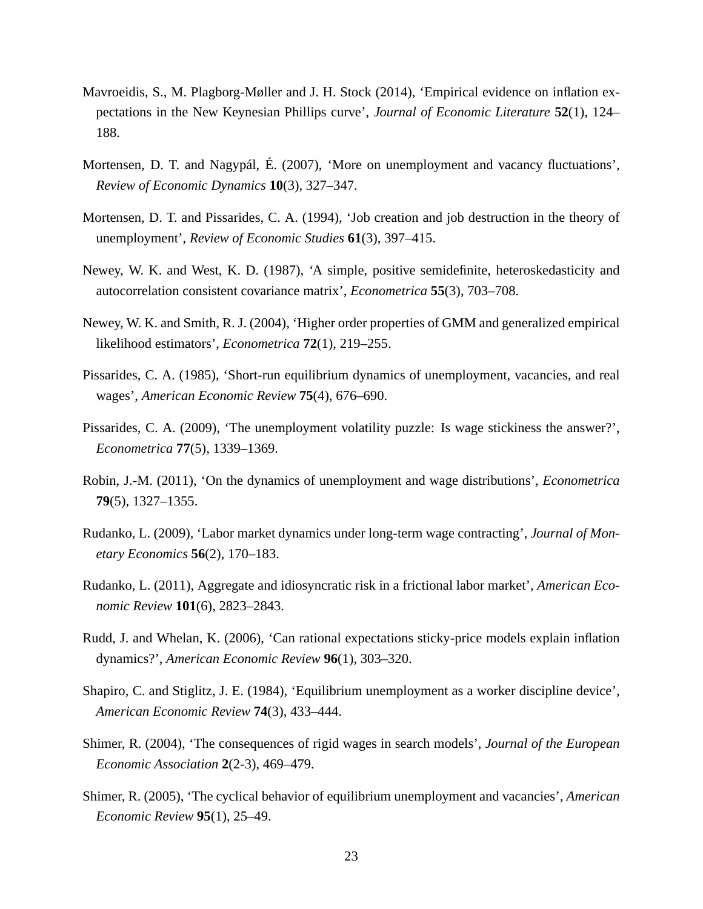Mavroeidis, S., M. Plagborg-Møller and J. H. Stock (2014), 'Empirical evidence on inflation expectations in the New Keynesian Phillips curve', *Journal of Economic Literature* **52**(1), 124–188.

Mortensen, D. T. and Nagypál, É. (2007), 'More on unemployment and vacancy fluctuations', *Review of Economic Dynamics* **10**(3), 327–347.

Mortensen, D. T. and Pissarides, C. A. (1994), 'Job creation and job destruction in the theory of unemployment', *Review of Economic Studies* **61**(3), 397–415.

Newey, W. K. and West, K. D. (1987), 'A simple, positive semidefinite, heteroskedasticity and autocorrelation consistent covariance matrix', *Econometrica* **55**(3), 703–708.

Newey, W. K. and Smith, R. J. (2004), 'Higher order properties of GMM and generalized empirical likelihood estimators', *Econometrica* **72**(1), 219–255.

Pissarides, C. A. (1985), 'Short-run equilibrium dynamics of unemployment, vacancies, and real wages', *American Economic Review* **75**(4), 676–690.

Pissarides, C. A. (2009), 'The unemployment volatility puzzle: Is wage stickiness the answer?', *Econometrica* **77**(5), 1339–1369.

Robin, J.-M. (2011), 'On the dynamics of unemployment and wage distributions', *Econometrica* **79**(5), 1327–1355.

Rudanko, L. (2009), 'Labor market dynamics under long-term wage contracting', *Journal of Monetary Economics* **56**(2), 170–183.

Rudanko, L. (2011), Aggregate and idiosyncratic risk in a frictional labor market', *American Economic Review* **101**(6), 2823–2843.

Rudd, J. and Whelan, K. (2006), 'Can rational expectations sticky-price models explain inflation dynamics?', *American Economic Review* **96**(1), 303–320.

Shapiro, C. and Stiglitz, J. E. (1984), 'Equilibrium unemployment as a worker discipline device', *American Economic Review* **74**(3), 433–444.

Shimer, R. (2004), 'The consequences of rigid wages in search models', *Journal of the European Economic Association* **2**(2-3), 469–479.

Shimer, R. (2005), 'The cyclical behavior of equilibrium unemployment and vacancies', *American Economic Review* **95**(1), 25–49.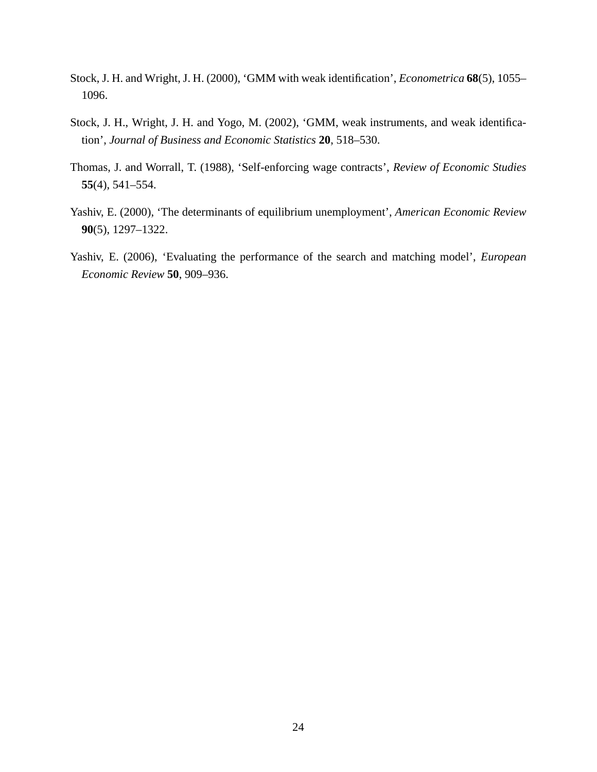Stock, J. H. and Wright, J. H. (2000), 'GMM with weak identification', *Econometrica* **68**(5), 1055–1096.

Stock, J. H., Wright, J. H. and Yogo, M. (2002), 'GMM, weak instruments, and weak identification', *Journal of Business and Economic Statistics* **20**, 518–530.

Thomas, J. and Worrall, T. (1988), 'Self-enforcing wage contracts', *Review of Economic Studies* **55**(4), 541–554.

Yashiv, E. (2000), 'The determinants of equilibrium unemployment', *American Economic Review* **90**(5), 1297–1322.

Yashiv, E. (2006), 'Evaluating the performance of the search and matching model', *European Economic Review* **50**, 909–936.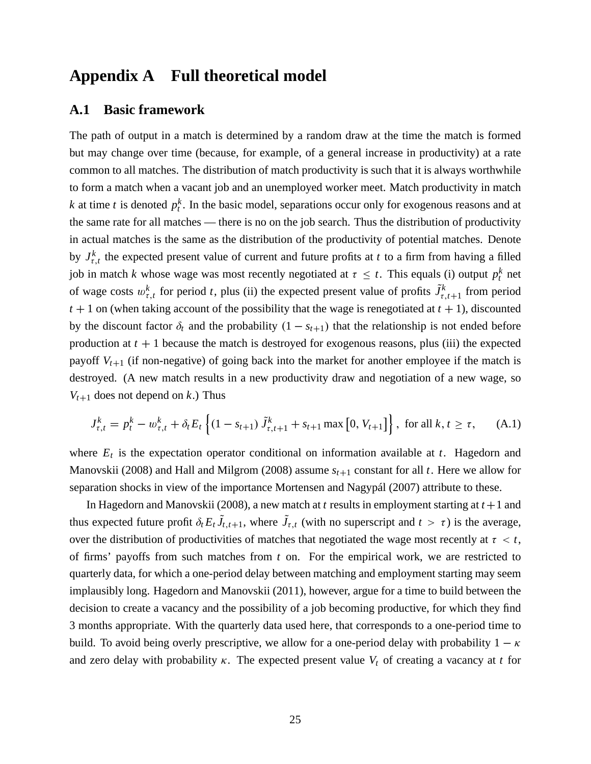# Appendix A Full theoretical model

## A.1 Basic framework

The path of output in a match is determined by a random draw at the time the match is formed but may change over time (because, for example, of a general increase in productivity) at a rate common to all matches. The distribution of match productivity is such that it is always worthwhile to form a match when a vacant job and an unemployed worker meet. Match productivity in match $k$ at time $t$ is denoted $p_t^k$. In the basic model, separations occur only for exogenous reasons and at the same rate for all matches — there is no on the job search. Thus the distribution of productivity in actual matches is the same as the distribution of the productivity of potential matches. Denote by $J_{\tau,t}^k$ the expected present value of current and future profits at $t$ to a firm from having a filled job in match $k$ whose wage was most recently negotiated at $\tau \leq t$. This equals (i) output $p_t^k$ net of wage costs $w_{\tau,t}^k$ for period $t$, plus (ii) the expected present value of profits $\tilde{J}_{\tau,t+1}^k$ from period $t+1$ on (when taking account of the possibility that the wage is renegotiated at $t+1$), discounted by the discount factor $\delta_t$ and the probability $(1 - s_{t+1})$ that the relationship is not ended before production at $t+1$ because the match is destroyed for exogenous reasons, plus (iii) the expected payoff $V_{t+1}$ (if non-negative) of going back into the market for another employee if the match is destroyed. (A new match results in a new productivity draw and negotiation of a new wage, so $V_{t+1}$ does not depend on $k$.) Thus

$$J_{\tau,t}^k = p_t^k - w_{\tau,t}^k + \delta_t E_t \left\{ (1 - s_{t+1}) \, \tilde{J}_{\tau,t+1}^k + s_{t+1} \max\left[0, V_{t+1}\right] \right\}, \text{ for all } k, t \geq \tau, \tag{A.1}$$

where $E_t$ is the expectation operator conditional on information available at $t$. Hagedorn and Manovskii (2008) and Hall and Milgrom (2008) assume $s_{t+1}$ constant for all $t$. Here we allow for separation shocks in view of the importance Mortensen and Nagypál (2007) attribute to these.

In Hagedorn and Manovskii (2008), a new match at $t$ results in employment starting at $t+1$ and thus expected future profit $\delta_t E_t \tilde{J}_{t,t+1}$, where $\tilde{J}_{\tau,t}$ (with no superscript and $t > \tau$) is the average, over the distribution of productivities of matches that negotiated the wage most recently at $\tau < t$, of firms' payoffs from such matches from $t$ on. For the empirical work, we are restricted to quarterly data, for which a one-period delay between matching and employment starting may seem implausibly long. Hagedorn and Manovskii (2011), however, argue for a time to build between the decision to create a vacancy and the possibility of a job becoming productive, for which they find 3 months appropriate. With the quarterly data used here, that corresponds to a one-period time to build. To avoid being overly prescriptive, we allow for a one-period delay with probability $1 - \kappa$ and zero delay with probability $\kappa$. The expected present value $V_t$ of creating a vacancy at $t$ for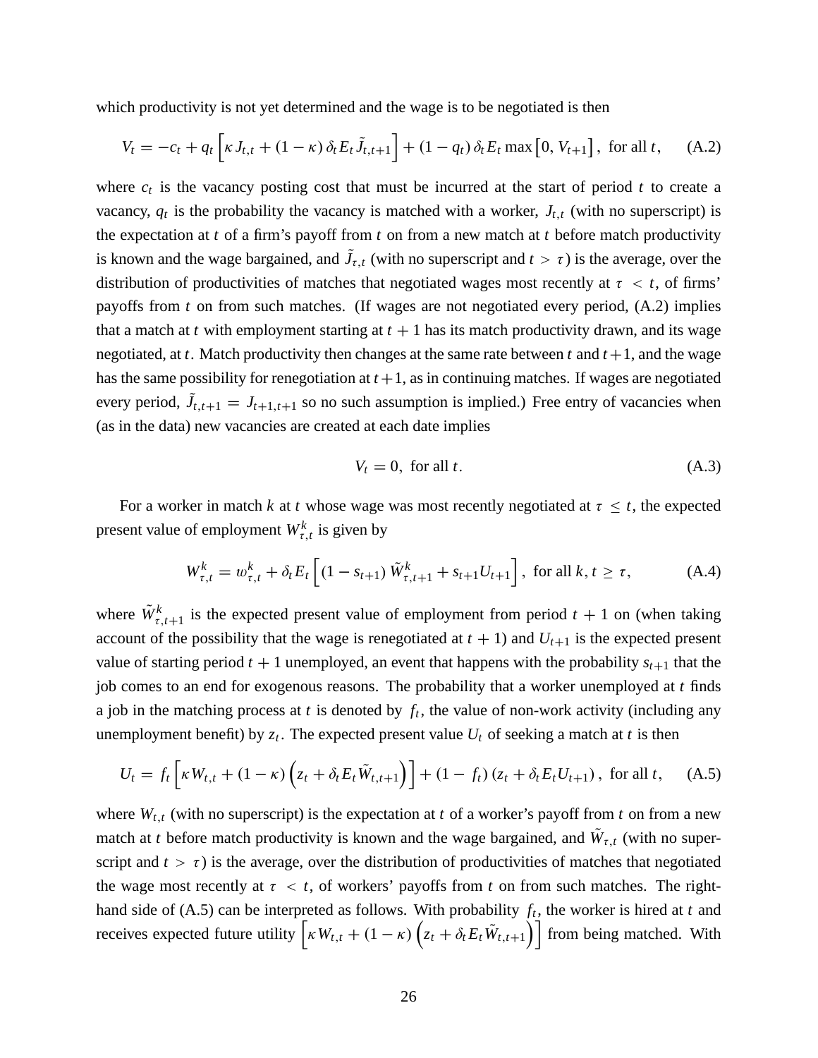which productivity is not yet determined and the wage is to be negotiated is then

$$V_t = -c_t + q_t \left[ \kappa J_{t,t} + (1-\kappa)\, \delta_t E_t \tilde{J}_{t,t+1} \right] + (1-q_t)\, \delta_t E_t \max\left[0, V_{t+1}\right], \text{ for all } t, \qquad \text{(A.2)}$$

where $c_t$ is the vacancy posting cost that must be incurred at the start of period $t$ to create a vacancy, $q_t$ is the probability the vacancy is matched with a worker, $J_{t,t}$ (with no superscript) is the expectation at $t$ of a firm's payoff from $t$ on from a new match at $t$ before match productivity is known and the wage bargained, and $\tilde{J}_{\tau,t}$ (with no superscript and $t > \tau$) is the average, over the distribution of productivities of matches that negotiated wages most recently at $\tau < t$, of firms' payoffs from $t$ on from such matches. (If wages are not negotiated every period, (A.2) implies that a match at $t$ with employment starting at $t+1$ has its match productivity drawn, and its wage negotiated, at $t$. Match productivity then changes at the same rate between $t$ and $t+1$, and the wage has the same possibility for renegotiation at $t+1$, as in continuing matches. If wages are negotiated every period, $\tilde{J}_{t,t+1} = J_{t+1,t+1}$ so no such assumption is implied.) Free entry of vacancies when (as in the data) new vacancies are created at each date implies

$$V_t = 0, \text{ for all } t. \qquad \text{(A.3)}$$

For a worker in match $k$ at $t$ whose wage was most recently negotiated at $\tau \le t$, the expected present value of employment $W^k_{\tau,t}$ is given by

$$W^k_{\tau,t} = w^k_{\tau,t} + \delta_t E_t \left[ (1-s_{t+1})\, \tilde{W}^k_{\tau,t+1} + s_{t+1} U_{t+1} \right], \text{ for all } k, t \ge \tau, \qquad \text{(A.4)}$$

where $\tilde{W}^k_{\tau,t+1}$ is the expected present value of employment from period $t+1$ on (when taking account of the possibility that the wage is renegotiated at $t+1$) and $U_{t+1}$ is the expected present value of starting period $t+1$ unemployed, an event that happens with the probability $s_{t+1}$ that the job comes to an end for exogenous reasons. The probability that a worker unemployed at $t$ finds a job in the matching process at $t$ is denoted by $f_t$, the value of non-work activity (including any unemployment benefit) by $z_t$. The expected present value $U_t$ of seeking a match at $t$ is then

$$U_t = f_t \left[ \kappa W_{t,t} + (1-\kappa) \left( z_t + \delta_t E_t \tilde{W}_{t,t+1} \right) \right] + (1-f_t)\left( z_t + \delta_t E_t U_{t+1} \right), \text{ for all } t, \qquad \text{(A.5)}$$

where $W_{t,t}$ (with no superscript) is the expectation at $t$ of a worker's payoff from $t$ on from a new match at $t$ before match productivity is known and the wage bargained, and $\tilde{W}_{\tau,t}$ (with no superscript and $t > \tau$) is the average, over the distribution of productivities of matches that negotiated the wage most recently at $\tau < t$, of workers' payoffs from $t$ on from such matches. The right-hand side of (A.5) can be interpreted as follows. With probability $f_t$, the worker is hired at $t$ and receives expected future utility $\left[ \kappa W_{t,t} + (1-\kappa) \left( z_t + \delta_t E_t \tilde{W}_{t,t+1} \right) \right]$ from being matched. With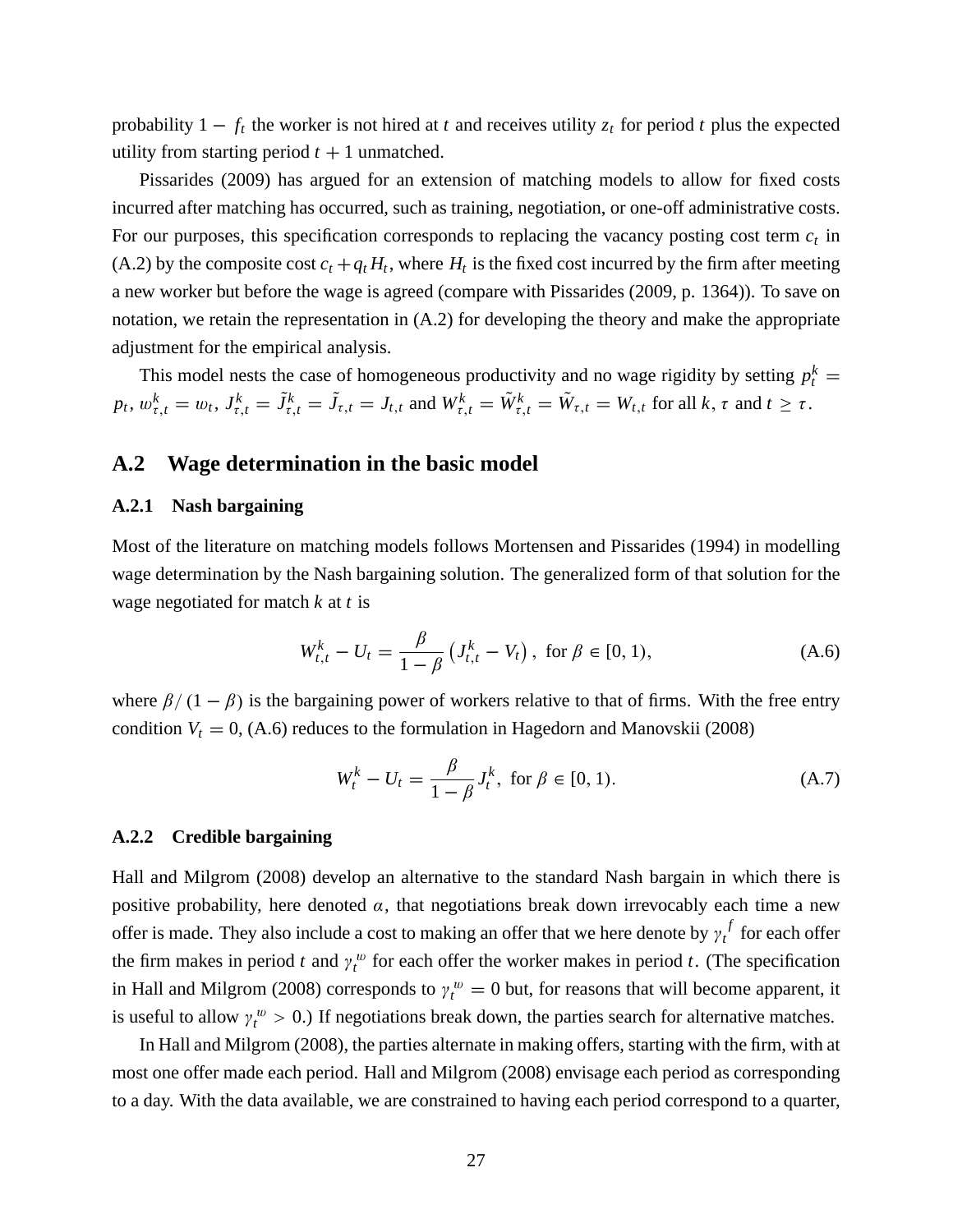probability $1 - f_t$ the worker is not hired at $t$ and receives utility $z_t$ for period $t$ plus the expected utility from starting period $t + 1$ unmatched.

Pissarides (2009) has argued for an extension of matching models to allow for fixed costs incurred after matching has occurred, such as training, negotiation, or one-off administrative costs. For our purposes, this specification corresponds to replacing the vacancy posting cost term $c_t$ in (A.2) by the composite cost $c_t + q_t H_t$, where $H_t$ is the fixed cost incurred by the firm after meeting a new worker but before the wage is agreed (compare with Pissarides (2009, p. 1364)). To save on notation, we retain the representation in (A.2) for developing the theory and make the appropriate adjustment for the empirical analysis.

This model nests the case of homogeneous productivity and no wage rigidity by setting $p_t^k = p_t$, $w_{\tau,t}^k = w_t$, $J_{\tau,t}^k = \tilde{J}_{\tau,t}^k = \tilde{J}_{\tau,t} = J_{t,t}$ and $W_{\tau,t}^k = \tilde{W}_{\tau,t}^k = \tilde{W}_{\tau,t} = W_{t,t}$ for all $k$, $\tau$ and $t \geq \tau$.

## A.2 Wage determination in the basic model

### A.2.1 Nash bargaining

Most of the literature on matching models follows Mortensen and Pissarides (1994) in modelling wage determination by the Nash bargaining solution. The generalized form of that solution for the wage negotiated for match $k$ at $t$ is

$$W_{t,t}^k - U_t = \frac{\beta}{1-\beta}\left(J_{t,t}^k - V_t\right), \text{ for } \beta \in [0, 1), \tag{A.6}$$

where $\beta / (1 - \beta)$ is the bargaining power of workers relative to that of firms. With the free entry condition $V_t = 0$, (A.6) reduces to the formulation in Hagedorn and Manovskii (2008)

$$W_t^k - U_t = \frac{\beta}{1-\beta} J_t^k, \text{ for } \beta \in [0, 1). \tag{A.7}$$

### A.2.2 Credible bargaining

Hall and Milgrom (2008) develop an alternative to the standard Nash bargain in which there is positive probability, here denoted $\alpha$, that negotiations break down irrevocably each time a new offer is made. They also include a cost to making an offer that we here denote by $\gamma_t^f$ for each offer the firm makes in period $t$ and $\gamma_t^w$ for each offer the worker makes in period $t$. (The specification in Hall and Milgrom (2008) corresponds to $\gamma_t^w = 0$ but, for reasons that will become apparent, it is useful to allow $\gamma_t^w > 0$.) If negotiations break down, the parties search for alternative matches.

In Hall and Milgrom (2008), the parties alternate in making offers, starting with the firm, with at most one offer made each period. Hall and Milgrom (2008) envisage each period as corresponding to a day. With the data available, we are constrained to having each period correspond to a quarter,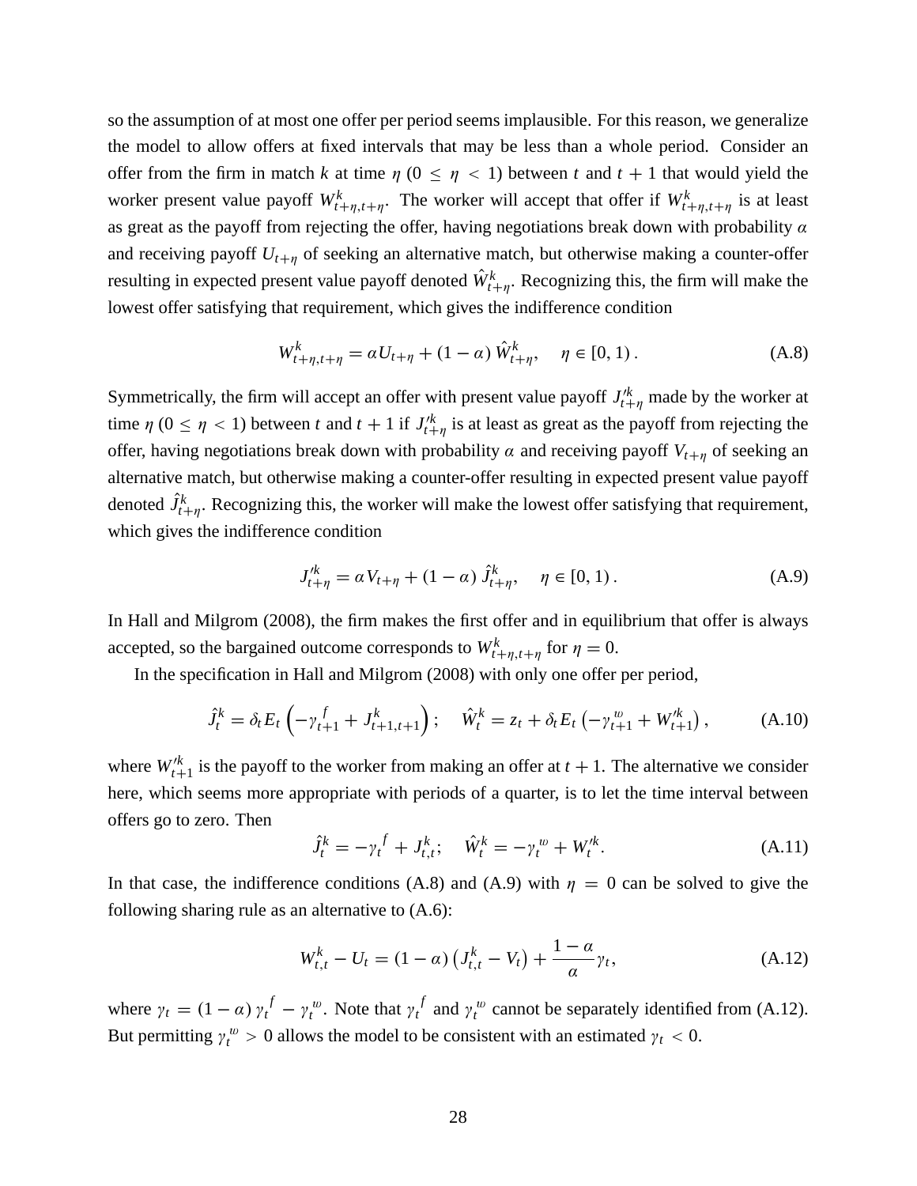so the assumption of at most one offer per period seems implausible. For this reason, we generalize the model to allow offers at fixed intervals that may be less than a whole period. Consider an offer from the firm in match $k$ at time $\eta$ ($0 \leq \eta < 1$) between $t$ and $t+1$ that would yield the worker present value payoff $W^k_{t+\eta,t+\eta}$. The worker will accept that offer if $W^k_{t+\eta,t+\eta}$ is at least as great as the payoff from rejecting the offer, having negotiations break down with probability $\alpha$ and receiving payoff $U_{t+\eta}$ of seeking an alternative match, but otherwise making a counter-offer resulting in expected present value payoff denoted $\hat{W}^k_{t+\eta}$. Recognizing this, the firm will make the lowest offer satisfying that requirement, which gives the indifference condition

$$W^k_{t+\eta,t+\eta} = \alpha U_{t+\eta} + (1-\alpha)\,\hat{W}^k_{t+\eta}, \quad \eta \in [0,1)\,. \tag{A.8}$$

Symmetrically, the firm will accept an offer with present value payoff $J'^k_{t+\eta}$ made by the worker at time $\eta$ ($0 \leq \eta < 1$) between $t$ and $t+1$ if $J'^k_{t+\eta}$ is at least as great as the payoff from rejecting the offer, having negotiations break down with probability $\alpha$ and receiving payoff $V_{t+\eta}$ of seeking an alternative match, but otherwise making a counter-offer resulting in expected present value payoff denoted $\hat{J}^k_{t+\eta}$. Recognizing this, the worker will make the lowest offer satisfying that requirement, which gives the indifference condition

$$J'^k_{t+\eta} = \alpha V_{t+\eta} + (1-\alpha)\,\hat{J}^k_{t+\eta}, \quad \eta \in [0,1)\,. \tag{A.9}$$

In Hall and Milgrom (2008), the firm makes the first offer and in equilibrium that offer is always accepted, so the bargained outcome corresponds to $W^k_{t+\eta,t+\eta}$ for $\eta = 0$.

In the specification in Hall and Milgrom (2008) with only one offer per period,

$$\hat{J}^k_t = \delta_t E_t\left(-\gamma^f_{t+1} + J^k_{t+1,t+1}\right); \quad \hat{W}^k_t = z_t + \delta_t E_t\left(-\gamma^w_{t+1} + W'^k_{t+1}\right), \tag{A.10}$$

where $W'^k_{t+1}$ is the payoff to the worker from making an offer at $t+1$. The alternative we consider here, which seems more appropriate with periods of a quarter, is to let the time interval between offers go to zero. Then

$$\hat{J}^k_t = -\gamma_t^f + J^k_{t,t}; \quad \hat{W}^k_t = -\gamma_t^w + W'^k_t. \tag{A.11}$$

In that case, the indifference conditions (A.8) and (A.9) with $\eta = 0$ can be solved to give the following sharing rule as an alternative to (A.6):

$$W^k_{t,t} - U_t = (1-\alpha)\left(J^k_{t,t} - V_t\right) + \frac{1-\alpha}{\alpha}\gamma_t, \tag{A.12}$$

where $\gamma_t = (1-\alpha)\,\gamma_t^f - \gamma_t^w$. Note that $\gamma_t^f$ and $\gamma_t^w$ cannot be separately identified from (A.12). But permitting $\gamma_t^w > 0$ allows the model to be consistent with an estimated $\gamma_t < 0$.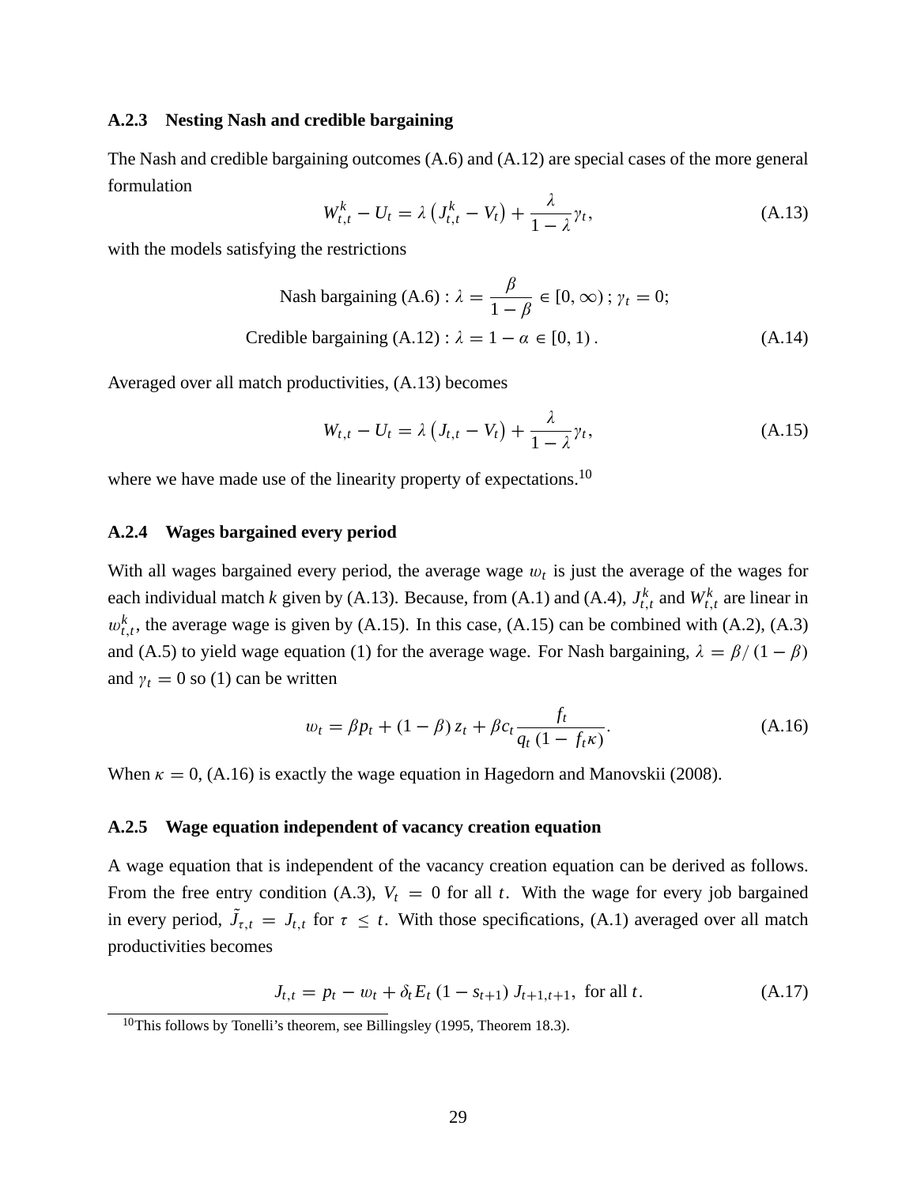### A.2.3 Nesting Nash and credible bargaining

The Nash and credible bargaining outcomes (A.6) and (A.12) are special cases of the more general formulation

$$W_{t,t}^{k} - U_t = \lambda \left( J_{t,t}^{k} - V_t \right) + \frac{\lambda}{1-\lambda} \gamma_t, \tag{A.13}$$

with the models satisfying the restrictions

$$\begin{aligned} \text{Nash bargaining (A.6)} &: \lambda = \frac{\beta}{1-\beta} \in [0, \infty) \,; \gamma_t = 0; \\ \text{Credible bargaining (A.12)} &: \lambda = 1 - \alpha \in [0, 1) \,. \end{aligned} \tag{A.14}$$

Averaged over all match productivities, (A.13) becomes

$$W_{t,t} - U_t = \lambda \left( J_{t,t} - V_t \right) + \frac{\lambda}{1-\lambda} \gamma_t, \tag{A.15}$$

where we have made use of the linearity property of expectations.[10]

### A.2.4 Wages bargained every period

With all wages bargained every period, the average wage $w_t$ is just the average of the wages for each individual match $k$ given by (A.13). Because, from (A.1) and (A.4), $J_{t,t}^{k}$ and $W_{t,t}^{k}$ are linear in $w_{t,t}^{k}$, the average wage is given by (A.15). In this case, (A.15) can be combined with (A.2), (A.3) and (A.5) to yield wage equation (1) for the average wage. For Nash bargaining, $\lambda = \beta / (1-\beta)$ and $\gamma_t = 0$ so (1) can be written

$$w_t = \beta p_t + (1-\beta) z_t + \beta c_t \frac{f_t}{q_t (1 - f_t \kappa)}. \tag{A.16}$$

When $\kappa = 0$, (A.16) is exactly the wage equation in Hagedorn and Manovskii (2008).

### A.2.5 Wage equation independent of vacancy creation equation

A wage equation that is independent of the vacancy creation equation can be derived as follows. From the free entry condition (A.3), $V_t = 0$ for all $t$. With the wage for every job bargained in every period, $\tilde{J}_{\tau,t} = J_{t,t}$ for $\tau \leq t$. With those specifications, (A.1) averaged over all match productivities becomes

$$J_{t,t} = p_t - w_t + \delta_t E_t \left(1 - s_{t+1}\right) J_{t+1,t+1}, \text{ for all } t. \tag{A.17}$$

[10] This follows by Tonelli's theorem, see Billingsley (1995, Theorem 18.3).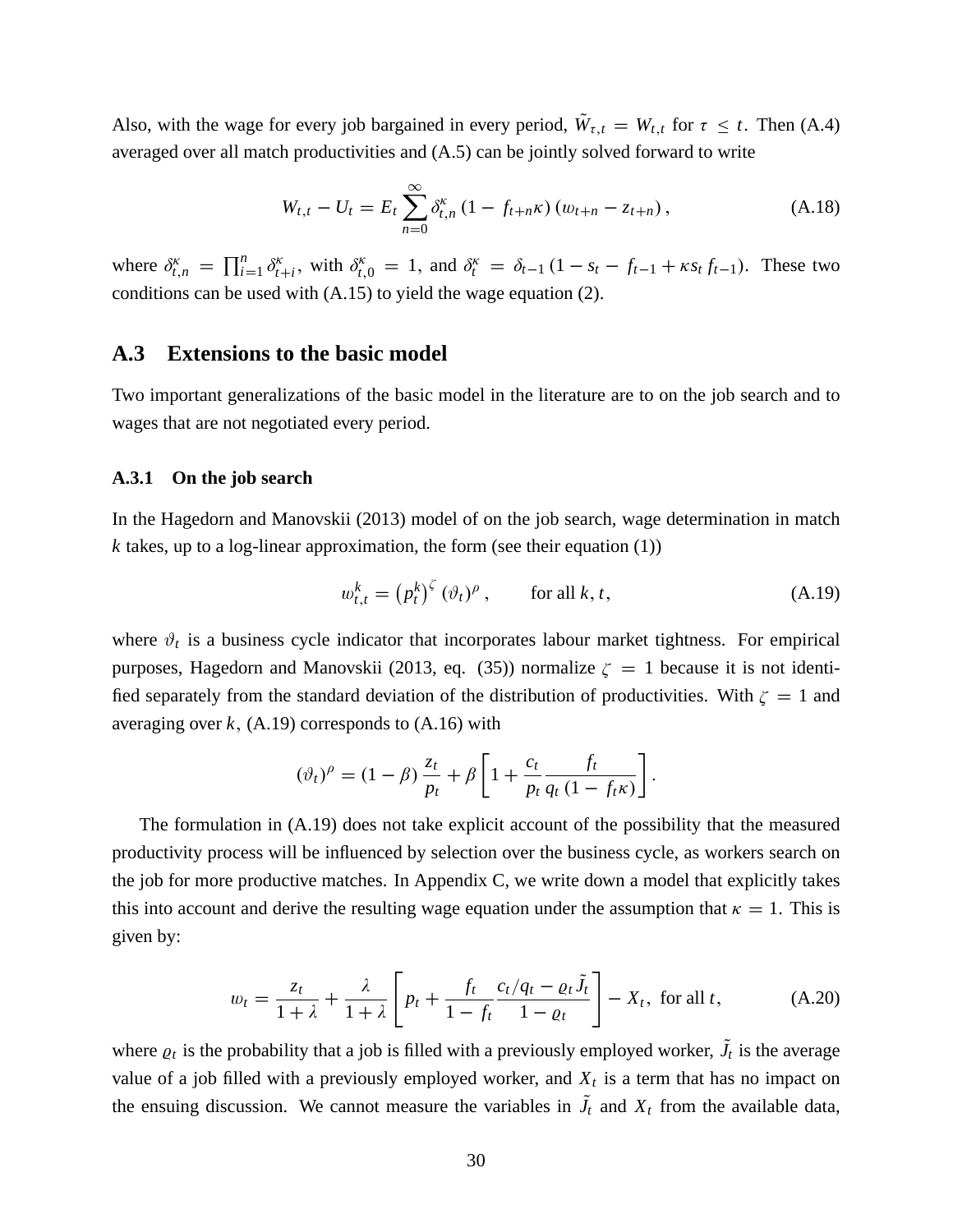Also, with the wage for every job bargained in every period, $\tilde{W}_{\tau,t} = W_{t,t}$ for $\tau \leq t$. Then (A.4) averaged over all match productivities and (A.5) can be jointly solved forward to write

$$W_{t,t} - U_t = E_t \sum_{n=0}^{\infty} \delta_{t,n}^{\kappa} \left(1 - f_{t+n}\kappa\right)\left(w_{t+n} - z_{t+n}\right), \tag{A.18}$$

where $\delta_{t,n}^{\kappa} = \prod_{i=1}^{n} \delta_{t+i}^{\kappa}$, with $\delta_{t,0}^{\kappa} = 1$, and $\delta_t^{\kappa} = \delta_{t-1}\left(1 - s_t - f_{t-1} + \kappa s_t f_{t-1}\right)$. These two conditions can be used with (A.15) to yield the wage equation (2).

## A.3 Extensions to the basic model

Two important generalizations of the basic model in the literature are to on the job search and to wages that are not negotiated every period.

### A.3.1 On the job search

In the Hagedorn and Manovskii (2013) model of on the job search, wage determination in match $k$ takes, up to a log-linear approximation, the form (see their equation (1))

$$w_{t,t}^{k} = \left(p_t^k\right)^{\zeta} \left(\vartheta_t\right)^{\rho}, \qquad \text{for all } k, t, \tag{A.19}$$

where $\vartheta_t$ is a business cycle indicator that incorporates labour market tightness. For empirical purposes, Hagedorn and Manovskii (2013, eq. (35)) normalize $\zeta = 1$ because it is not identified separately from the standard deviation of the distribution of productivities. With $\zeta = 1$ and averaging over $k$, (A.19) corresponds to (A.16) with

$$\left(\vartheta_t\right)^{\rho} = (1-\beta)\frac{z_t}{p_t} + \beta\left[1 + \frac{c_t}{p_t}\frac{f_t}{q_t\left(1 - f_t\kappa\right)}\right].$$

The formulation in (A.19) does not take explicit account of the possibility that the measured productivity process will be influenced by selection over the business cycle, as workers search on the job for more productive matches. In Appendix C, we write down a model that explicitly takes this into account and derive the resulting wage equation under the assumption that $\kappa = 1$. This is given by:

$$w_t = \frac{z_t}{1+\lambda} + \frac{\lambda}{1+\lambda}\left[p_t + \frac{f_t}{1 - f_t}\frac{c_t/q_t - \varrho_t \tilde{J}_t}{1 - \varrho_t}\right] - X_t, \text{ for all } t, \tag{A.20}$$

where $\varrho_t$ is the probability that a job is filled with a previously employed worker, $\tilde{J}_t$ is the average value of a job filled with a previously employed worker, and $X_t$ is a term that has no impact on the ensuing discussion. We cannot measure the variables in $\tilde{J}_t$ and $X_t$ from the available data,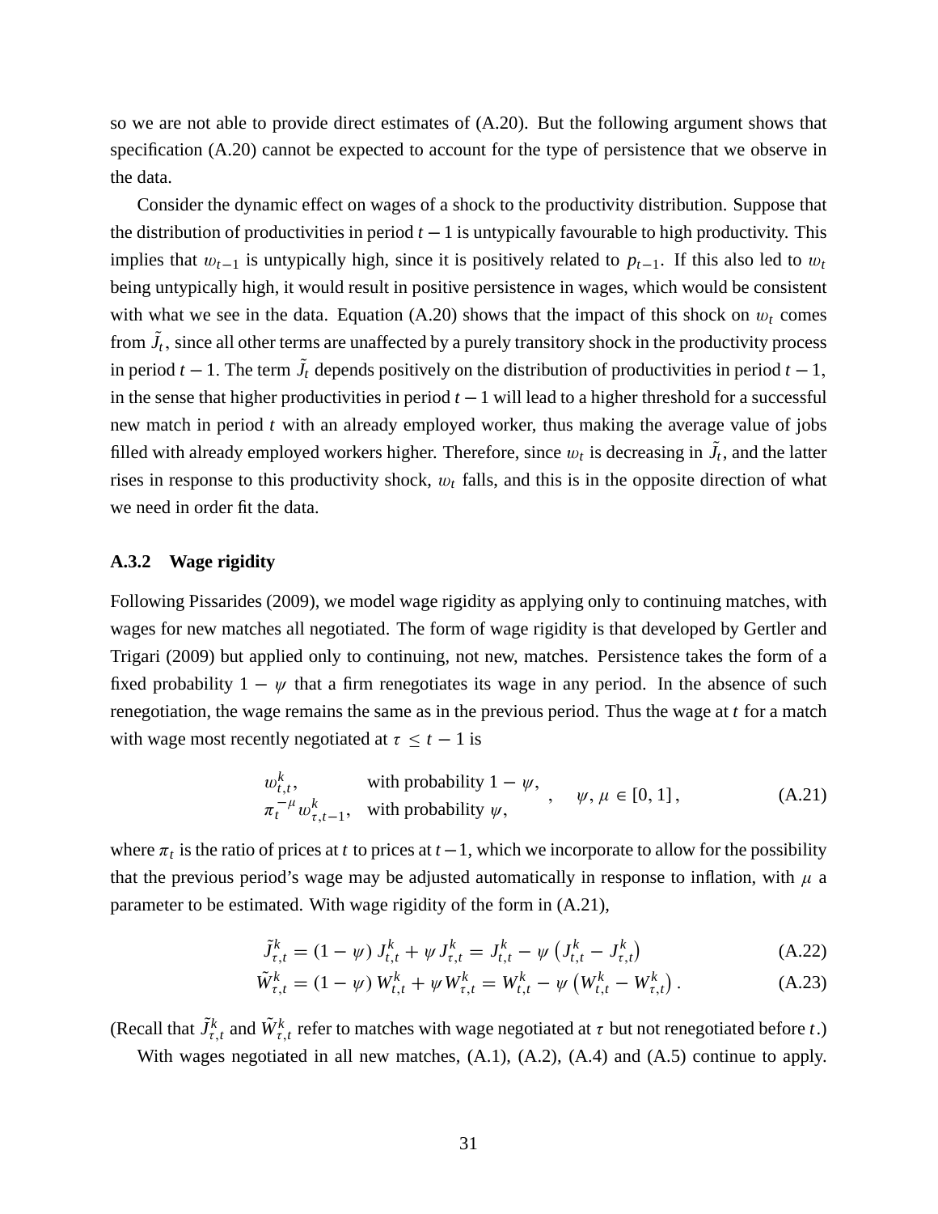so we are not able to provide direct estimates of (A.20). But the following argument shows that specification (A.20) cannot be expected to account for the type of persistence that we observe in the data.

Consider the dynamic effect on wages of a shock to the productivity distribution. Suppose that the distribution of productivities in period $t-1$ is untypically favourable to high productivity. This implies that $w_{t-1}$ is untypically high, since it is positively related to $p_{t-1}$. If this also led to $w_t$ being untypically high, it would result in positive persistence in wages, which would be consistent with what we see in the data. Equation (A.20) shows that the impact of this shock on $w_t$ comes from $\tilde{J}_t$, since all other terms are unaffected by a purely transitory shock in the productivity process in period $t-1$. The term $\tilde{J}_t$ depends positively on the distribution of productivities in period $t-1$, in the sense that higher productivities in period $t-1$ will lead to a higher threshold for a successful new match in period $t$ with an already employed worker, thus making the average value of jobs filled with already employed workers higher. Therefore, since $w_t$ is decreasing in $\tilde{J}_t$, and the latter rises in response to this productivity shock, $w_t$ falls, and this is in the opposite direction of what we need in order fit the data.

### A.3.2 Wage rigidity

Following Pissarides (2009), we model wage rigidity as applying only to continuing matches, with wages for new matches all negotiated. The form of wage rigidity is that developed by Gertler and Trigari (2009) but applied only to continuing, not new, matches. Persistence takes the form of a fixed probability $1-\psi$ that a firm renegotiates its wage in any period. In the absence of such renegotiation, the wage remains the same as in the previous period. Thus the wage at $t$ for a match with wage most recently negotiated at $\tau \le t-1$ is

$$\begin{array}{ll} w_{t,t}^k, & \text{with probability } 1-\psi, \\ \pi_t^{-\mu} w_{\tau,t-1}^k, & \text{with probability } \psi, \end{array} \quad , \quad \psi, \mu \in [0,1], \tag{A.21}$$

where $\pi_t$ is the ratio of prices at $t$ to prices at $t-1$, which we incorporate to allow for the possibility that the previous period's wage may be adjusted automatically in response to inflation, with $\mu$ a parameter to be estimated. With wage rigidity of the form in (A.21),

$$\tilde{J}_{\tau,t}^k = (1-\psi)\, J_{t,t}^k + \psi J_{\tau,t}^k = J_{t,t}^k - \psi \left( J_{t,t}^k - J_{\tau,t}^k \right) \tag{A.22}$$

$$\tilde{W}_{\tau,t}^k = (1-\psi)\, W_{t,t}^k + \psi W_{\tau,t}^k = W_{t,t}^k - \psi \left( W_{t,t}^k - W_{\tau,t}^k \right). \tag{A.23}$$

(Recall that $\tilde{J}_{\tau,t}^k$ and $\tilde{W}_{\tau,t}^k$ refer to matches with wage negotiated at $\tau$ but not renegotiated before $t$.)

With wages negotiated in all new matches, (A.1), (A.2), (A.4) and (A.5) continue to apply.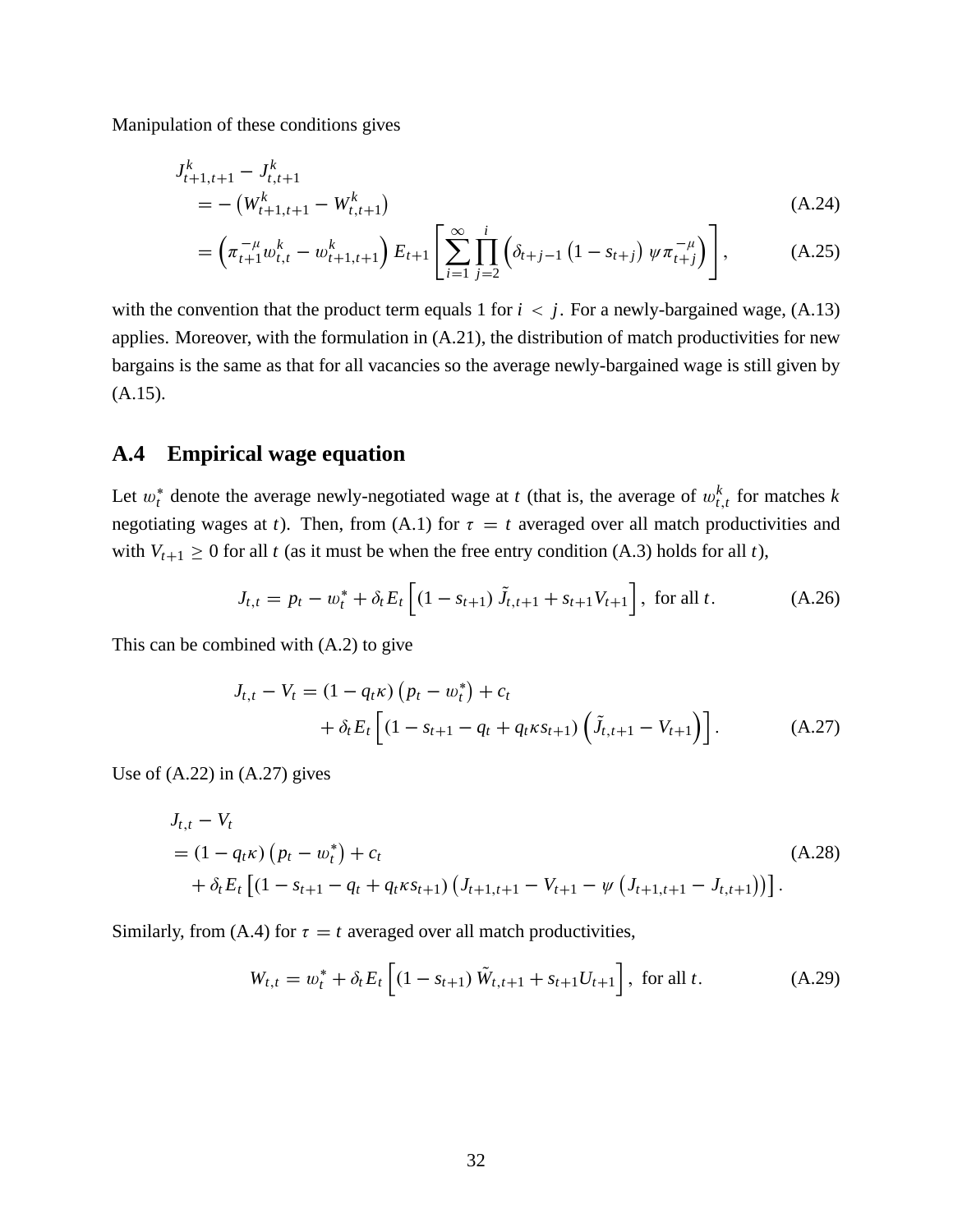Manipulation of these conditions gives

$$
\begin{aligned}
& J^k_{t+1,t+1} - J^k_{t,t+1} \\
& \quad = -\left(W^k_{t+1,t+1} - W^k_{t,t+1}\right) && \text{(A.24)} \\
& \quad = \left(\pi^{-\mu}_{t+1} w^k_{t,t} - w^k_{t+1,t+1}\right) E_{t+1}\left[\sum_{i=1}^{\infty}\prod_{j=2}^{i}\left(\delta_{t+j-1}\left(1-s_{t+j}\right)\psi\pi^{-\mu}_{t+j}\right)\right], && \text{(A.25)}
\end{aligned}
$$

with the convention that the product term equals 1 for $i < j$. For a newly-bargained wage, (A.13) applies. Moreover, with the formulation in (A.21), the distribution of match productivities for new bargains is the same as that for all vacancies so the average newly-bargained wage is still given by (A.15).

## A.4 Empirical wage equation

Let $w^*_t$ denote the average newly-negotiated wage at $t$ (that is, the average of $w^k_{t,t}$ for matches $k$ negotiating wages at $t$). Then, from (A.1) for $\tau = t$ averaged over all match productivities and with $V_{t+1} \geq 0$ for all $t$ (as it must be when the free entry condition (A.3) holds for all $t$),

$$
J_{t,t} = p_t - w^*_t + \delta_t E_t\left[(1-s_{t+1})\,\tilde{J}_{t,t+1} + s_{t+1}V_{t+1}\right], \text{ for all } t. \tag{A.26}
$$

This can be combined with (A.2) to give

$$
\begin{aligned}
J_{t,t} - V_t = {} & (1-q_t\kappa)\left(p_t - w^*_t\right) + c_t \\
& + \delta_t E_t\left[(1 - s_{t+1} - q_t + q_t\kappa s_{t+1})\left(\tilde{J}_{t,t+1} - V_{t+1}\right)\right].
\end{aligned} \tag{A.27}
$$

Use of (A.22) in (A.27) gives

$$
\begin{aligned}
& J_{t,t} - V_t \\
& = (1-q_t\kappa)\left(p_t - w^*_t\right) + c_t \\
& \quad + \delta_t E_t\left[(1 - s_{t+1} - q_t + q_t\kappa s_{t+1})\left(J_{t+1,t+1} - V_{t+1} - \psi\left(J_{t+1,t+1} - J_{t,t+1}\right)\right)\right].
\end{aligned} \tag{A.28}
$$

Similarly, from (A.4) for $\tau = t$ averaged over all match productivities,

$$
W_{t,t} = w^*_t + \delta_t E_t\left[(1-s_{t+1})\,\tilde{W}_{t,t+1} + s_{t+1}U_{t+1}\right], \text{ for all } t. \tag{A.29}
$$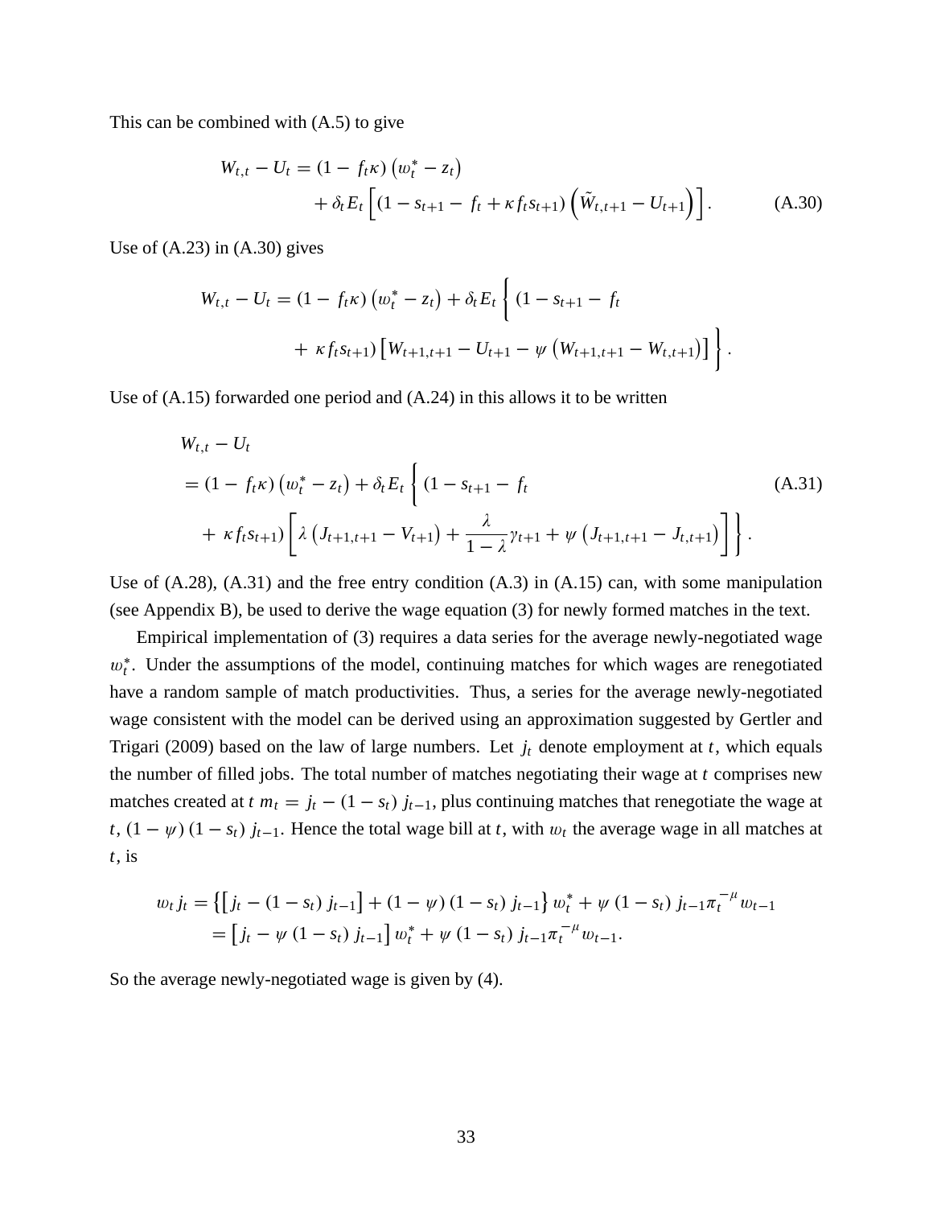This can be combined with (A.5) to give

$$W_{t,t} - U_t = (1 - f_t\kappa)\left(w_t^* - z_t\right) + \delta_t E_t\left[(1 - s_{t+1} - f_t + \kappa f_t s_{t+1})\left(\tilde{W}_{t,t+1} - U_{t+1}\right)\right]. \tag{A.30}$$

Use of (A.23) in (A.30) gives

$$W_{t,t} - U_t = (1 - f_t\kappa)\left(w_t^* - z_t\right) + \delta_t E_t\left\{(1 - s_{t+1} - f_t + \kappa f_t s_{t+1})\left[W_{t+1,t+1} - U_{t+1} - \psi\left(W_{t+1,t+1} - W_{t,t+1}\right)\right]\right\}.$$

Use of (A.15) forwarded one period and (A.24) in this allows it to be written

$$\begin{aligned}
& W_{t,t} - U_t \\
&= (1 - f_t\kappa)\left(w_t^* - z_t\right) + \delta_t E_t\Bigg\{(1 - s_{t+1} - f_t \\
&\quad + \kappa f_t s_{t+1})\left[\lambda\left(J_{t+1,t+1} - V_{t+1}\right) + \frac{\lambda}{1-\lambda}\gamma_{t+1} + \psi\left(J_{t+1,t+1} - J_{t,t+1}\right)\right]\Bigg\}.
\end{aligned} \tag{A.31}$$

Use of (A.28), (A.31) and the free entry condition (A.3) in (A.15) can, with some manipulation (see Appendix B), be used to derive the wage equation (3) for newly formed matches in the text.

Empirical implementation of (3) requires a data series for the average newly-negotiated wage $w_t^*$. Under the assumptions of the model, continuing matches for which wages are renegotiated have a random sample of match productivities. Thus, a series for the average newly-negotiated wage consistent with the model can be derived using an approximation suggested by Gertler and Trigari (2009) based on the law of large numbers. Let $j_t$ denote employment at $t$, which equals the number of filled jobs. The total number of matches negotiating their wage at $t$ comprises new matches created at $t$ $m_t = j_t - (1 - s_t)\, j_{t-1}$, plus continuing matches that renegotiate the wage at $t$, $(1 - \psi)(1 - s_t)\, j_{t-1}$. Hence the total wage bill at $t$, with $w_t$ the average wage in all matches at $t$, is

$$\begin{aligned}
w_t j_t &= \left\{\left[j_t - (1 - s_t)\, j_{t-1}\right] + (1 - \psi)(1 - s_t)\, j_{t-1}\right\} w_t^* + \psi\,(1 - s_t)\, j_{t-1}\pi_t^{-\mu} w_{t-1} \\
&= \left[j_t - \psi\,(1 - s_t)\, j_{t-1}\right] w_t^* + \psi\,(1 - s_t)\, j_{t-1}\pi_t^{-\mu} w_{t-1}.
\end{aligned}$$

So the average newly-negotiated wage is given by (4).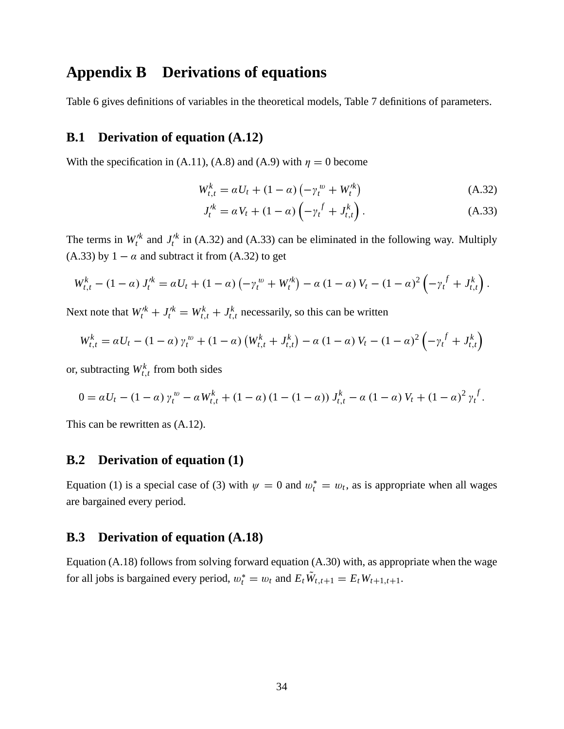# Appendix B Derivations of equations

Table 6 gives definitions of variables in the theoretical models, Table 7 definitions of parameters.

## B.1 Derivation of equation (A.12)

With the specification in (A.11), (A.8) and (A.9) with $\eta = 0$ become

$$W_{t,t}^{k} = \alpha U_t + (1-\alpha)\left(-\gamma_t^{w} + W_t^{\prime k}\right) \tag{A.32}$$

$$J_t^{\prime k} = \alpha V_t + (1-\alpha)\left(-\gamma_t^{f} + J_{t,t}^{k}\right). \tag{A.33}$$

The terms in $W_t^{\prime k}$ and $J_t^{\prime k}$ in (A.32) and (A.33) can be eliminated in the following way. Multiply (A.33) by $1-\alpha$ and subtract it from (A.32) to get

$$W_{t,t}^{k} - (1-\alpha)\, J_t^{\prime k} = \alpha U_t + (1-\alpha)\left(-\gamma_t^{w} + W_t^{\prime k}\right) - \alpha\,(1-\alpha)\, V_t - (1-\alpha)^2\left(-\gamma_t^{f} + J_{t,t}^{k}\right).$$

Next note that $W_t^{\prime k} + J_t^{\prime k} = W_{t,t}^{k} + J_{t,t}^{k}$ necessarily, so this can be written

$$W_{t,t}^{k} = \alpha U_t - (1-\alpha)\,\gamma_t^{w} + (1-\alpha)\left(W_{t,t}^{k} + J_{t,t}^{k}\right) - \alpha\,(1-\alpha)\, V_t - (1-\alpha)^2\left(-\gamma_t^{f} + J_{t,t}^{k}\right)$$

or, subtracting $W_{t,t}^{k}$ from both sides

$$0 = \alpha U_t - (1-\alpha)\,\gamma_t^{w} - \alpha W_{t,t}^{k} + (1-\alpha)\,(1-(1-\alpha))\, J_{t,t}^{k} - \alpha\,(1-\alpha)\, V_t + (1-\alpha)^2\,\gamma_t^{f}.$$

This can be rewritten as (A.12).

## B.2 Derivation of equation (1)

Equation (1) is a special case of (3) with $\psi = 0$ and $w_t^{*} = w_t$, as is appropriate when all wages are bargained every period.

## B.3 Derivation of equation (A.18)

Equation (A.18) follows from solving forward equation (A.30) with, as appropriate when the wage for all jobs is bargained every period, $w_t^{*} = w_t$ and $E_t \tilde{W}_{t,t+1} = E_t W_{t+1,t+1}$.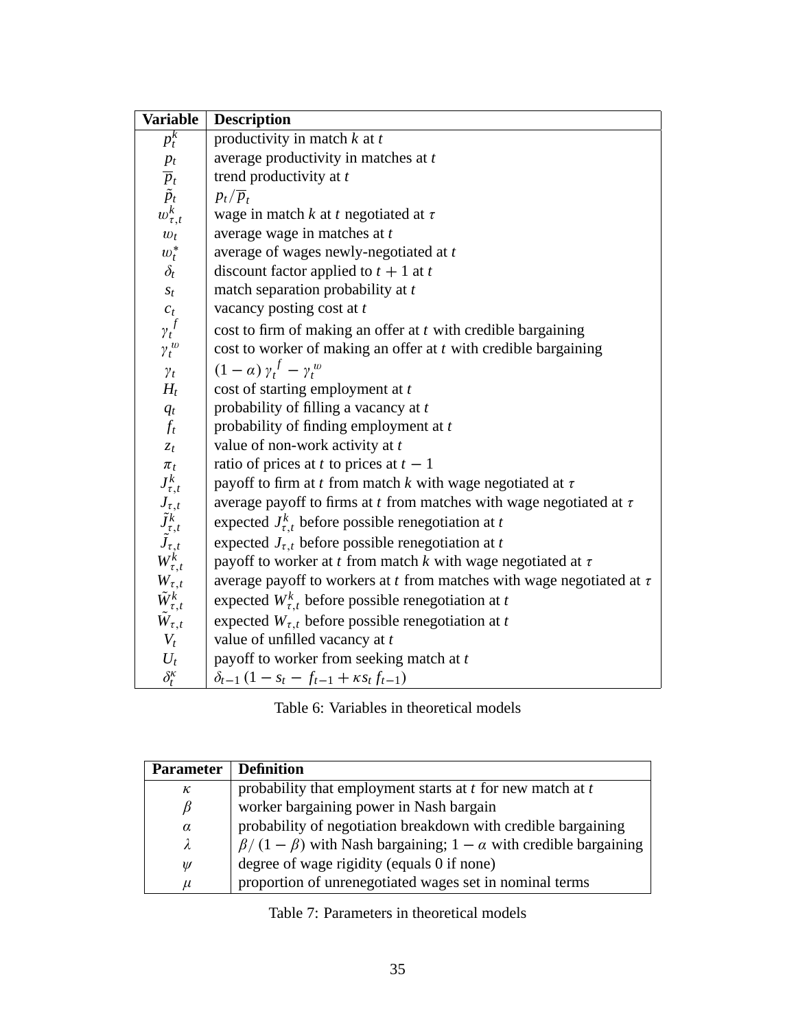| Variable | Description |
| --- | --- |
| $p_t^k$ | productivity in match $k$ at $t$ |
| $p_t$ | average productivity in matches at $t$ |
| $\overline{p}_t$ | trend productivity at $t$ |
| $\tilde{p}_t$ | $p_t/\overline{p}_t$ |
| $w_{\tau,t}^k$ | wage in match $k$ at $t$ negotiated at $\tau$ |
| $w_t$ | average wage in matches at $t$ |
| $w_t^*$ | average of wages newly-negotiated at $t$ |
| $\delta_t$ | discount factor applied to $t+1$ at $t$ |
| $s_t$ | match separation probability at $t$ |
| $c_t$ | vacancy posting cost at $t$ |
| $\gamma_t^f$ | cost to firm of making an offer at $t$ with credible bargaining |
| $\gamma_t^w$ | cost to worker of making an offer at $t$ with credible bargaining |
| $\gamma_t$ | $(1-\alpha)\,\gamma_t^f - \gamma_t^w$ |
| $H_t$ | cost of starting employment at $t$ |
| $q_t$ | probability of filling a vacancy at $t$ |
| $f_t$ | probability of finding employment at $t$ |
| $z_t$ | value of non-work activity at $t$ |
| $\pi_t$ | ratio of prices at $t$ to prices at $t-1$ |
| $J_{\tau,t}^k$ | payoff to firm at $t$ from match $k$ with wage negotiated at $\tau$ |
| $J_{\tau,t}$ | average payoff to firms at $t$ from matches with wage negotiated at $\tau$ |
| $\tilde{J}_{\tau,t}^k$ | expected $J_{\tau,t}^k$ before possible renegotiation at $t$ |
| $\tilde{J}_{\tau,t}$ | expected $J_{\tau,t}$ before possible renegotiation at $t$ |
| $W_{\tau,t}^k$ | payoff to worker at $t$ from match $k$ with wage negotiated at $\tau$ |
| $W_{\tau,t}$ | average payoff to workers at $t$ from matches with wage negotiated at $\tau$ |
| $\tilde{W}_{\tau,t}^k$ | expected $W_{\tau,t}^k$ before possible renegotiation at $t$ |
| $\tilde{W}_{\tau,t}$ | expected $W_{\tau,t}$ before possible renegotiation at $t$ |
| $V_t$ | value of unfilled vacancy at $t$ |
| $U_t$ | payoff to worker from seeking match at $t$ |
| $\delta_t^\kappa$ | $\delta_{t-1}\,(1-s_t-f_{t-1}+\kappa s_t f_{t-1})$ |

Table 6: Variables in theoretical models

| Parameter | Definition |
| --- | --- |
| $\kappa$ | probability that employment starts at $t$ for new match at $t$ |
| $\beta$ | worker bargaining power in Nash bargain |
| $\alpha$ | probability of negotiation breakdown with credible bargaining |
| $\lambda$ | $\beta/(1-\beta)$ with Nash bargaining; $1-\alpha$ with credible bargaining |
| $\psi$ | degree of wage rigidity (equals 0 if none) |
| $\mu$ | proportion of unrenegotiated wages set in nominal terms |

Table 7: Parameters in theoretical models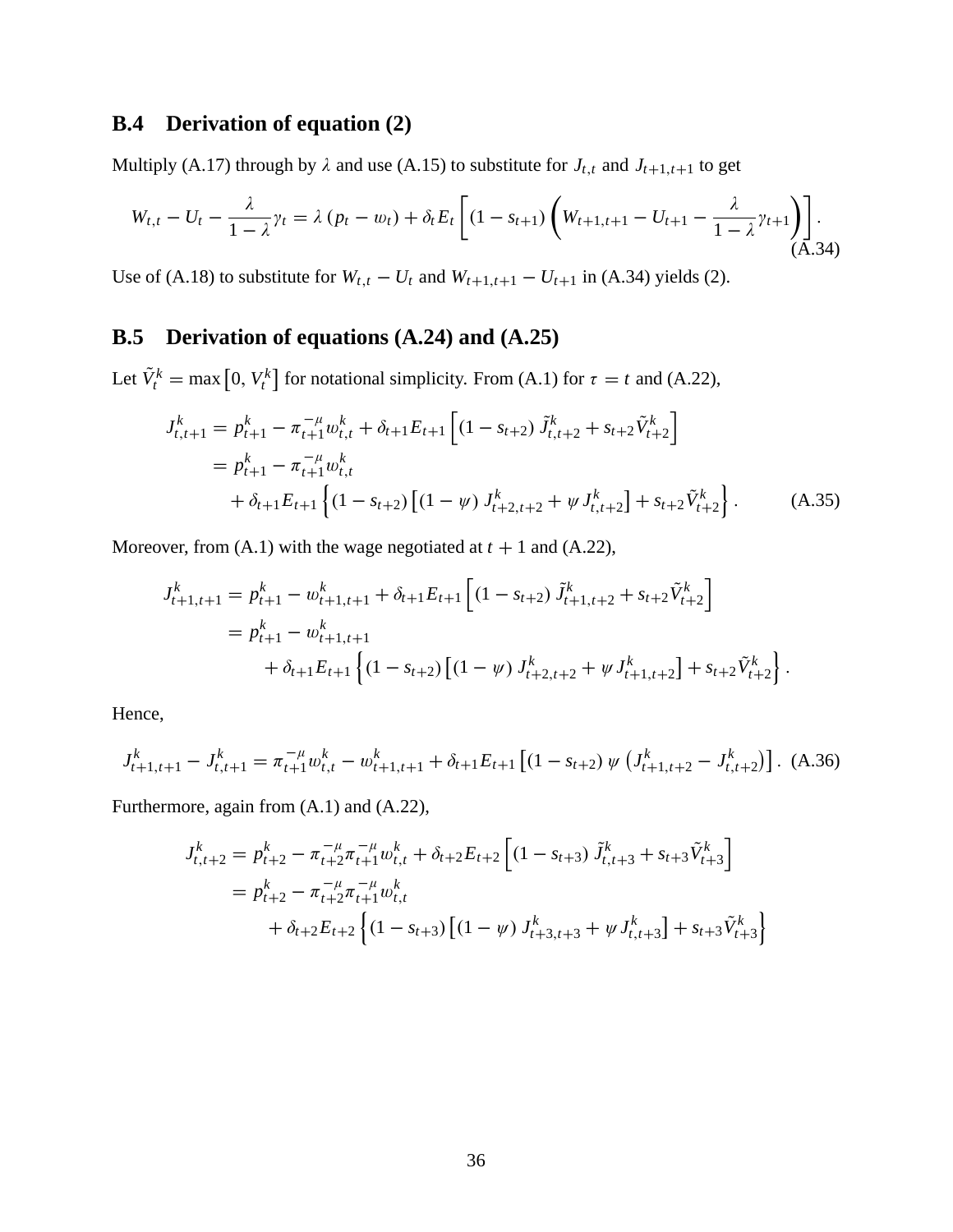### B.4 Derivation of equation (2)

Multiply (A.17) through by $\lambda$ and use (A.15) to substitute for $J_{t,t}$ and $J_{t+1,t+1}$ to get

$$W_{t,t} - U_t - \frac{\lambda}{1-\lambda}\gamma_t = \lambda\left(p_t - w_t\right) + \delta_t E_t\left[\left(1 - s_{t+1}\right)\left(W_{t+1,t+1} - U_{t+1} - \frac{\lambda}{1-\lambda}\gamma_{t+1}\right)\right]. \tag{A.34}$$

Use of (A.18) to substitute for $W_{t,t} - U_t$ and $W_{t+1,t+1} - U_{t+1}$ in (A.34) yields (2).

### B.5 Derivation of equations (A.24) and (A.25)

Let $\tilde{V}_t^k = \max\left[0, V_t^k\right]$ for notational simplicity. From (A.1) for $\tau = t$ and (A.22),

$$\begin{aligned}
J_{t,t+1}^k &= p_{t+1}^k - \pi_{t+1}^{-\mu} w_{t,t}^k + \delta_{t+1} E_{t+1}\left[\left(1 - s_{t+2}\right)\tilde{J}_{t,t+2}^k + s_{t+2}\tilde{V}_{t+2}^k\right] \\
&= p_{t+1}^k - \pi_{t+1}^{-\mu} w_{t,t}^k \\
&\quad + \delta_{t+1} E_{t+1}\left\{\left(1 - s_{t+2}\right)\left[\left(1-\psi\right) J_{t+2,t+2}^k + \psi J_{t,t+2}^k\right] + s_{t+2}\tilde{V}_{t+2}^k\right\}.
\end{aligned} \tag{A.35}$$

Moreover, from (A.1) with the wage negotiated at $t+1$ and (A.22),

$$\begin{aligned}
J_{t+1,t+1}^k &= p_{t+1}^k - w_{t+1,t+1}^k + \delta_{t+1} E_{t+1}\left[\left(1 - s_{t+2}\right)\tilde{J}_{t+1,t+2}^k + s_{t+2}\tilde{V}_{t+2}^k\right] \\
&= p_{t+1}^k - w_{t+1,t+1}^k \\
&\quad + \delta_{t+1} E_{t+1}\left\{\left(1 - s_{t+2}\right)\left[\left(1-\psi\right) J_{t+2,t+2}^k + \psi J_{t+1,t+2}^k\right] + s_{t+2}\tilde{V}_{t+2}^k\right\}.
\end{aligned}$$

Hence,

$$J_{t+1,t+1}^k - J_{t,t+1}^k = \pi_{t+1}^{-\mu} w_{t,t}^k - w_{t+1,t+1}^k + \delta_{t+1} E_{t+1}\left[\left(1 - s_{t+2}\right)\psi\left(J_{t+1,t+2}^k - J_{t,t+2}^k\right)\right]. \tag{A.36}$$

Furthermore, again from (A.1) and (A.22),

$$\begin{aligned}
J_{t,t+2}^k &= p_{t+2}^k - \pi_{t+2}^{-\mu}\pi_{t+1}^{-\mu} w_{t,t}^k + \delta_{t+2} E_{t+2}\left[\left(1 - s_{t+3}\right)\tilde{J}_{t,t+3}^k + s_{t+3}\tilde{V}_{t+3}^k\right] \\
&= p_{t+2}^k - \pi_{t+2}^{-\mu}\pi_{t+1}^{-\mu} w_{t,t}^k \\
&\quad + \delta_{t+2} E_{t+2}\left\{\left(1 - s_{t+3}\right)\left[\left(1-\psi\right) J_{t+3,t+3}^k + \psi J_{t,t+3}^k\right] + s_{t+3}\tilde{V}_{t+3}^k\right\}
\end{aligned}$$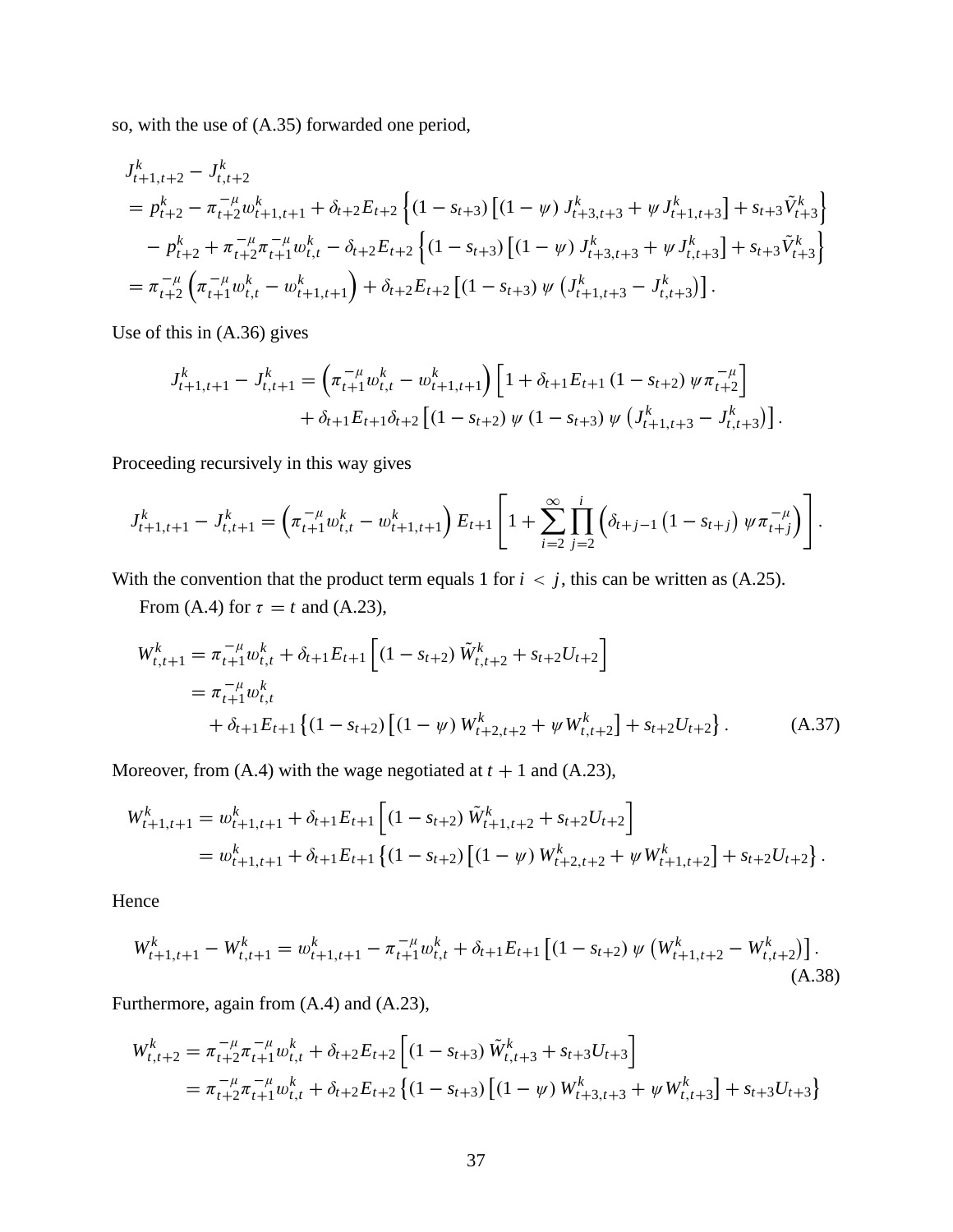so, with the use of (A.35) forwarded one period,

$$
\begin{aligned}
& J^k_{t+1,t+2} - J^k_{t,t+2} \\
&= p^k_{t+2} - \pi^{-\mu}_{t+2} w^k_{t+1,t+1} + \delta_{t+2} E_{t+2} \left\{ (1 - s_{t+3}) \left[ (1-\psi) J^k_{t+3,t+3} + \psi J^k_{t+1,t+3} \right] + s_{t+3} \tilde{V}^k_{t+3} \right\} \\
&\quad - p^k_{t+2} + \pi^{-\mu}_{t+2} \pi^{-\mu}_{t+1} w^k_{t,t} - \delta_{t+2} E_{t+2} \left\{ (1 - s_{t+3}) \left[ (1-\psi) J^k_{t+3,t+3} + \psi J^k_{t,t+3} \right] + s_{t+3} \tilde{V}^k_{t+3} \right\} \\
&= \pi^{-\mu}_{t+2} \left( \pi^{-\mu}_{t+1} w^k_{t,t} - w^k_{t+1,t+1} \right) + \delta_{t+2} E_{t+2} \left[ (1 - s_{t+3}) \psi \left( J^k_{t+1,t+3} - J^k_{t,t+3} \right) \right].
\end{aligned}
$$

Use of this in (A.36) gives

$$
\begin{aligned}
J^k_{t+1,t+1} - J^k_{t,t+1} &= \left( \pi^{-\mu}_{t+1} w^k_{t,t} - w^k_{t+1,t+1} \right) \left[ 1 + \delta_{t+1} E_{t+1} (1 - s_{t+2}) \psi \pi^{-\mu}_{t+2} \right] \\
&\quad + \delta_{t+1} E_{t+1} \delta_{t+2} \left[ (1 - s_{t+2}) \psi (1 - s_{t+3}) \psi \left( J^k_{t+1,t+3} - J^k_{t,t+3} \right) \right].
\end{aligned}
$$

Proceeding recursively in this way gives

$$
J^k_{t+1,t+1} - J^k_{t,t+1} = \left( \pi^{-\mu}_{t+1} w^k_{t,t} - w^k_{t+1,t+1} \right) E_{t+1} \left[ 1 + \sum_{i=2}^{\infty} \prod_{j=2}^{i} \left( \delta_{t+j-1} \left( 1 - s_{t+j} \right) \psi \pi^{-\mu}_{t+j} \right) \right].
$$

With the convention that the product term equals 1 for $i < j$, this can be written as (A.25).

From (A.4) for $\tau = t$ and (A.23),

$$
\begin{aligned}
W^k_{t,t+1} &= \pi^{-\mu}_{t+1} w^k_{t,t} + \delta_{t+1} E_{t+1} \left[ (1 - s_{t+2}) \tilde{W}^k_{t,t+2} + s_{t+2} U_{t+2} \right] \\
&= \pi^{-\mu}_{t+1} w^k_{t,t} \\
&\quad + \delta_{t+1} E_{t+1} \left\{ (1 - s_{t+2}) \left[ (1-\psi) W^k_{t+2,t+2} + \psi W^k_{t,t+2} \right] + s_{t+2} U_{t+2} \right\}. \qquad \text{(A.37)}
\end{aligned}
$$

Moreover, from (A.4) with the wage negotiated at $t+1$ and (A.23),

$$
\begin{aligned}
W^k_{t+1,t+1} &= w^k_{t+1,t+1} + \delta_{t+1} E_{t+1} \left[ (1 - s_{t+2}) \tilde{W}^k_{t+1,t+2} + s_{t+2} U_{t+2} \right] \\
&= w^k_{t+1,t+1} + \delta_{t+1} E_{t+1} \left\{ (1 - s_{t+2}) \left[ (1-\psi) W^k_{t+2,t+2} + \psi W^k_{t+1,t+2} \right] + s_{t+2} U_{t+2} \right\}.
\end{aligned}
$$

Hence

$$
W^k_{t+1,t+1} - W^k_{t,t+1} = w^k_{t+1,t+1} - \pi^{-\mu}_{t+1} w^k_{t,t} + \delta_{t+1} E_{t+1} \left[ (1 - s_{t+2}) \psi \left( W^k_{t+1,t+2} - W^k_{t,t+2} \right) \right]. \qquad \text{(A.38)}
$$

Furthermore, again from (A.4) and (A.23),

$$
\begin{aligned}
W^k_{t,t+2} &= \pi^{-\mu}_{t+2} \pi^{-\mu}_{t+1} w^k_{t,t} + \delta_{t+2} E_{t+2} \left[ (1 - s_{t+3}) \tilde{W}^k_{t,t+3} + s_{t+3} U_{t+3} \right] \\
&= \pi^{-\mu}_{t+2} \pi^{-\mu}_{t+1} w^k_{t,t} + \delta_{t+2} E_{t+2} \left\{ (1 - s_{t+3}) \left[ (1-\psi) W^k_{t+3,t+3} + \psi W^k_{t,t+3} \right] + s_{t+3} U_{t+3} \right\}
\end{aligned}
$$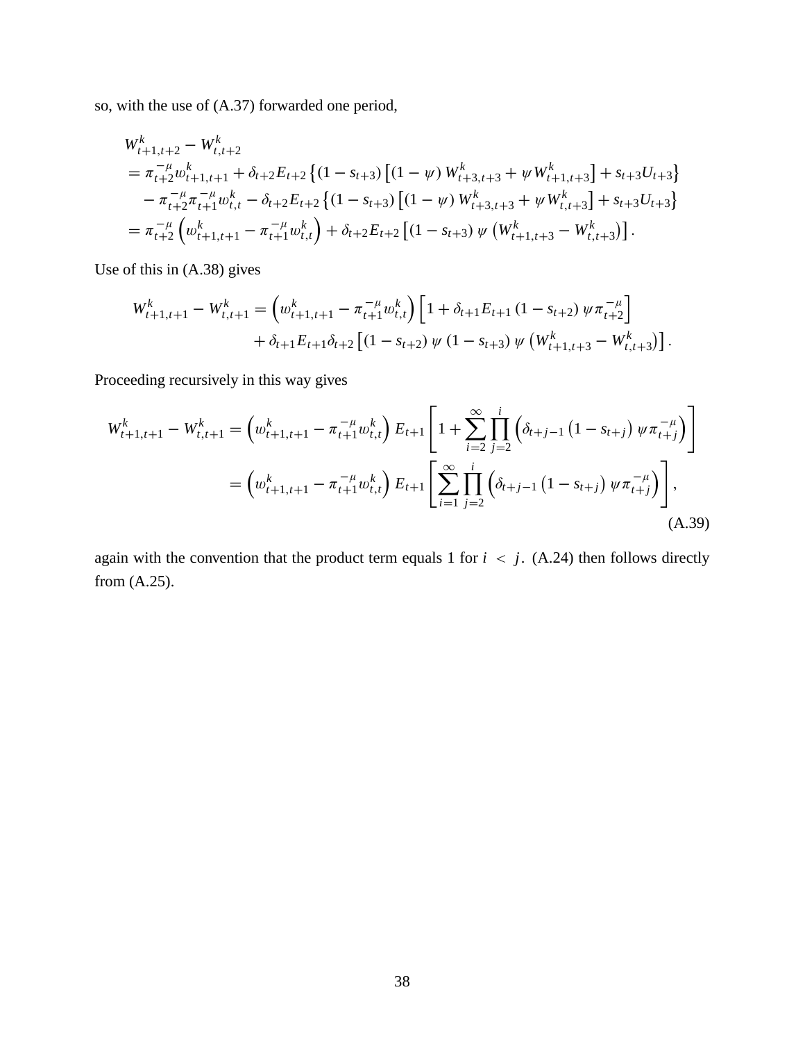so, with the use of (A.37) forwarded one period,

$$
\begin{aligned}
& W^k_{t+1,t+2} - W^k_{t,t+2} \\
& = \pi^{-\mu}_{t+2} w^k_{t+1,t+1} + \delta_{t+2} E_{t+2} \left\{ (1 - s_{t+3}) \left[ (1-\psi) W^k_{t+3,t+3} + \psi W^k_{t+1,t+3} \right] + s_{t+3} U_{t+3} \right\} \\
& \quad - \pi^{-\mu}_{t+2} \pi^{-\mu}_{t+1} w^k_{t,t} - \delta_{t+2} E_{t+2} \left\{ (1 - s_{t+3}) \left[ (1-\psi) W^k_{t+3,t+3} + \psi W^k_{t,t+3} \right] + s_{t+3} U_{t+3} \right\} \\
& = \pi^{-\mu}_{t+2} \left( w^k_{t+1,t+1} - \pi^{-\mu}_{t+1} w^k_{t,t} \right) + \delta_{t+2} E_{t+2} \left[ (1 - s_{t+3}) \psi \left( W^k_{t+1,t+3} - W^k_{t,t+3} \right) \right].
\end{aligned}
$$

Use of this in (A.38) gives

$$
\begin{aligned}
W^k_{t+1,t+1} - W^k_{t,t+1} = & \left( w^k_{t+1,t+1} - \pi^{-\mu}_{t+1} w^k_{t,t} \right) \left[ 1 + \delta_{t+1} E_{t+1} (1 - s_{t+2}) \psi \pi^{-\mu}_{t+2} \right] \\
& + \delta_{t+1} E_{t+1} \delta_{t+2} \left[ (1 - s_{t+2}) \psi (1 - s_{t+3}) \psi \left( W^k_{t+1,t+3} - W^k_{t,t+3} \right) \right].
\end{aligned}
$$

Proceeding recursively in this way gives

$$
\begin{aligned}
W^k_{t+1,t+1} - W^k_{t,t+1} & = \left( w^k_{t+1,t+1} - \pi^{-\mu}_{t+1} w^k_{t,t} \right) E_{t+1} \left[ 1 + \sum_{i=2}^{\infty} \prod_{j=2}^{i} \left( \delta_{t+j-1} \left( 1 - s_{t+j} \right) \psi \pi^{-\mu}_{t+j} \right) \right] \\
& = \left( w^k_{t+1,t+1} - \pi^{-\mu}_{t+1} w^k_{t,t} \right) E_{t+1} \left[ \sum_{i=1}^{\infty} \prod_{j=2}^{i} \left( \delta_{t+j-1} \left( 1 - s_{t+j} \right) \psi \pi^{-\mu}_{t+j} \right) \right],
\end{aligned}
\tag{A.39}
$$

again with the convention that the product term equals 1 for $i < j$. (A.24) then follows directly from (A.25).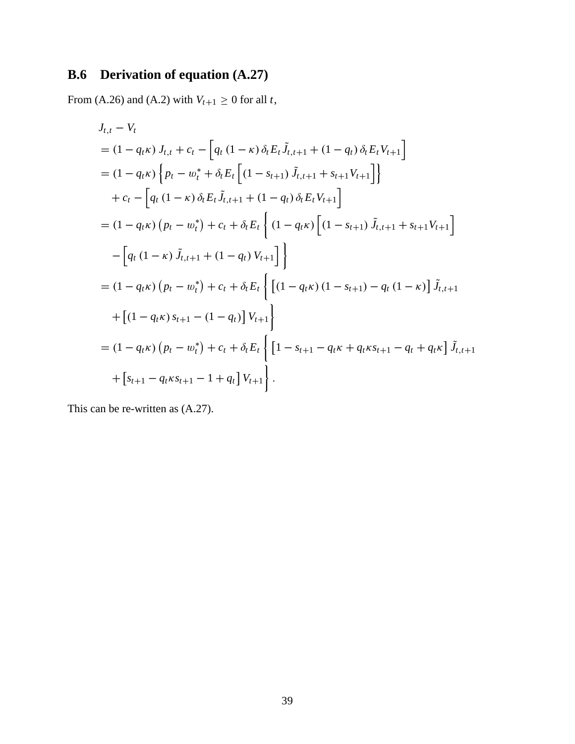### B.6 Derivation of equation (A.27)

From (A.26) and (A.2) with $V_{t+1} \geq 0$ for all $t$,

$$
\begin{aligned}
& J_{t,t} - V_t \\
&= (1 - q_t\kappa)\, J_{t,t} + c_t - \Big[ q_t\,(1-\kappa)\,\delta_t E_t \tilde{J}_{t,t+1} + (1-q_t)\,\delta_t E_t V_{t+1} \Big] \\
&= (1 - q_t\kappa) \Big\{ p_t - w_t^* + \delta_t E_t \Big[ (1 - s_{t+1})\, \tilde{J}_{t,t+1} + s_{t+1} V_{t+1} \Big] \Big\} \\
&\quad + c_t - \Big[ q_t\,(1-\kappa)\,\delta_t E_t \tilde{J}_{t,t+1} + (1-q_t)\,\delta_t E_t V_{t+1} \Big] \\
&= (1 - q_t\kappa)\left(p_t - w_t^*\right) + c_t + \delta_t E_t \Big\{ (1 - q_t\kappa) \Big[ (1 - s_{t+1})\, \tilde{J}_{t,t+1} + s_{t+1} V_{t+1} \Big] \\
&\quad - \Big[ q_t\,(1-\kappa)\,\tilde{J}_{t,t+1} + (1-q_t)\,V_{t+1} \Big] \Big\} \\
&= (1 - q_t\kappa)\left(p_t - w_t^*\right) + c_t + \delta_t E_t \Big\{ \big[ (1 - q_t\kappa)(1 - s_{t+1}) - q_t\,(1-\kappa) \big] \tilde{J}_{t,t+1} \\
&\quad + \big[ (1 - q_t\kappa)\, s_{t+1} - (1 - q_t) \big] V_{t+1} \Big\} \\
&= (1 - q_t\kappa)\left(p_t - w_t^*\right) + c_t + \delta_t E_t \Big\{ \big[ 1 - s_{t+1} - q_t\kappa + q_t\kappa s_{t+1} - q_t + q_t\kappa \big] \tilde{J}_{t,t+1} \\
&\quad + \big[ s_{t+1} - q_t\kappa s_{t+1} - 1 + q_t \big] V_{t+1} \Big\}.
\end{aligned}
$$

This can be re-written as (A.27).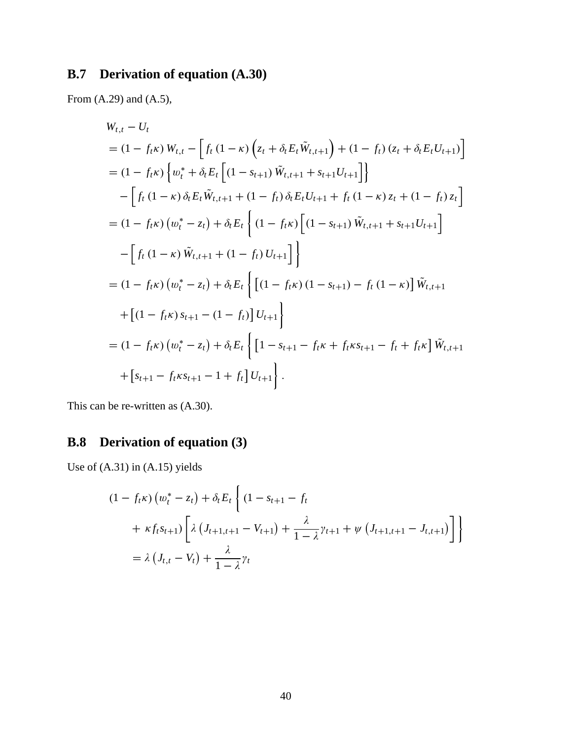## B.7 Derivation of equation (A.30)

From (A.29) and (A.5),

$$
\begin{aligned}
& W_{t,t} - U_t \\
&= (1 - f_t\kappa) W_{t,t} - \Big[ f_t (1-\kappa) \Big( z_t + \delta_t E_t \tilde{W}_{t,t+1} \Big) + (1 - f_t)(z_t + \delta_t E_t U_{t+1}) \Big] \\
&= (1 - f_t\kappa) \Big\{ w_t^* + \delta_t E_t \Big[ (1 - s_{t+1}) \tilde{W}_{t,t+1} + s_{t+1} U_{t+1} \Big] \Big\} \\
&\quad - \Big[ f_t (1-\kappa) \delta_t E_t \tilde{W}_{t,t+1} + (1 - f_t) \delta_t E_t U_{t+1} + f_t (1-\kappa) z_t + (1 - f_t) z_t \Big] \\
&= (1 - f_t\kappa) \left( w_t^* - z_t \right) + \delta_t E_t \Big\{ (1 - f_t\kappa) \Big[ (1 - s_{t+1}) \tilde{W}_{t,t+1} + s_{t+1} U_{t+1} \Big] \\
&\quad - \Big[ f_t (1-\kappa) \tilde{W}_{t,t+1} + (1 - f_t) U_{t+1} \Big] \Big\} \\
&= (1 - f_t\kappa) \left( w_t^* - z_t \right) + \delta_t E_t \Big\{ \big[ (1 - f_t\kappa)(1 - s_{t+1}) - f_t (1-\kappa) \big] \tilde{W}_{t,t+1} \\
&\quad + \big[ (1 - f_t\kappa) s_{t+1} - (1 - f_t) \big] U_{t+1} \Big\} \\
&= (1 - f_t\kappa) \left( w_t^* - z_t \right) + \delta_t E_t \Big\{ \big[ 1 - s_{t+1} - f_t\kappa + f_t\kappa s_{t+1} - f_t + f_t\kappa \big] \tilde{W}_{t,t+1} \\
&\quad + \big[ s_{t+1} - f_t\kappa s_{t+1} - 1 + f_t \big] U_{t+1} \Big\}.
\end{aligned}
$$

This can be re-written as (A.30).

## B.8 Derivation of equation (3)

Use of (A.31) in (A.15) yields

$$
\begin{aligned}
& (1 - f_t\kappa) \left( w_t^* - z_t \right) + \delta_t E_t \Big\{ (1 - s_{t+1} - f_t \\
&\quad + \kappa f_t s_{t+1}) \Big[ \lambda \left( J_{t+1,t+1} - V_{t+1} \right) + \frac{\lambda}{1-\lambda} \gamma_{t+1} + \psi \left( J_{t+1,t+1} - J_{t,t+1} \right) \Big] \Big\} \\
&\quad = \lambda \left( J_{t,t} - V_t \right) + \frac{\lambda}{1-\lambda} \gamma_t
\end{aligned}
$$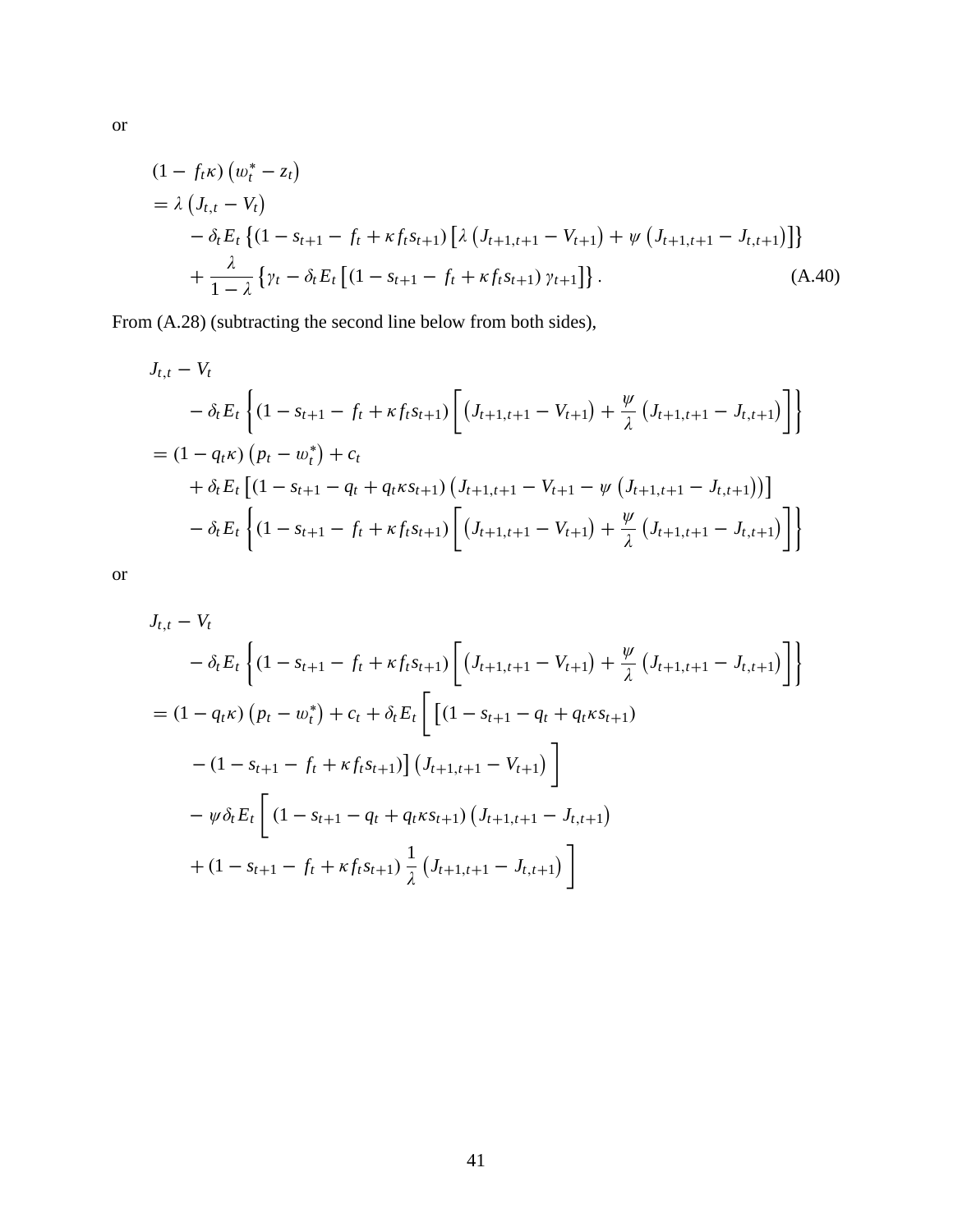or

$$
\begin{aligned}
&(1- f_t\kappa)\left(w_t^* - z_t\right) \\
&= \lambda\left(J_{t,t} - V_t\right) \\
&\quad - \delta_t E_t\left\{(1 - s_{t+1} - f_t + \kappa f_t s_{t+1})\left[\lambda\left(J_{t+1,t+1} - V_{t+1}\right) + \psi\left(J_{t+1,t+1} - J_{t,t+1}\right)\right]\right\} \\
&\quad + \frac{\lambda}{1-\lambda}\left\{\gamma_t - \delta_t E_t\left[(1 - s_{t+1} - f_t + \kappa f_t s_{t+1})\,\gamma_{t+1}\right]\right\}. \qquad \text{(A.40)}
\end{aligned}
$$

From (A.28) (subtracting the second line below from both sides),

$$
\begin{aligned}
&J_{t,t} - V_t \\
&\quad - \delta_t E_t\left\{(1 - s_{t+1} - f_t + \kappa f_t s_{t+1})\left[\left(J_{t+1,t+1} - V_{t+1}\right) + \frac{\psi}{\lambda}\left(J_{t+1,t+1} - J_{t,t+1}\right)\right]\right\} \\
&= (1 - q_t\kappa)\left(p_t - w_t^*\right) + c_t \\
&\quad + \delta_t E_t\left[(1 - s_{t+1} - q_t + q_t\kappa s_{t+1})\left(J_{t+1,t+1} - V_{t+1} - \psi\left(J_{t+1,t+1} - J_{t,t+1}\right)\right)\right] \\
&\quad - \delta_t E_t\left\{(1 - s_{t+1} - f_t + \kappa f_t s_{t+1})\left[\left(J_{t+1,t+1} - V_{t+1}\right) + \frac{\psi}{\lambda}\left(J_{t+1,t+1} - J_{t,t+1}\right)\right]\right\}
\end{aligned}
$$

or

$$
\begin{aligned}
&J_{t,t} - V_t \\
&\quad - \delta_t E_t\left\{(1 - s_{t+1} - f_t + \kappa f_t s_{t+1})\left[\left(J_{t+1,t+1} - V_{t+1}\right) + \frac{\psi}{\lambda}\left(J_{t+1,t+1} - J_{t,t+1}\right)\right]\right\} \\
&= (1 - q_t\kappa)\left(p_t - w_t^*\right) + c_t + \delta_t E_t\Bigg[\Big[(1 - s_{t+1} - q_t + q_t\kappa s_{t+1}) \\
&\qquad - (1 - s_{t+1} - f_t + \kappa f_t s_{t+1})\Big]\left(J_{t+1,t+1} - V_{t+1}\right)\Bigg] \\
&\qquad - \psi\delta_t E_t\Bigg[(1 - s_{t+1} - q_t + q_t\kappa s_{t+1})\left(J_{t+1,t+1} - J_{t,t+1}\right) \\
&\qquad + (1 - s_{t+1} - f_t + \kappa f_t s_{t+1})\,\frac{1}{\lambda}\left(J_{t+1,t+1} - J_{t,t+1}\right)\Bigg]
\end{aligned}
$$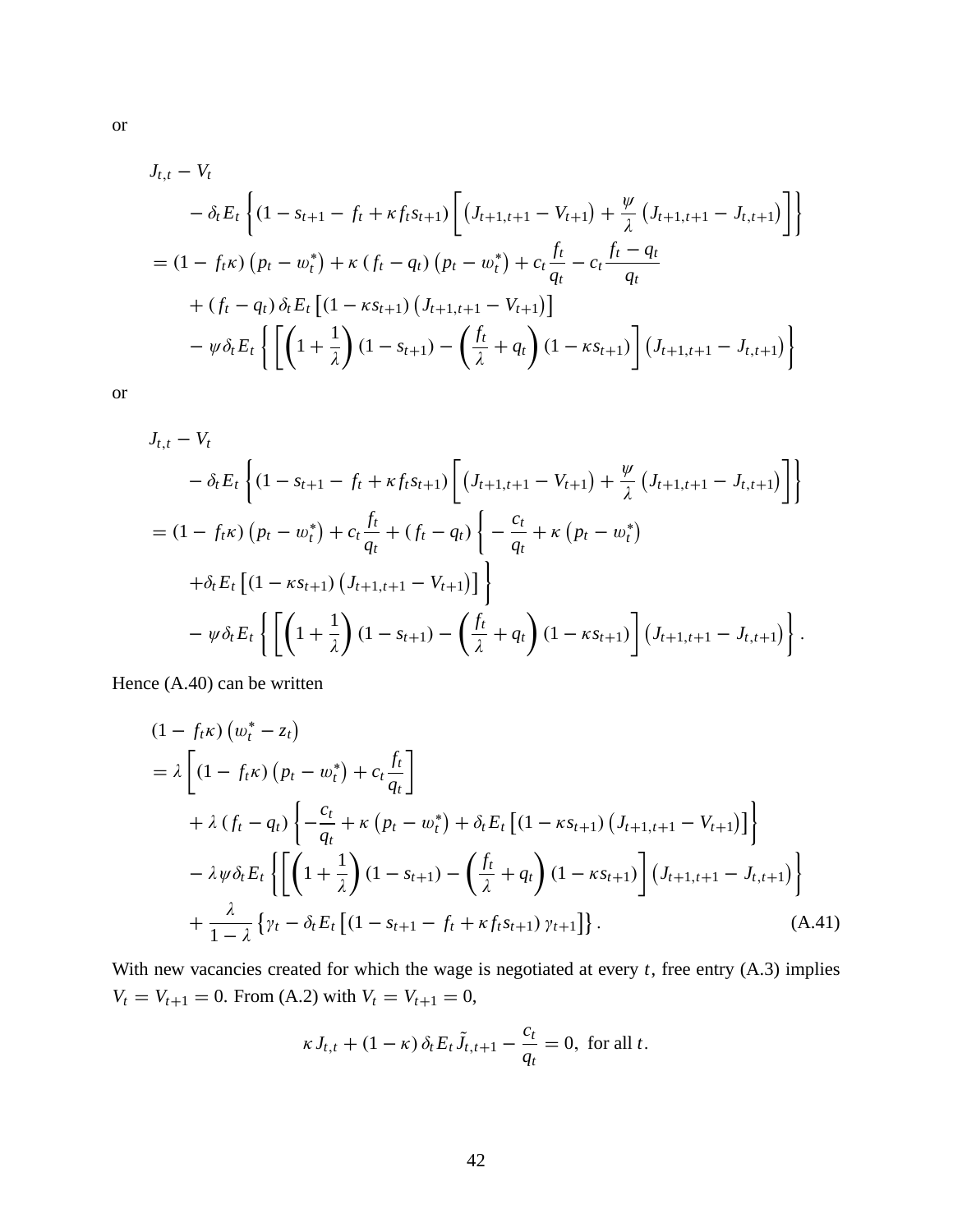or

$$
\begin{aligned}
& J_{t,t} - V_t \\
& \quad - \delta_t E_t \left\{ (1 - s_{t+1} - f_t + \kappa f_t s_{t+1}) \left[ \left( J_{t+1,t+1} - V_{t+1} \right) + \frac{\psi}{\lambda} \left( J_{t+1,t+1} - J_{t,t+1} \right) \right] \right\} \\
& = (1 - f_t \kappa) \left( p_t - w_t^* \right) + \kappa \left( f_t - q_t \right) \left( p_t - w_t^* \right) + c_t \frac{f_t}{q_t} - c_t \frac{f_t - q_t}{q_t} \\
& \quad + \left( f_t - q_t \right) \delta_t E_t \left[ (1 - \kappa s_{t+1}) \left( J_{t+1,t+1} - V_{t+1} \right) \right] \\
& \quad - \psi \delta_t E_t \left\{ \left[ \left( 1 + \frac{1}{\lambda} \right) (1 - s_{t+1}) - \left( \frac{f_t}{\lambda} + q_t \right) (1 - \kappa s_{t+1}) \right] \left( J_{t+1,t+1} - J_{t,t+1} \right) \right\}
\end{aligned}
$$

or

$$
\begin{aligned}
& J_{t,t} - V_t \\
& \quad - \delta_t E_t \left\{ (1 - s_{t+1} - f_t + \kappa f_t s_{t+1}) \left[ \left( J_{t+1,t+1} - V_{t+1} \right) + \frac{\psi}{\lambda} \left( J_{t+1,t+1} - J_{t,t+1} \right) \right] \right\} \\
& = (1 - f_t \kappa) \left( p_t - w_t^* \right) + c_t \frac{f_t}{q_t} + \left( f_t - q_t \right) \left\{ - \frac{c_t}{q_t} + \kappa \left( p_t - w_t^* \right) \right. \\
& \quad \left. + \delta_t E_t \left[ (1 - \kappa s_{t+1}) \left( J_{t+1,t+1} - V_{t+1} \right) \right] \right\} \\
& \quad - \psi \delta_t E_t \left\{ \left[ \left( 1 + \frac{1}{\lambda} \right) (1 - s_{t+1}) - \left( \frac{f_t}{\lambda} + q_t \right) (1 - \kappa s_{t+1}) \right] \left( J_{t+1,t+1} - J_{t,t+1} \right) \right\}.
\end{aligned}
$$

Hence (A.40) can be written

$$
\begin{aligned}
& (1 - f_t \kappa) \left( w_t^* - z_t \right) \\
& = \lambda \left[ (1 - f_t \kappa) \left( p_t - w_t^* \right) + c_t \frac{f_t}{q_t} \right] \\
& \quad + \lambda \left( f_t - q_t \right) \left\{ - \frac{c_t}{q_t} + \kappa \left( p_t - w_t^* \right) + \delta_t E_t \left[ (1 - \kappa s_{t+1}) \left( J_{t+1,t+1} - V_{t+1} \right) \right] \right\} \\
& \quad - \lambda \psi \delta_t E_t \left\{ \left[ \left( 1 + \frac{1}{\lambda} \right) (1 - s_{t+1}) - \left( \frac{f_t}{\lambda} + q_t \right) (1 - \kappa s_{t+1}) \right] \left( J_{t+1,t+1} - J_{t,t+1} \right) \right\} \\
& \quad + \frac{\lambda}{1 - \lambda} \left\{ \gamma_t - \delta_t E_t \left[ (1 - s_{t+1} - f_t + \kappa f_t s_{t+1}) \gamma_{t+1} \right] \right\}. \qquad \text{(A.41)}
\end{aligned}
$$

With new vacancies created for which the wage is negotiated at every $t$, free entry (A.3) implies $V_t = V_{t+1} = 0$. From (A.2) with $V_t = V_{t+1} = 0$,

$$
\kappa J_{t,t} + (1 - \kappa) \delta_t E_t \tilde{J}_{t,t+1} - \frac{c_t}{q_t} = 0, \text{ for all } t.
$$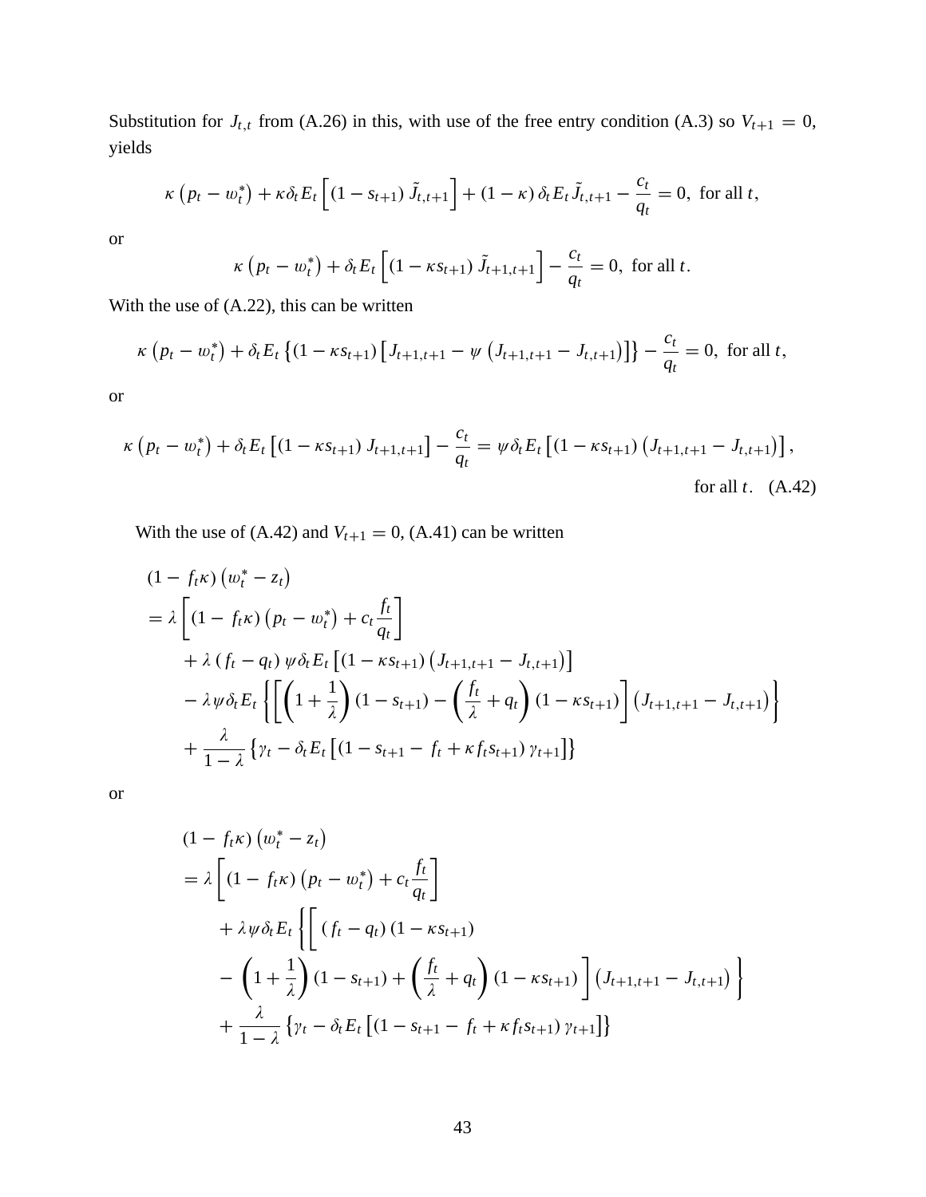Substitution for $J_{t,t}$ from (A.26) in this, with use of the free entry condition (A.3) so $V_{t+1} = 0$, yields

$$\kappa \left(p_t - w_t^*\right) + \kappa \delta_t E_t \left[ (1 - s_{t+1}) \tilde{J}_{t,t+1} \right] + (1 - \kappa) \delta_t E_t \tilde{J}_{t,t+1} - \frac{c_t}{q_t} = 0, \text{ for all } t,$$

or

$$\kappa \left(p_t - w_t^*\right) + \delta_t E_t \left[ (1 - \kappa s_{t+1}) \tilde{J}_{t+1,t+1} \right] - \frac{c_t}{q_t} = 0, \text{ for all } t.$$

With the use of (A.22), this can be written

$$\kappa \left(p_t - w_t^*\right) + \delta_t E_t \left\{ (1 - \kappa s_{t+1}) \left[ J_{t+1,t+1} - \psi \left( J_{t+1,t+1} - J_{t,t+1} \right) \right] \right\} - \frac{c_t}{q_t} = 0, \text{ for all } t,$$

or

$$\kappa \left(p_t - w_t^*\right) + \delta_t E_t \left[ (1 - \kappa s_{t+1}) J_{t+1,t+1} \right] - \frac{c_t}{q_t} = \psi \delta_t E_t \left[ (1 - \kappa s_{t+1}) \left( J_{t+1,t+1} - J_{t,t+1} \right) \right], \text{ for all } t. \quad \text{(A.42)}$$

With the use of (A.42) and $V_{t+1} = 0$, (A.41) can be written

$$\begin{aligned}
&(1 - f_t \kappa) \left(w_t^* - z_t\right) \\
&= \lambda \left[ (1 - f_t \kappa) \left(p_t - w_t^*\right) + c_t \frac{f_t}{q_t} \right] \\
&\quad + \lambda \left(f_t - q_t\right) \psi \delta_t E_t \left[ (1 - \kappa s_{t+1}) \left( J_{t+1,t+1} - J_{t,t+1} \right) \right] \\
&\quad - \lambda \psi \delta_t E_t \left\{ \left[ \left( 1 + \frac{1}{\lambda} \right) (1 - s_{t+1}) - \left( \frac{f_t}{\lambda} + q_t \right) (1 - \kappa s_{t+1}) \right] \left( J_{t+1,t+1} - J_{t,t+1} \right) \right\} \\
&\quad + \frac{\lambda}{1 - \lambda} \left\{ \gamma_t - \delta_t E_t \left[ (1 - s_{t+1} - f_t + \kappa f_t s_{t+1}) \gamma_{t+1} \right] \right\}
\end{aligned}$$

or

$$\begin{aligned}
&(1 - f_t \kappa) \left(w_t^* - z_t\right) \\
&= \lambda \left[ (1 - f_t \kappa) \left(p_t - w_t^*\right) + c_t \frac{f_t}{q_t} \right] \\
&\quad + \lambda \psi \delta_t E_t \Bigg\{ \Bigg[ \left(f_t - q_t\right) (1 - \kappa s_{t+1}) \\
&\quad - \left( 1 + \frac{1}{\lambda} \right) (1 - s_{t+1}) + \left( \frac{f_t}{\lambda} + q_t \right) (1 - \kappa s_{t+1}) \Bigg] \left( J_{t+1,t+1} - J_{t,t+1} \right) \Bigg\} \\
&\quad + \frac{\lambda}{1 - \lambda} \left\{ \gamma_t - \delta_t E_t \left[ (1 - s_{t+1} - f_t + \kappa f_t s_{t+1}) \gamma_{t+1} \right] \right\}
\end{aligned}$$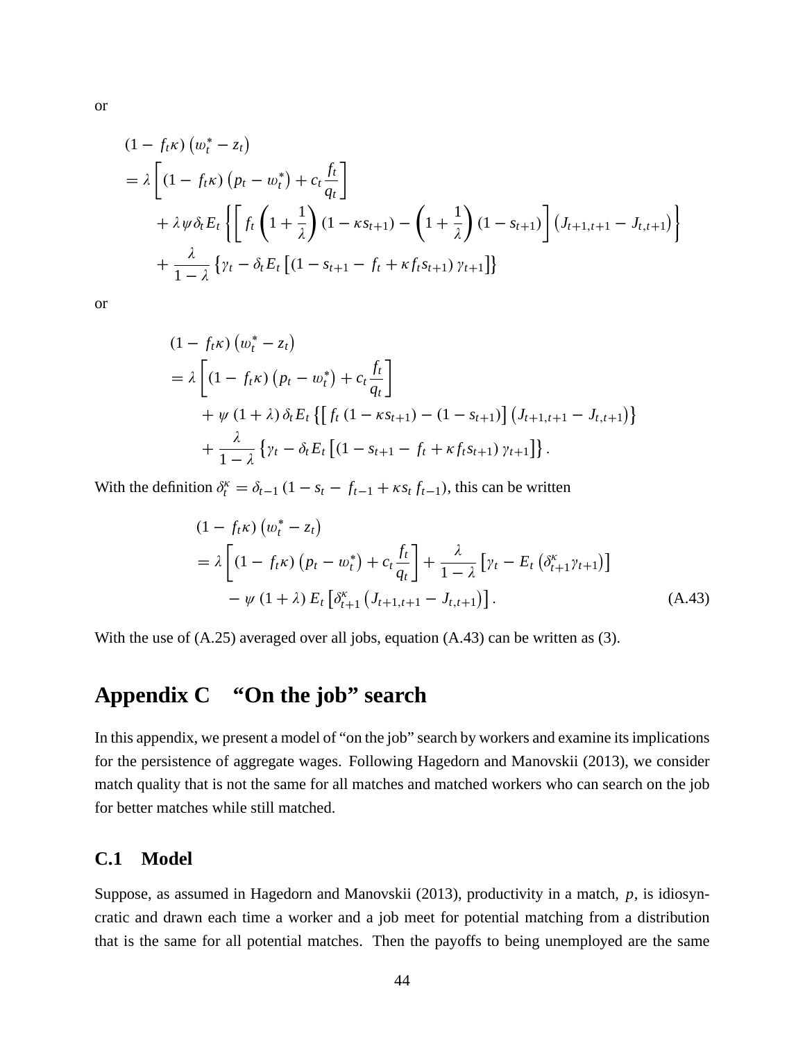or

$$
\begin{aligned}
&\left(1 - f_t \kappa\right)\left(w_t^* - z_t\right) \\
&= \lambda \left[\left(1 - f_t \kappa\right)\left(p_t - w_t^*\right) + c_t \frac{f_t}{q_t}\right] \\
&\quad + \lambda \psi \delta_t E_t \left\{ \left[ f_t \left(1 + \frac{1}{\lambda}\right)\left(1 - \kappa s_{t+1}\right) - \left(1 + \frac{1}{\lambda}\right)\left(1 - s_{t+1}\right) \right] \left(J_{t+1,t+1} - J_{t,t+1}\right) \right\} \\
&\quad + \frac{\lambda}{1-\lambda} \left\{ \gamma_t - \delta_t E_t \left[ \left(1 - s_{t+1} - f_t + \kappa f_t s_{t+1}\right) \gamma_{t+1} \right] \right\}
\end{aligned}
$$

or

$$
\begin{aligned}
&\left(1 - f_t \kappa\right)\left(w_t^* - z_t\right) \\
&= \lambda \left[\left(1 - f_t \kappa\right)\left(p_t - w_t^*\right) + c_t \frac{f_t}{q_t}\right] \\
&\quad + \psi \left(1 + \lambda\right) \delta_t E_t \left\{ \left[ f_t \left(1 - \kappa s_{t+1}\right) - \left(1 - s_{t+1}\right) \right] \left(J_{t+1,t+1} - J_{t,t+1}\right) \right\} \\
&\quad + \frac{\lambda}{1-\lambda} \left\{ \gamma_t - \delta_t E_t \left[ \left(1 - s_{t+1} - f_t + \kappa f_t s_{t+1}\right) \gamma_{t+1} \right] \right\}.
\end{aligned}
$$

With the definition $\delta_t^{\kappa} = \delta_{t-1}\left(1 - s_t - f_{t-1} + \kappa s_t f_{t-1}\right)$, this can be written

$$
\begin{aligned}
&\left(1 - f_t \kappa\right)\left(w_t^* - z_t\right) \\
&= \lambda \left[\left(1 - f_t \kappa\right)\left(p_t - w_t^*\right) + c_t \frac{f_t}{q_t}\right] + \frac{\lambda}{1-\lambda}\left[\gamma_t - E_t\left(\delta_{t+1}^{\kappa} \gamma_{t+1}\right)\right] \\
&\quad - \psi\left(1 + \lambda\right) E_t \left[\delta_{t+1}^{\kappa}\left(J_{t+1,t+1} - J_{t,t+1}\right)\right].
\end{aligned}
\tag{A.43}
$$

With the use of (A.25) averaged over all jobs, equation (A.43) can be written as (3).

# Appendix C "On the job" search

In this appendix, we present a model of "on the job" search by workers and examine its implications for the persistence of aggregate wages. Following Hagedorn and Manovskii (2013), we consider match quality that is not the same for all matches and matched workers who can search on the job for better matches while still matched.

## C.1 Model

Suppose, as assumed in Hagedorn and Manovskii (2013), productivity in a match, $p$, is idiosyncratic and drawn each time a worker and a job meet for potential matching from a distribution that is the same for all potential matches. Then the payoffs to being unemployed are the same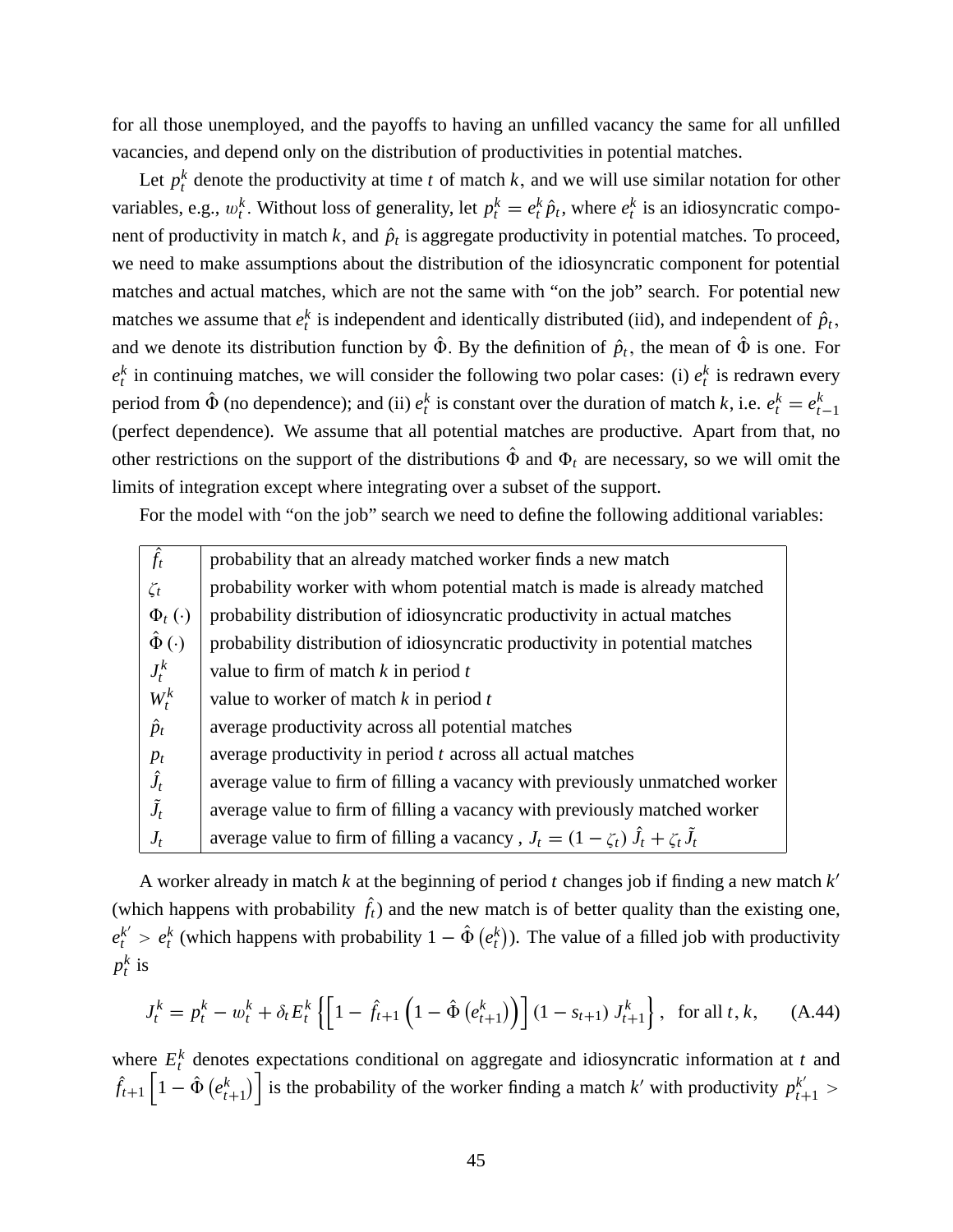for all those unemployed, and the payoffs to having an unfilled vacancy the same for all unfilled vacancies, and depend only on the distribution of productivities in potential matches.

Let $p_t^k$ denote the productivity at time $t$ of match $k$, and we will use similar notation for other variables, e.g., $w_t^k$. Without loss of generality, let $p_t^k = e_t^k \hat{p}_t$, where $e_t^k$ is an idiosyncratic component of productivity in match $k$, and $\hat{p}_t$ is aggregate productivity in potential matches. To proceed, we need to make assumptions about the distribution of the idiosyncratic component for potential matches and actual matches, which are not the same with "on the job" search. For potential new matches we assume that $e_t^k$ is independent and identically distributed (iid), and independent of $\hat{p}_t$, and we denote its distribution function by $\hat{\Phi}$. By the definition of $\hat{p}_t$, the mean of $\hat{\Phi}$ is one. For $e_t^k$ in continuing matches, we will consider the following two polar cases: (i) $e_t^k$ is redrawn every period from $\hat{\Phi}$ (no dependence); and (ii) $e_t^k$ is constant over the duration of match $k$, i.e. $e_t^k = e_{t-1}^k$ (perfect dependence). We assume that all potential matches are productive. Apart from that, no other restrictions on the support of the distributions $\hat{\Phi}$ and $\Phi_t$ are necessary, so we will omit the limits of integration except where integrating over a subset of the support.

For the model with "on the job" search we need to define the following additional variables:

| | |
|---|---|
| $\hat{f}_t$ | probability that an already matched worker finds a new match |
| $\zeta_t$ | probability worker with whom potential match is made is already matched |
| $\Phi_t(\cdot)$ | probability distribution of idiosyncratic productivity in actual matches |
| $\hat{\Phi}(\cdot)$ | probability distribution of idiosyncratic productivity in potential matches |
| $J_t^k$ | value to firm of match $k$ in period $t$ |
| $W_t^k$ | value to worker of match $k$ in period $t$ |
| $\hat{p}_t$ | average productivity across all potential matches |
| $p_t$ | average productivity in period $t$ across all actual matches |
| $\hat{J}_t$ | average value to firm of filling a vacancy with previously unmatched worker |
| $\tilde{J}_t$ | average value to firm of filling a vacancy with previously matched worker |
| $J_t$ | average value to firm of filling a vacancy , $J_t = (1-\zeta_t)\hat{J}_t + \zeta_t \tilde{J}_t$ |

A worker already in match $k$ at the beginning of period $t$ changes job if finding a new match $k'$ (which happens with probability $\hat{f}_t$) and the new match is of better quality than the existing one, $e_t^{k'} > e_t^k$ (which happens with probability $1 - \hat{\Phi}\left(e_t^k\right)$). The value of a filled job with productivity $p_t^k$ is

$$J_t^k = p_t^k - w_t^k + \delta_t E_t^k \left\{ \left[ 1 - \hat{f}_{t+1}\left(1 - \hat{\Phi}\left(e_{t+1}^k\right)\right)\right](1 - s_{t+1})\, J_{t+1}^k \right\}, \quad \text{for all } t, k, \tag{A.44}$$

where $E_t^k$ denotes expectations conditional on aggregate and idiosyncratic information at $t$ and $\hat{f}_{t+1}\left[1 - \hat{\Phi}\left(e_{t+1}^k\right)\right]$ is the probability of the worker finding a match $k'$ with productivity $p_{t+1}^{k'} >$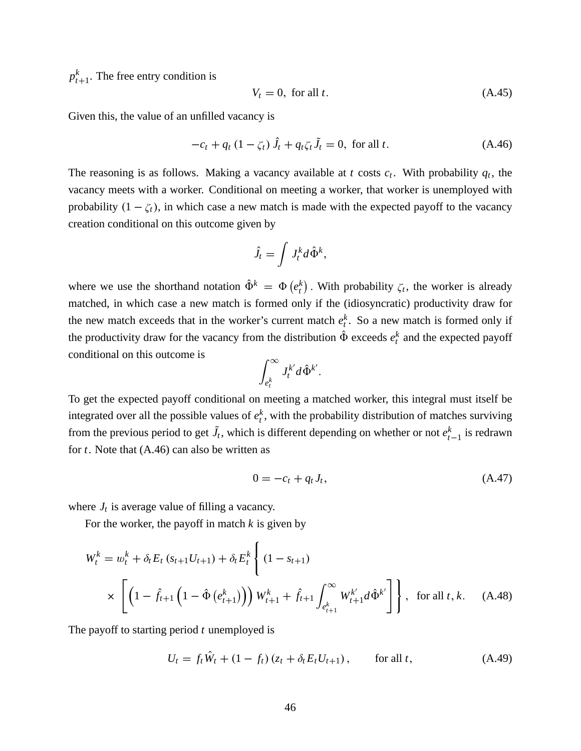$p_{t+1}^k$. The free entry condition is

$$V_t = 0, \text{ for all } t. \tag{A.45}$$

Given this, the value of an unfilled vacancy is

$$-c_t + q_t (1 - \zeta_t) \hat{J}_t + q_t \zeta_t \tilde{J}_t = 0, \text{ for all } t. \tag{A.46}$$

The reasoning is as follows. Making a vacancy available at $t$ costs $c_t$. With probability $q_t$, the vacancy meets with a worker. Conditional on meeting a worker, that worker is unemployed with probability $(1 - \zeta_t)$, in which case a new match is made with the expected payoff to the vacancy creation conditional on this outcome given by

$$\hat{J}_t = \int J_t^k d\hat{\Phi}^k,$$

where we use the shorthand notation $\hat{\Phi}^k = \Phi\left(e_t^k\right)$. With probability $\zeta_t$, the worker is already matched, in which case a new match is formed only if the (idiosyncratic) productivity draw for the new match exceeds that in the worker's current match $e_t^k$. So a new match is formed only if the productivity draw for the vacancy from the distribution $\hat{\Phi}$ exceeds $e_t^k$ and the expected payoff conditional on this outcome is

$$\int_{e_t^k}^{\infty} J_t^{k'} d\hat{\Phi}^{k'}.$$

To get the expected payoff conditional on meeting a matched worker, this integral must itself be integrated over all the possible values of $e_t^k$, with the probability distribution of matches surviving from the previous period to get $\tilde{J}_t$, which is different depending on whether or not $e_{t-1}^k$ is redrawn for $t$. Note that (A.46) can also be written as

$$0 = -c_t + q_t J_t, \tag{A.47}$$

where $J_t$ is average value of filling a vacancy.

For the worker, the payoff in match $k$ is given by

$$W_t^k = \omega_t^k + \delta_t E_t \left(s_{t+1} U_{t+1}\right) + \delta_t E_t^k \Bigg\{ (1 - s_{t+1}) \times \left[ \left(1 - \hat{f}_{t+1} \left(1 - \hat{\Phi}\left(e_{t+1}^k\right)\right)\right) W_{t+1}^k + \hat{f}_{t+1} \int_{e_{t+1}^k}^{\infty} W_{t+1}^{k'} d\hat{\Phi}^{k'} \right] \Bigg\}, \text{ for all } t, k. \tag{A.48}$$

The payoff to starting period $t$ unemployed is

$$U_t = f_t \hat{W}_t + (1 - f_t)\left(z_t + \delta_t E_t U_{t+1}\right), \qquad \text{for all } t, \tag{A.49}$$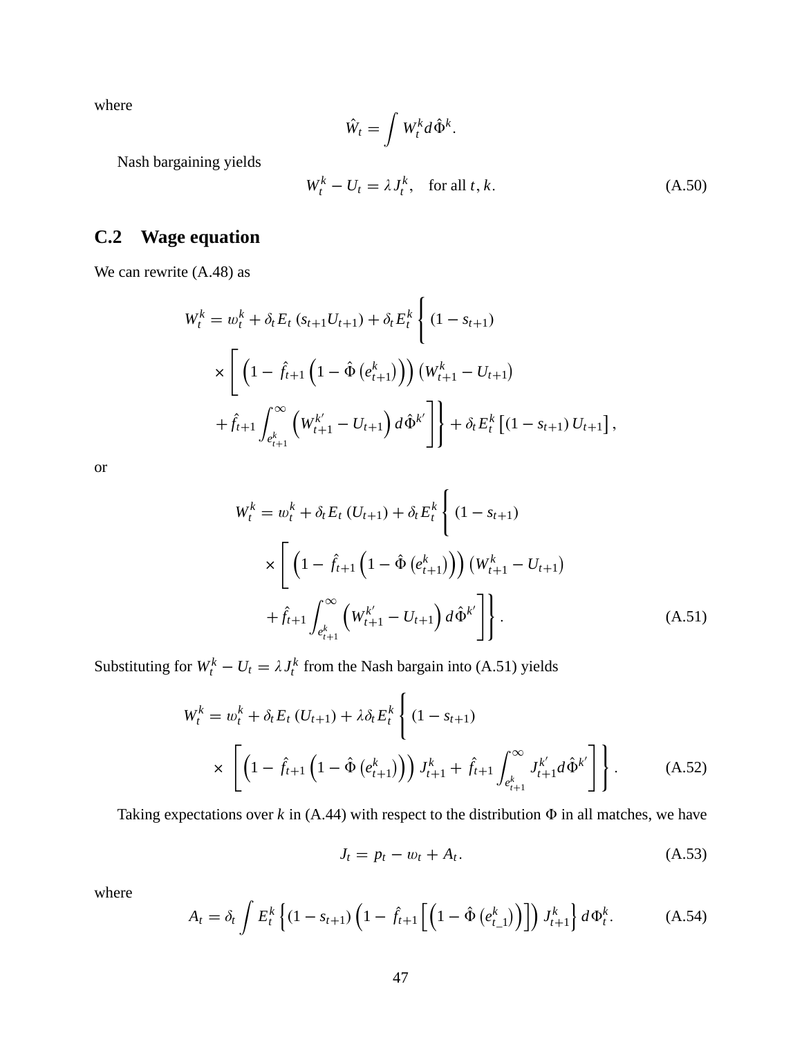where

$$\hat{W}_t = \int W_t^k d\hat{\Phi}^k.$$

Nash bargaining yields

$$W_t^k - U_t = \lambda J_t^k, \quad \text{for all } t, k. \tag{A.50}$$

## C.2 Wage equation

We can rewrite (A.48) as

$$\begin{aligned} W_t^k = w_t^k + \delta_t E_t \left(s_{t+1} U_{t+1}\right) + \delta_t E_t^k \Bigg\{ & (1 - s_{t+1}) \\ \times \Bigg[ & \left(1 - \hat{f}_{t+1}\left(1 - \hat{\Phi}\left(e_{t+1}^k\right)\right)\right)\left(W_{t+1}^k - U_{t+1}\right) \\ & + \hat{f}_{t+1} \int_{e_{t+1}^k}^{\infty} \left(W_{t+1}^{k'} - U_{t+1}\right) d\hat{\Phi}^{k'} \Bigg]\Bigg\} + \delta_t E_t^k \left[(1 - s_{t+1}) U_{t+1}\right], \end{aligned}$$

or

$$\begin{aligned} W_t^k = w_t^k + \delta_t E_t \left(U_{t+1}\right) + \delta_t E_t^k \Bigg\{ & (1 - s_{t+1}) \\ \times \Bigg[ & \left(1 - \hat{f}_{t+1}\left(1 - \hat{\Phi}\left(e_{t+1}^k\right)\right)\right)\left(W_{t+1}^k - U_{t+1}\right) \\ & + \hat{f}_{t+1} \int_{e_{t+1}^k}^{\infty} \left(W_{t+1}^{k'} - U_{t+1}\right) d\hat{\Phi}^{k'} \Bigg]\Bigg\}. \end{aligned} \tag{A.51}$$

Substituting for $W_t^k - U_t = \lambda J_t^k$ from the Nash bargain into (A.51) yields

$$\begin{aligned} W_t^k = w_t^k + \delta_t E_t \left(U_{t+1}\right) + \lambda \delta_t E_t^k \Bigg\{ & (1 - s_{t+1}) \\ \times \Bigg[ & \left(1 - \hat{f}_{t+1}\left(1 - \hat{\Phi}\left(e_{t+1}^k\right)\right)\right) J_{t+1}^k + \hat{f}_{t+1} \int_{e_{t+1}^k}^{\infty} J_{t+1}^{k'} d\hat{\Phi}^{k'} \Bigg]\Bigg\}. \end{aligned} \tag{A.52}$$

Taking expectations over $k$ in (A.44) with respect to the distribution $\Phi$ in all matches, we have

$$J_t = p_t - w_t + A_t. \tag{A.53}$$

where

$$A_t = \delta_t \int E_t^k \left\{ (1 - s_{t+1}) \left(1 - \hat{f}_{t+1} \left[\left(1 - \hat{\Phi}\left(e_{t\_1}^k\right)\right)\right]\right) J_{t+1}^k \right\} d\Phi_t^k. \tag{A.54}$$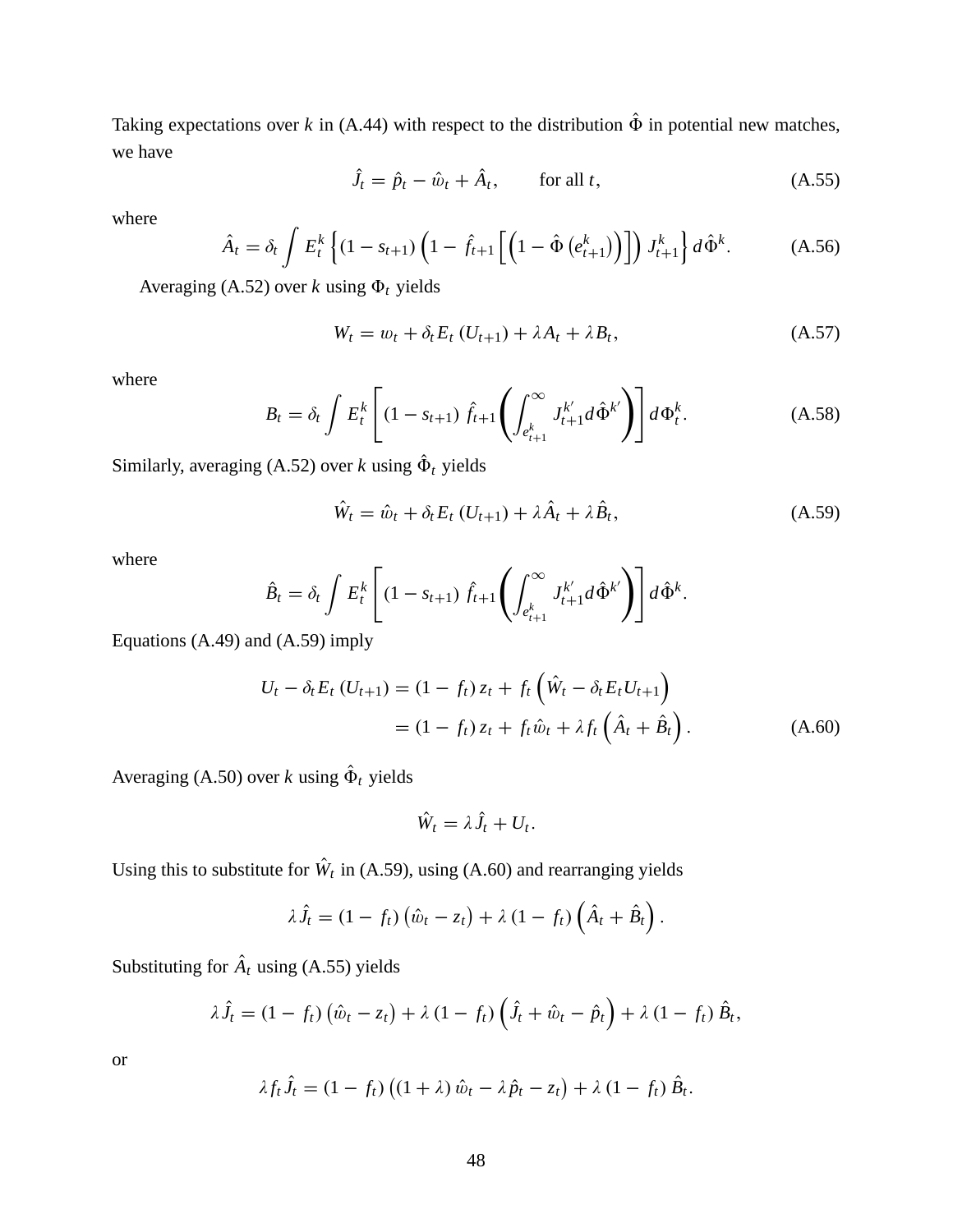Taking expectations over $k$ in (A.44) with respect to the distribution $\hat{\Phi}$ in potential new matches, we have

$$\hat{J}_t = \hat{p}_t - \hat{w}_t + \hat{A}_t, \qquad \text{for all } t, \tag{A.55}$$

where

$$\hat{A}_t = \delta_t \int E_t^k \left\{ (1 - s_{t+1}) \left( 1 - \hat{f}_{t+1} \left[ \left( 1 - \hat{\Phi} \left( e_{t+1}^k \right) \right) \right] \right) J_{t+1}^k \right\} d\hat{\Phi}^k. \tag{A.56}$$

Averaging (A.52) over $k$ using $\Phi_t$ yields

$$W_t = w_t + \delta_t E_t \left( U_{t+1} \right) + \lambda A_t + \lambda B_t, \tag{A.57}$$

where

$$B_t = \delta_t \int E_t^k \left[ (1 - s_{t+1}) \, \hat{f}_{t+1} \left( \int_{e_{t+1}^k}^{\infty} J_{t+1}^{k'} d\hat{\Phi}^{k'} \right) \right] d\Phi_t^k. \tag{A.58}$$

Similarly, averaging (A.52) over $k$ using $\hat{\Phi}_t$ yields

$$\hat{W}_t = \hat{w}_t + \delta_t E_t \left( U_{t+1} \right) + \lambda \hat{A}_t + \lambda \hat{B}_t, \tag{A.59}$$

where

$$\hat{B}_t = \delta_t \int E_t^k \left[ (1 - s_{t+1}) \, \hat{f}_{t+1} \left( \int_{e_{t+1}^k}^{\infty} J_{t+1}^{k'} d\hat{\Phi}^{k'} \right) \right] d\hat{\Phi}^k.$$

Equations (A.49) and (A.59) imply

$$\begin{aligned} U_t - \delta_t E_t \left( U_{t+1} \right) &= (1 - f_t) z_t + f_t \left( \hat{W}_t - \delta_t E_t U_{t+1} \right) \\ &= (1 - f_t) z_t + f_t \hat{w}_t + \lambda f_t \left( \hat{A}_t + \hat{B}_t \right). \end{aligned} \tag{A.60}$$

Averaging (A.50) over $k$ using $\hat{\Phi}_t$ yields

$$\hat{W}_t = \lambda \hat{J}_t + U_t.$$

Using this to substitute for $\hat{W}_t$ in (A.59), using (A.60) and rearranging yields

$$\lambda \hat{J}_t = (1 - f_t) \left( \hat{w}_t - z_t \right) + \lambda (1 - f_t) \left( \hat{A}_t + \hat{B}_t \right).$$

Substituting for $\hat{A}_t$ using (A.55) yields

$$\lambda \hat{J}_t = (1 - f_t) \left( \hat{w}_t - z_t \right) + \lambda (1 - f_t) \left( \hat{J}_t + \hat{w}_t - \hat{p}_t \right) + \lambda (1 - f_t) \hat{B}_t,$$

or

$$\lambda f_t \hat{J}_t = (1 - f_t) \left( (1 + \lambda) \hat{w}_t - \lambda \hat{p}_t - z_t \right) + \lambda (1 - f_t) \hat{B}_t.$$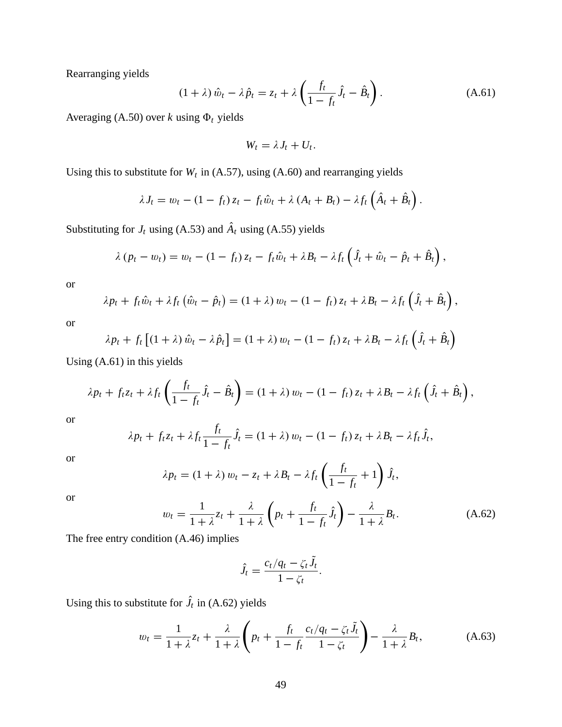Rearranging yields

$$(1+\lambda)\,\hat{w}_t - \lambda\hat{p}_t = z_t + \lambda\left(\frac{f_t}{1-f_t}\hat{J}_t - \hat{B}_t\right). \tag{A.61}$$

Averaging (A.50) over $k$ using $\Phi_t$ yields

$$W_t = \lambda J_t + U_t.$$

Using this to substitute for $W_t$ in (A.57), using (A.60) and rearranging yields

$$\lambda J_t = w_t - (1-f_t)\,z_t - f_t\hat{w}_t + \lambda\,(A_t + B_t) - \lambda f_t\left(\hat{A}_t + \hat{B}_t\right).$$

Substituting for $J_t$ using (A.53) and $\hat{A}_t$ using (A.55) yields

$$\lambda\,(p_t - w_t) = w_t - (1-f_t)\,z_t - f_t\hat{w}_t + \lambda B_t - \lambda f_t\left(\hat{J}_t + \hat{w}_t - \hat{p}_t + \hat{B}_t\right),$$

or

$$\lambda p_t + f_t\hat{w}_t + \lambda f_t\left(\hat{w}_t - \hat{p}_t\right) = (1+\lambda)\,w_t - (1-f_t)\,z_t + \lambda B_t - \lambda f_t\left(\hat{J}_t + \hat{B}_t\right),$$

or

$$\lambda p_t + f_t\left[(1+\lambda)\,\hat{w}_t - \lambda\hat{p}_t\right] = (1+\lambda)\,w_t - (1-f_t)\,z_t + \lambda B_t - \lambda f_t\left(\hat{J}_t + \hat{B}_t\right)$$

Using (A.61) in this yields

$$\lambda p_t + f_t z_t + \lambda f_t\left(\frac{f_t}{1-f_t}\hat{J}_t - \hat{B}_t\right) = (1+\lambda)\,w_t - (1-f_t)\,z_t + \lambda B_t - \lambda f_t\left(\hat{J}_t + \hat{B}_t\right),$$

or

$$\lambda p_t + f_t z_t + \lambda f_t\frac{f_t}{1-f_t}\hat{J}_t = (1+\lambda)\,w_t - (1-f_t)\,z_t + \lambda B_t - \lambda f_t\hat{J}_t,$$

or

$$\lambda p_t = (1+\lambda)\,w_t - z_t + \lambda B_t - \lambda f_t\left(\frac{f_t}{1-f_t} + 1\right)\hat{J}_t,$$

or

$$w_t = \frac{1}{1+\lambda}z_t + \frac{\lambda}{1+\lambda}\left(p_t + \frac{f_t}{1-f_t}\hat{J}_t\right) - \frac{\lambda}{1+\lambda}B_t. \tag{A.62}$$

The free entry condition (A.46) implies

$$\hat{J}_t = \frac{c_t/q_t - \zeta_t\tilde{J}_t}{1-\zeta_t}.$$

Using this to substitute for $\hat{J}_t$ in (A.62) yields

$$w_t = \frac{1}{1+\lambda}z_t + \frac{\lambda}{1+\lambda}\left(p_t + \frac{f_t}{1-f_t}\frac{c_t/q_t - \zeta_t\tilde{J}_t}{1-\zeta_t}\right) - \frac{\lambda}{1+\lambda}B_t, \tag{A.63}$$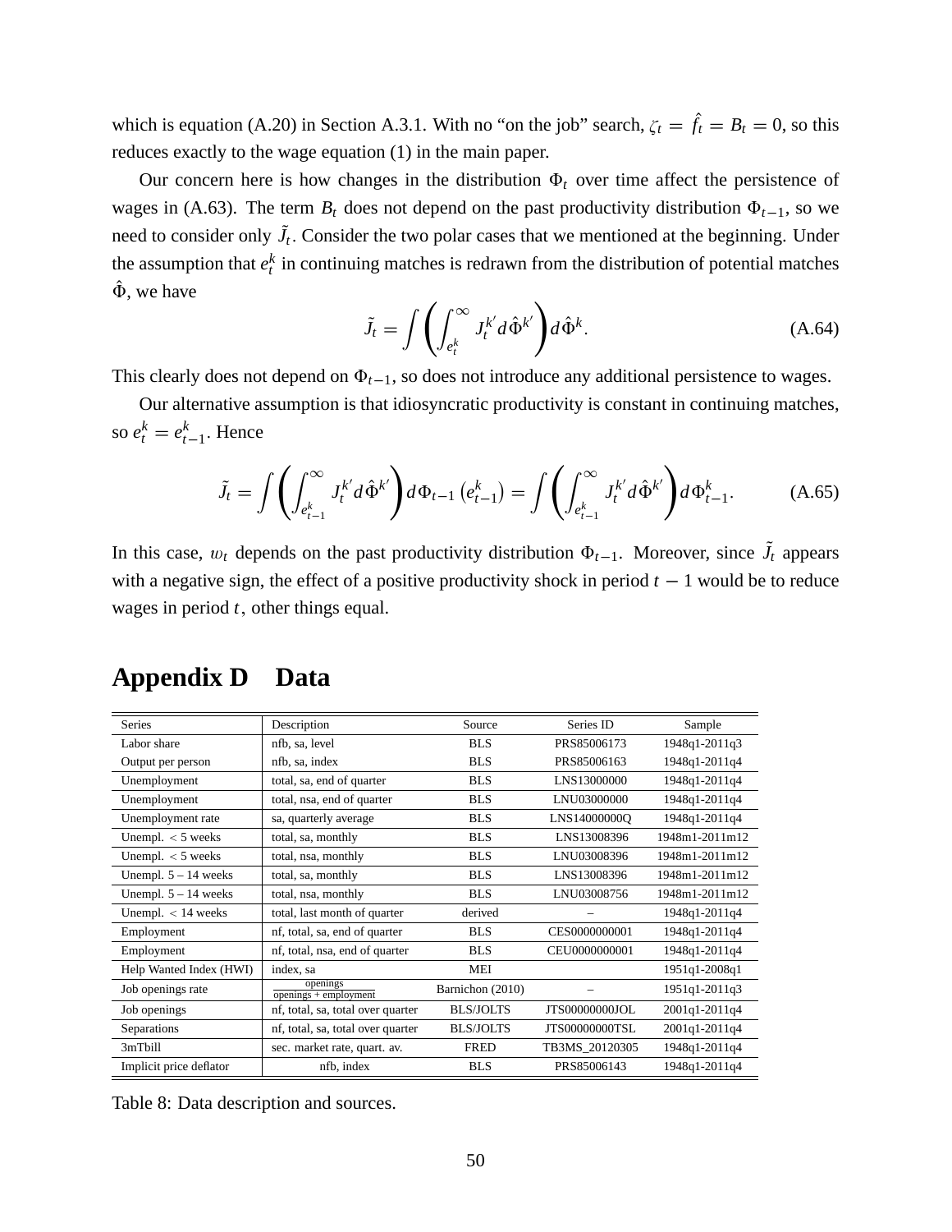which is equation (A.20) in Section A.3.1. With no "on the job" search, $\zeta_t = \hat{f}_t = B_t = 0$, so this reduces exactly to the wage equation (1) in the main paper.

Our concern here is how changes in the distribution $\Phi_t$ over time affect the persistence of wages in (A.63). The term $B_t$ does not depend on the past productivity distribution $\Phi_{t-1}$, so we need to consider only $\tilde{J}_t$. Consider the two polar cases that we mentioned at the beginning. Under the assumption that $e_t^k$ in continuing matches is redrawn from the distribution of potential matches $\hat{\Phi}$, we have

$$\tilde{J}_t = \int \left( \int_{e_t^k}^{\infty} J_t^{k'} d\hat{\Phi}^{k'} \right) d\hat{\Phi}^k. \tag{A.64}$$

This clearly does not depend on $\Phi_{t-1}$, so does not introduce any additional persistence to wages.

Our alternative assumption is that idiosyncratic productivity is constant in continuing matches, so $e_t^k = e_{t-1}^k$. Hence

$$\tilde{J}_t = \int \left( \int_{e_{t-1}^k}^{\infty} J_t^{k'} d\hat{\Phi}^{k'} \right) d\Phi_{t-1}\left(e_{t-1}^k\right) = \int \left( \int_{e_{t-1}^k}^{\infty} J_t^{k'} d\hat{\Phi}^{k'} \right) d\Phi_{t-1}^k. \tag{A.65}$$

In this case, $w_t$ depends on the past productivity distribution $\Phi_{t-1}$. Moreover, since $\tilde{J}_t$ appears with a negative sign, the effect of a positive productivity shock in period $t-1$ would be to reduce wages in period $t$, other things equal.

# Appendix D Data

| Series | Description | Source | Series ID | Sample |
|---|---|---|---|---|
| Labor share | nfb, sa, level | BLS | PRS85006173 | 1948q1-2011q3 |
| Output per person | nfb, sa, index | BLS | PRS85006163 | 1948q1-2011q4 |
| Unemployment | total, sa, end of quarter | BLS | LNS13000000 | 1948q1-2011q4 |
| Unemployment | total, nsa, end of quarter | BLS | LNU03000000 | 1948q1-2011q4 |
| Unemployment rate | sa, quarterly average | BLS | LNS14000000Q | 1948q1-2011q4 |
| Unempl. $<$ 5 weeks | total, sa, monthly | BLS | LNS13008396 | 1948m1-2011m12 |
| Unempl. $<$ 5 weeks | total, nsa, monthly | BLS | LNU03008396 | 1948m1-2011m12 |
| Unempl. 5 – 14 weeks | total, sa, monthly | BLS | LNS13008396 | 1948m1-2011m12 |
| Unempl. 5 – 14 weeks | total, nsa, monthly | BLS | LNU03008756 | 1948m1-2011m12 |
| Unempl. $<$ 14 weeks | total, last month of quarter | derived | – | 1948q1-2011q4 |
| Employment | nf, total, sa, end of quarter | BLS | CES0000000001 | 1948q1-2011q4 |
| Employment | nf, total, nsa, end of quarter | BLS | CEU0000000001 | 1948q1-2011q4 |
| Help Wanted Index (HWI) | index, sa | MEI | | 1951q1-2008q1 |
| Job openings rate | $\frac{\text{openings}}{\text{openings + employment}}$ | Barnichon (2010) | – | 1951q1-2011q3 |
| Job openings | nf, total, sa, total over quarter | BLS/JOLTS | JTS00000000JOL | 2001q1-2011q4 |
| Separations | nf, total, sa, total over quarter | BLS/JOLTS | JTS00000000TSL | 2001q1-2011q4 |
| 3mTbill | sec. market rate, quart. av. | FRED | TB3MS_20120305 | 1948q1-2011q4 |
| Implicit price deflator | nfb, index | BLS | PRS85006143 | 1948q1-2011q4 |

Table 8: Data description and sources.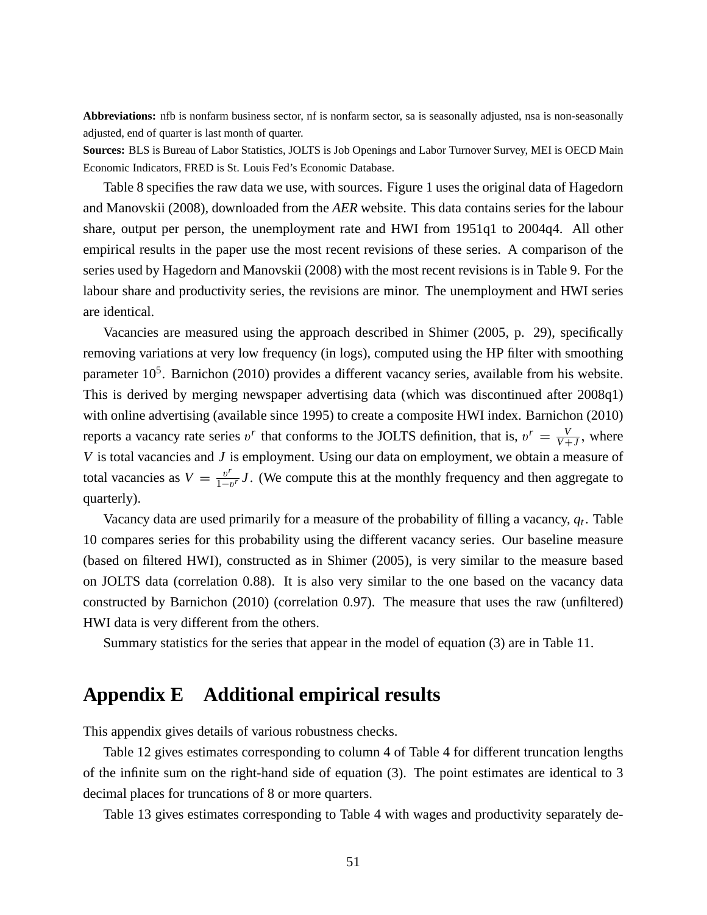**Abbreviations:** nfb is nonfarm business sector, nf is nonfarm sector, sa is seasonally adjusted, nsa is non-seasonally adjusted, end of quarter is last month of quarter.

**Sources:** BLS is Bureau of Labor Statistics, JOLTS is Job Openings and Labor Turnover Survey, MEI is OECD Main Economic Indicators, FRED is St. Louis Fed's Economic Database.

Table 8 specifies the raw data we use, with sources. Figure 1 uses the original data of Hagedorn and Manovskii (2008), downloaded from the *AER* website. This data contains series for the labour share, output per person, the unemployment rate and HWI from 1951q1 to 2004q4. All other empirical results in the paper use the most recent revisions of these series. A comparison of the series used by Hagedorn and Manovskii (2008) with the most recent revisions is in Table 9. For the labour share and productivity series, the revisions are minor. The unemployment and HWI series are identical.

Vacancies are measured using the approach described in Shimer (2005, p. 29), specifically removing variations at very low frequency (in logs), computed using the HP filter with smoothing parameter $10^5$. Barnichon (2010) provides a different vacancy series, available from his website. This is derived by merging newspaper advertising data (which was discontinued after 2008q1) with online advertising (available since 1995) to create a composite HWI index. Barnichon (2010) reports a vacancy rate series $v^r$ that conforms to the JOLTS definition, that is, $v^r = \frac{V}{V+J}$, where $V$ is total vacancies and $J$ is employment. Using our data on employment, we obtain a measure of total vacancies as $V = \frac{v^r}{1-v^r}J$. (We compute this at the monthly frequency and then aggregate to quarterly).

Vacancy data are used primarily for a measure of the probability of filling a vacancy, $q_t$. Table 10 compares series for this probability using the different vacancy series. Our baseline measure (based on filtered HWI), constructed as in Shimer (2005), is very similar to the measure based on JOLTS data (correlation 0.88). It is also very similar to the one based on the vacancy data constructed by Barnichon (2010) (correlation 0.97). The measure that uses the raw (unfiltered) HWI data is very different from the others.

Summary statistics for the series that appear in the model of equation (3) are in Table 11.

# Appendix E Additional empirical results

This appendix gives details of various robustness checks.

Table 12 gives estimates corresponding to column 4 of Table 4 for different truncation lengths of the infinite sum on the right-hand side of equation (3). The point estimates are identical to 3 decimal places for truncations of 8 or more quarters.

Table 13 gives estimates corresponding to Table 4 with wages and productivity separately de-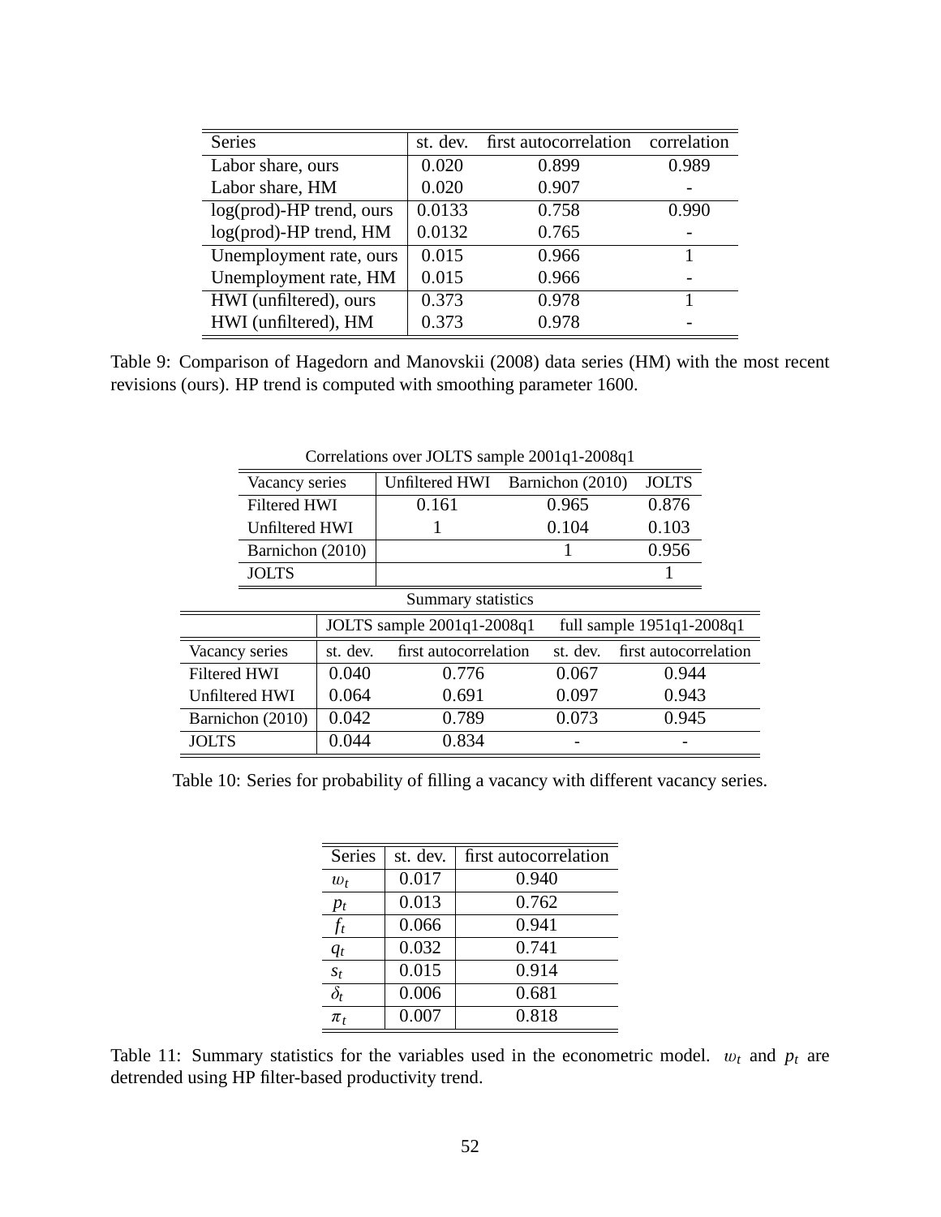| Series | st. dev. | first autocorrelation | correlation |
|---|---|---|---|
| Labor share, ours | 0.020 | 0.899 | 0.989 |
| Labor share, HM | 0.020 | 0.907 | - |
| log(prod)-HP trend, ours | 0.0133 | 0.758 | 0.990 |
| log(prod)-HP trend, HM | 0.0132 | 0.765 | - |
| Unemployment rate, ours | 0.015 | 0.966 | 1 |
| Unemployment rate, HM | 0.015 | 0.966 | - |
| HWI (unfiltered), ours | 0.373 | 0.978 | 1 |
| HWI (unfiltered), HM | 0.373 | 0.978 | - |

Table 9: Comparison of Hagedorn and Manovskii (2008) data series (HM) with the most recent revisions (ours). HP trend is computed with smoothing parameter 1600.

Correlations over JOLTS sample 2001q1-2008q1

| Vacancy series | Unfiltered HWI | Barnichon (2010) | JOLTS |
|---|---|---|---|
| Filtered HWI | 0.161 | 0.965 | 0.876 |
| Unfiltered HWI | 1 | 0.104 | 0.103 |
| Barnichon (2010) | | 1 | 0.956 |
| JOLTS | | | 1 |

Summary statistics

| | JOLTS sample 2001q1-2008q1 | | full sample 1951q1-2008q1 | |
|---|---|---|---|---|
| Vacancy series | st. dev. | first autocorrelation | st. dev. | first autocorrelation |
| Filtered HWI | 0.040 | 0.776 | 0.067 | 0.944 |
| Unfiltered HWI | 0.064 | 0.691 | 0.097 | 0.943 |
| Barnichon (2010) | 0.042 | 0.789 | 0.073 | 0.945 |
| JOLTS | 0.044 | 0.834 | - | - |

Table 10: Series for probability of filling a vacancy with different vacancy series.

| Series | st. dev. | first autocorrelation |
|---|---|---|
| $w_t$ | 0.017 | 0.940 |
| $p_t$ | 0.013 | 0.762 |
| $f_t$ | 0.066 | 0.941 |
| $q_t$ | 0.032 | 0.741 |
| $s_t$ | 0.015 | 0.914 |
| $\delta_t$ | 0.006 | 0.681 |
| $\pi_t$ | 0.007 | 0.818 |

Table 11: Summary statistics for the variables used in the econometric model. $w_t$ and $p_t$ are detrended using HP filter-based productivity trend.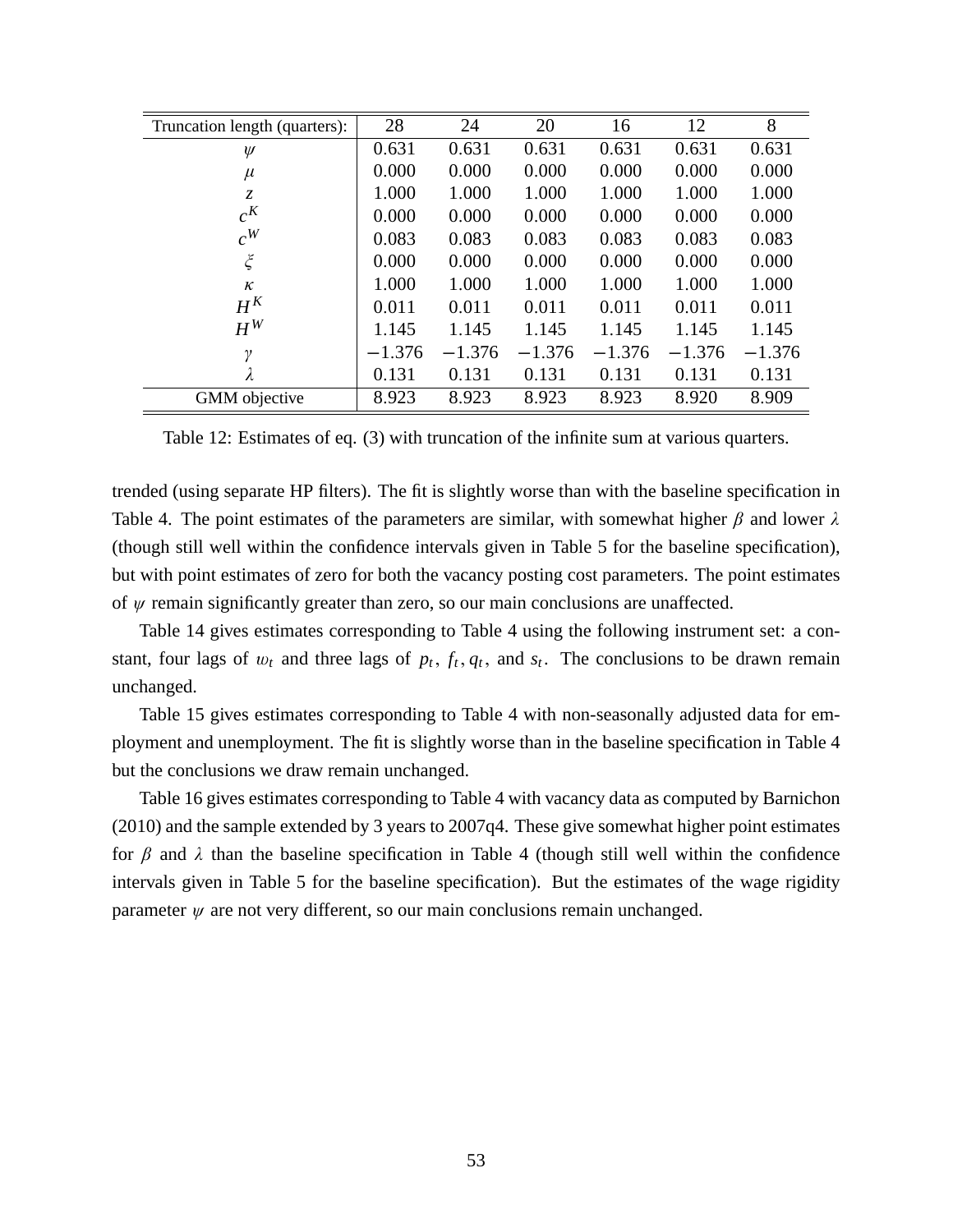| Truncation length (quarters): | 28 | 24 | 20 | 16 | 12 | 8 |
|---|---|---|---|---|---|---|
| $\psi$ | 0.631 | 0.631 | 0.631 | 0.631 | 0.631 | 0.631 |
| $\mu$ | 0.000 | 0.000 | 0.000 | 0.000 | 0.000 | 0.000 |
| $z$ | 1.000 | 1.000 | 1.000 | 1.000 | 1.000 | 1.000 |
| $c^K$ | 0.000 | 0.000 | 0.000 | 0.000 | 0.000 | 0.000 |
| $c^W$ | 0.083 | 0.083 | 0.083 | 0.083 | 0.083 | 0.083 |
| $\xi$ | 0.000 | 0.000 | 0.000 | 0.000 | 0.000 | 0.000 |
| $\kappa$ | 1.000 | 1.000 | 1.000 | 1.000 | 1.000 | 1.000 |
| $H^K$ | 0.011 | 0.011 | 0.011 | 0.011 | 0.011 | 0.011 |
| $H^W$ | 1.145 | 1.145 | 1.145 | 1.145 | 1.145 | 1.145 |
| $\gamma$ | $-1.376$ | $-1.376$ | $-1.376$ | $-1.376$ | $-1.376$ | $-1.376$ |
| $\lambda$ | 0.131 | 0.131 | 0.131 | 0.131 | 0.131 | 0.131 |
| GMM objective | 8.923 | 8.923 | 8.923 | 8.923 | 8.920 | 8.909 |

Table 12: Estimates of eq. (3) with truncation of the infinite sum at various quarters.

trended (using separate HP filters). The fit is slightly worse than with the baseline specification in Table 4. The point estimates of the parameters are similar, with somewhat higher $\beta$ and lower $\lambda$ (though still well within the confidence intervals given in Table 5 for the baseline specification), but with point estimates of zero for both the vacancy posting cost parameters. The point estimates of $\psi$ remain significantly greater than zero, so our main conclusions are unaffected.

Table 14 gives estimates corresponding to Table 4 using the following instrument set: a constant, four lags of $w_t$ and three lags of $p_t$, $f_t, q_t$, and $s_t$. The conclusions to be drawn remain unchanged.

Table 15 gives estimates corresponding to Table 4 with non-seasonally adjusted data for employment and unemployment. The fit is slightly worse than in the baseline specification in Table 4 but the conclusions we draw remain unchanged.

Table 16 gives estimates corresponding to Table 4 with vacancy data as computed by Barnichon (2010) and the sample extended by 3 years to 2007q4. These give somewhat higher point estimates for $\beta$ and $\lambda$ than the baseline specification in Table 4 (though still well within the confidence intervals given in Table 5 for the baseline specification). But the estimates of the wage rigidity parameter $\psi$ are not very different, so our main conclusions remain unchanged.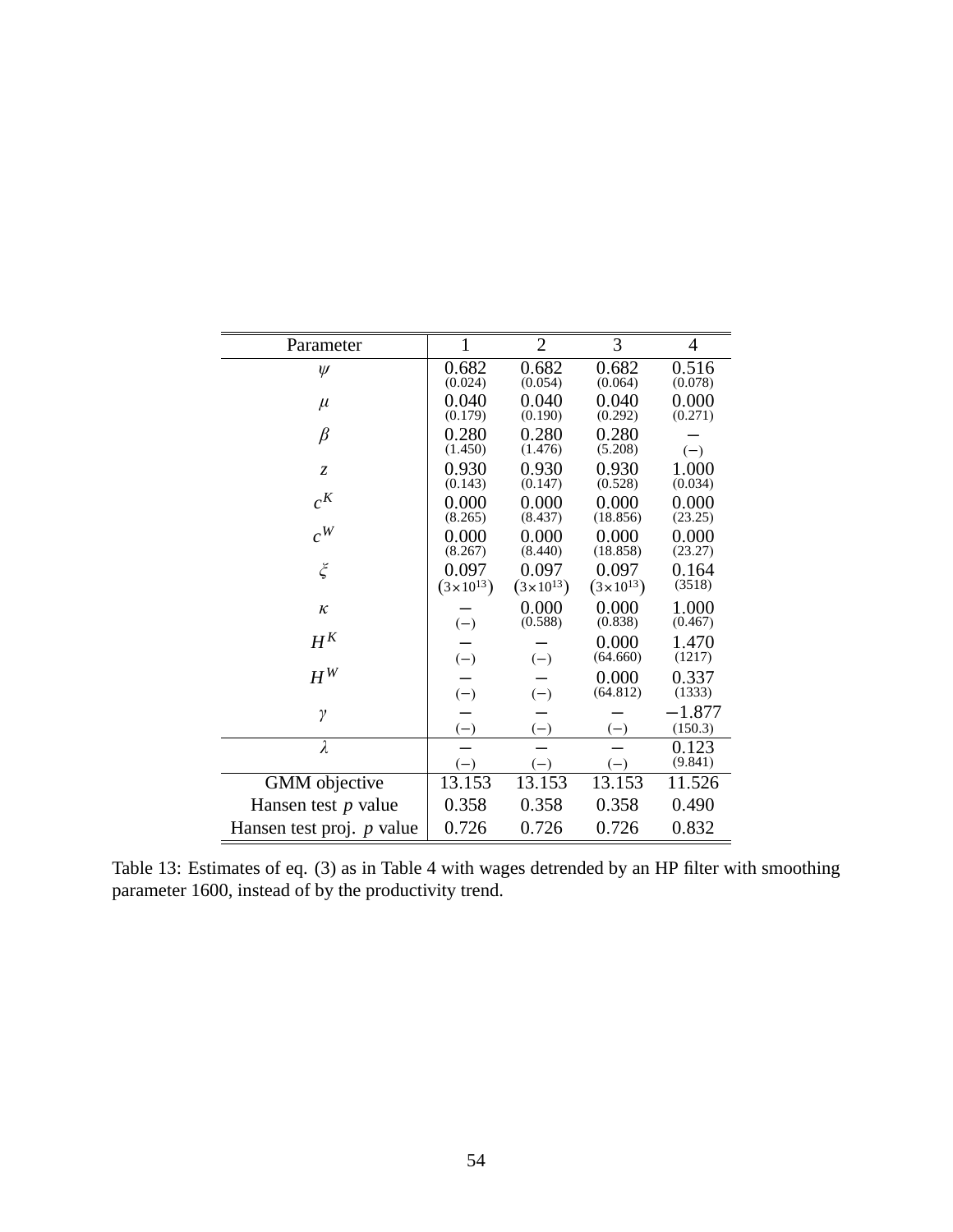| Parameter | 1 | 2 | 3 | 4 |
|---|---|---|---|---|
| $\psi$ | 0.682 (0.024) | 0.682 (0.054) | 0.682 (0.064) | 0.516 (0.078) |
| $\mu$ | 0.040 (0.179) | 0.040 (0.190) | 0.040 (0.292) | 0.000 (0.271) |
| $\beta$ | 0.280 (1.450) | 0.280 (1.476) | 0.280 (5.208) | − (−) |
| $z$ | 0.930 (0.143) | 0.930 (0.147) | 0.930 (0.528) | 1.000 (0.034) |
| $c^K$ | 0.000 (8.265) | 0.000 (8.437) | 0.000 (18.856) | 0.000 (23.25) |
| $c^W$ | 0.000 (8.267) | 0.000 (8.440) | 0.000 (18.858) | 0.000 (23.27) |
| $\xi$ | 0.097 $(3\times10^{13})$ | 0.097 $(3\times10^{13})$ | 0.097 $(3\times10^{13})$ | 0.164 (3518) |
| $\kappa$ | − (−) | 0.000 (0.588) | 0.000 (0.838) | 1.000 (0.467) |
| $H^K$ | − (−) | − (−) | 0.000 (64.660) | 1.470 (1217) |
| $H^W$ | − (−) | − (−) | 0.000 (64.812) | 0.337 (1333) |
| $\gamma$ | − (−) | − (−) | − (−) | −1.877 (150.3) |
| $\lambda$ | − (−) | − (−) | − (−) | 0.123 (9.841) |
| GMM objective | 13.153 | 13.153 | 13.153 | 11.526 |
| Hansen test $p$ value | 0.358 | 0.358 | 0.358 | 0.490 |
| Hansen test proj. $p$ value | 0.726 | 0.726 | 0.726 | 0.832 |

Table 13: Estimates of eq. (3) as in Table 4 with wages detrended by an HP filter with smoothing parameter 1600, instead of by the productivity trend.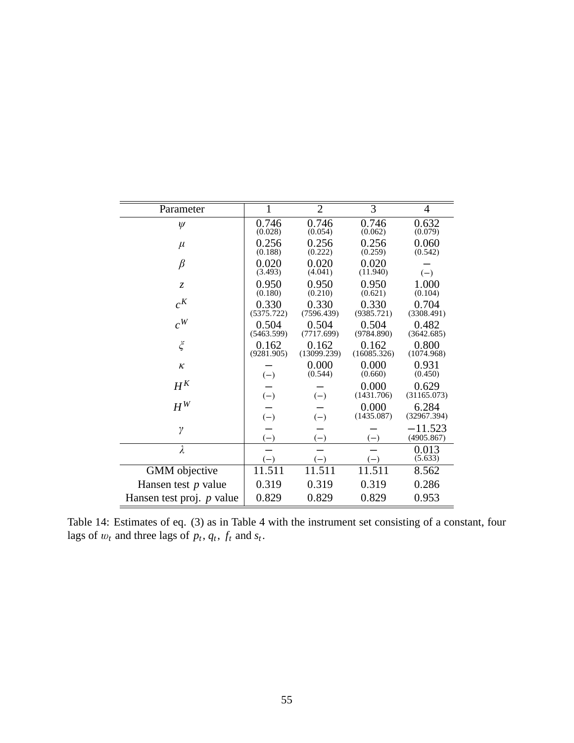| Parameter | 1 | 2 | 3 | 4 |
|---|---|---|---|---|
| $\psi$ | 0.746 (0.028) | 0.746 (0.054) | 0.746 (0.062) | 0.632 (0.079) |
| $\mu$ | 0.256 (0.188) | 0.256 (0.222) | 0.256 (0.259) | 0.060 (0.542) |
| $\beta$ | 0.020 (3.493) | 0.020 (4.041) | 0.020 (11.940) | $-$ $(-)$ |
| $z$ | 0.950 (0.180) | 0.950 (0.210) | 0.950 (0.621) | 1.000 (0.104) |
| $c^K$ | 0.330 (5375.722) | 0.330 (7596.439) | 0.330 (9385.721) | 0.704 (3308.491) |
| $c^W$ | 0.504 (5463.599) | 0.504 (7717.699) | 0.504 (9784.890) | 0.482 (3642.685) |
| $\xi$ | 0.162 (9281.905) | 0.162 (13099.239) | 0.162 (16085.326) | 0.800 (1074.968) |
| $\kappa$ | $-$ $(-)$ | 0.000 (0.544) | 0.000 (0.660) | 0.931 (0.450) |
| $H^K$ | $-$ $(-)$ | $-$ $(-)$ | 0.000 (1431.706) | 0.629 (31165.073) |
| $H^W$ | $-$ $(-)$ | $-$ $(-)$ | 0.000 (1435.087) | 6.284 (32967.394) |
| $\gamma$ | $-$ $(-)$ | $-$ $(-)$ | $-$ $(-)$ | $-11.523$ (4905.867) |
| $\lambda$ | $-$ $(-)$ | $-$ $(-)$ | $-$ $(-)$ | 0.013 (5.633) |
| GMM objective | 11.511 | 11.511 | 11.511 | 8.562 |
| Hansen test $p$ value | 0.319 | 0.319 | 0.319 | 0.286 |
| Hansen test proj. $p$ value | 0.829 | 0.829 | 0.829 | 0.953 |

Table 14: Estimates of eq. (3) as in Table 4 with the instrument set consisting of a constant, four lags of $w_t$ and three lags of $p_t$, $q_t$, $f_t$ and $s_t$.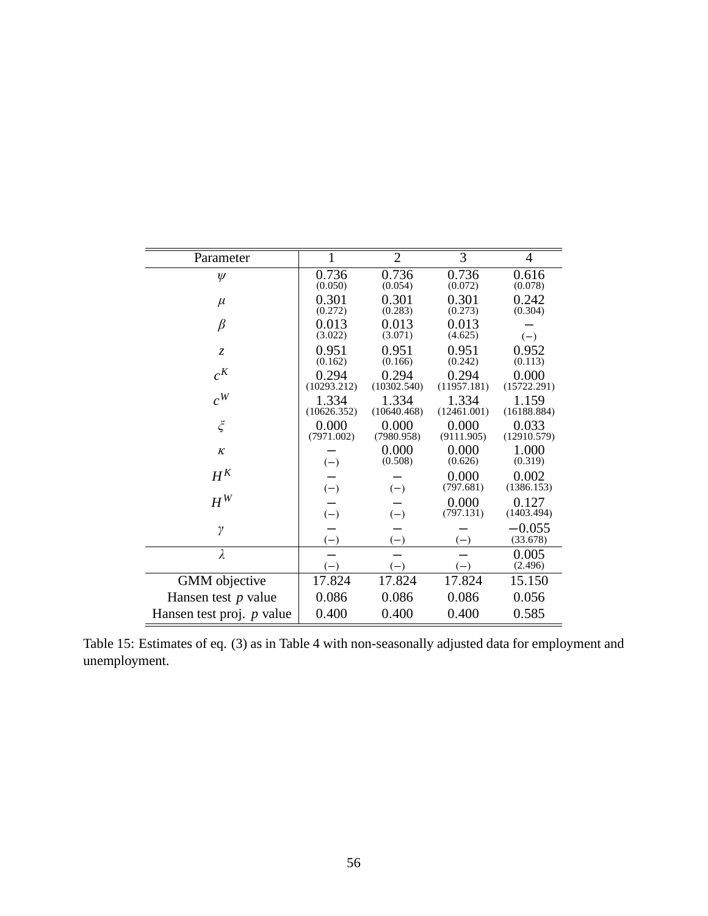| Parameter | 1 | 2 | 3 | 4 |
|---|---|---|---|---|
| $\psi$ | 0.736 (0.050) | 0.736 (0.054) | 0.736 (0.072) | 0.616 (0.078) |
| $\mu$ | 0.301 (0.272) | 0.301 (0.283) | 0.301 (0.273) | 0.242 (0.304) |
| $\beta$ | 0.013 (3.022) | 0.013 (3.071) | 0.013 (4.625) | − (−) |
| $z$ | 0.951 (0.162) | 0.951 (0.166) | 0.951 (0.242) | 0.952 (0.113) |
| $c^K$ | 0.294 (10293.212) | 0.294 (10302.540) | 0.294 (11957.181) | 0.000 (15722.291) |
| $c^W$ | 1.334 (10626.352) | 1.334 (10640.468) | 1.334 (12461.001) | 1.159 (16188.884) |
| $\xi$ | 0.000 (7971.002) | 0.000 (7980.958) | 0.000 (9111.905) | 0.033 (12910.579) |
| $\kappa$ | − (−) | 0.000 (0.508) | 0.000 (0.626) | 1.000 (0.319) |
| $H^K$ | − (−) | − (−) | 0.000 (797.681) | 0.002 (1386.153) |
| $H^W$ | − (−) | − (−) | 0.000 (797.131) | 0.127 (1403.494) |
| $\gamma$ | − (−) | − (−) | − (−) | −0.055 (33.678) |
| $\lambda$ | − (−) | − (−) | − (−) | 0.005 (2.496) |
| GMM objective | 17.824 | 17.824 | 17.824 | 15.150 |
| Hansen test $p$ value | 0.086 | 0.086 | 0.086 | 0.056 |
| Hansen test proj. $p$ value | 0.400 | 0.400 | 0.400 | 0.585 |

Table 15: Estimates of eq. (3) as in Table 4 with non-seasonally adjusted data for employment and unemployment.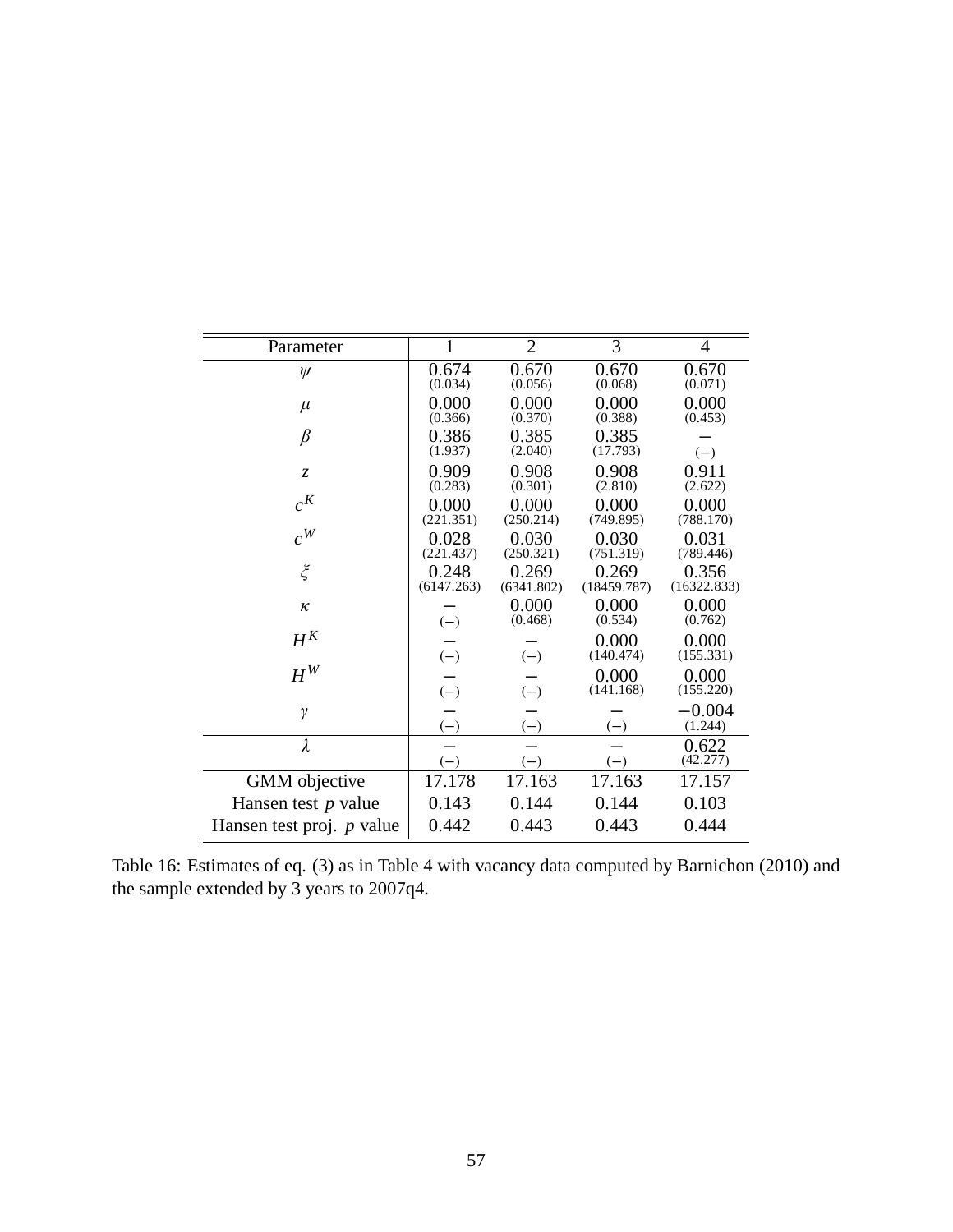| Parameter | 1 | 2 | 3 | 4 |
|---|---|---|---|---|
| $\psi$ | 0.674 (0.034) | 0.670 (0.056) | 0.670 (0.068) | 0.670 (0.071) |
| $\mu$ | 0.000 (0.366) | 0.000 (0.370) | 0.000 (0.388) | 0.000 (0.453) |
| $\beta$ | 0.386 (1.937) | 0.385 (2.040) | 0.385 (17.793) | − (−) |
| $z$ | 0.909 (0.283) | 0.908 (0.301) | 0.908 (2.810) | 0.911 (2.622) |
| $c^K$ | 0.000 (221.351) | 0.000 (250.214) | 0.000 (749.895) | 0.000 (788.170) |
| $c^W$ | 0.028 (221.437) | 0.030 (250.321) | 0.030 (751.319) | 0.031 (789.446) |
| $\xi$ | 0.248 (6147.263) | 0.269 (6341.802) | 0.269 (18459.787) | 0.356 (16322.833) |
| $\kappa$ | − (−) | 0.000 (0.468) | 0.000 (0.534) | 0.000 (0.762) |
| $H^K$ | − (−) | − (−) | 0.000 (140.474) | 0.000 (155.331) |
| $H^W$ | − (−) | − (−) | 0.000 (141.168) | 0.000 (155.220) |
| $\gamma$ | − (−) | − (−) | − (−) | −0.004 (1.244) |
| $\lambda$ | − (−) | − (−) | − (−) | 0.622 (42.277) |
| GMM objective | 17.178 | 17.163 | 17.163 | 17.157 |
| Hansen test $p$ value | 0.143 | 0.144 | 0.144 | 0.103 |
| Hansen test proj. $p$ value | 0.442 | 0.443 | 0.443 | 0.444 |

Table 16: Estimates of eq. (3) as in Table 4 with vacancy data computed by Barnichon (2010) and the sample extended by 3 years to 2007q4.